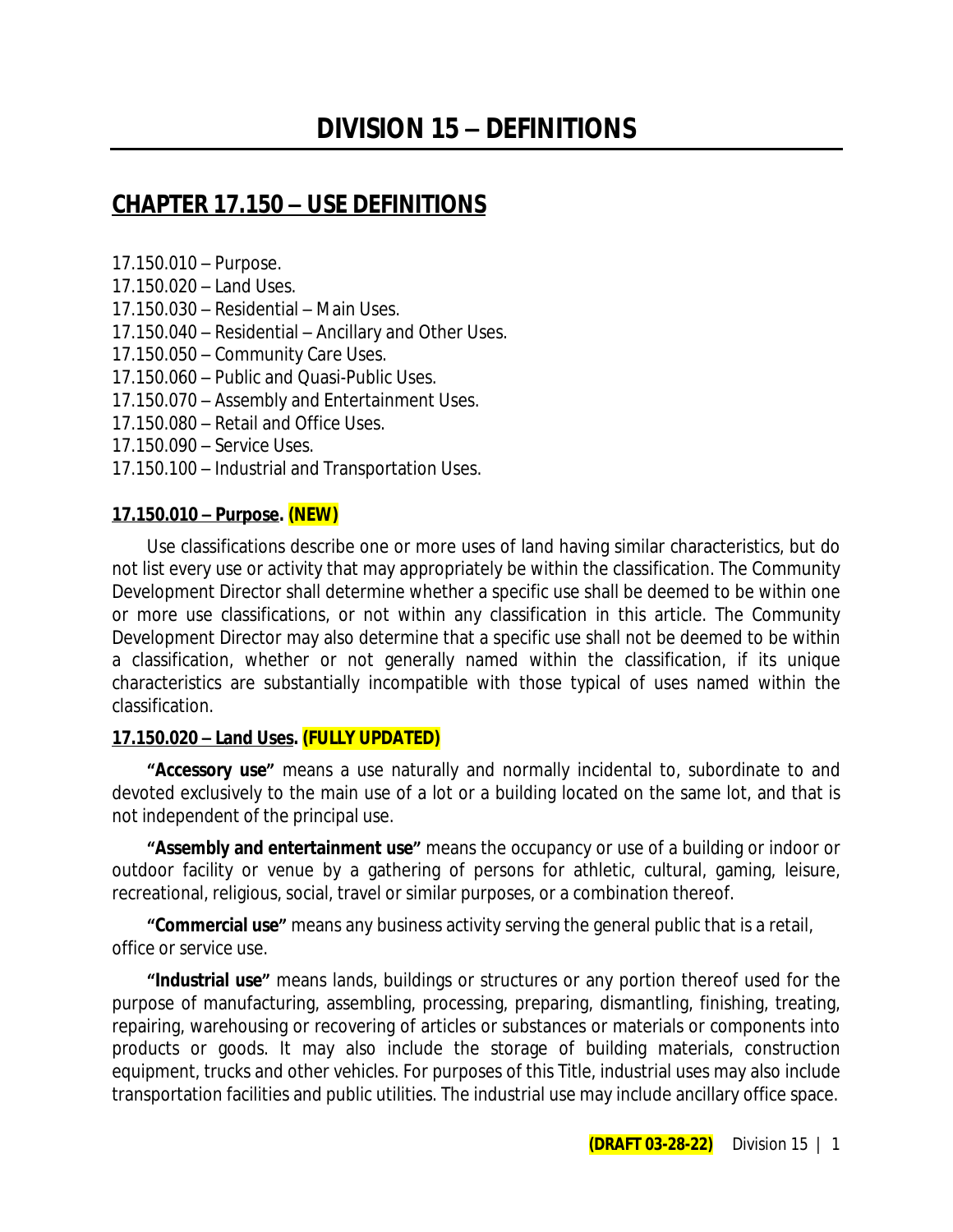# DIVISION 15 – DEFINITIONS

## CHAPTER 17.150 – USE DEFINITIONS

17.150.010 – Purpose.
17.150.020 – Land Uses.
17.150.030 – Residential – Main Uses.
17.150.040 – Residential – Ancillary and Other Uses.
17.150.050 – Community Care Uses.
17.150.060 – Public and Quasi-Public Uses.
17.150.070 – Assembly and Entertainment Uses.
17.150.080 – Retail and Office Uses.
17.150.090 – Service Uses.
17.150.100 – Industrial and Transportation Uses.

### 17.150.010 – Purpose. (NEW)

Use classifications describe one or more uses of land having similar characteristics, but do not list every use or activity that may appropriately be within the classification. The Community Development Director shall determine whether a specific use shall be deemed to be within one or more use classifications, or not within any classification in this article. The Community Development Director may also determine that a specific use shall not be deemed to be within a classification, whether or not generally named within the classification, if its unique characteristics are substantially incompatible with those typical of uses named within the classification.

### 17.150.020 – Land Uses. (FULLY UPDATED)

**"Accessory use"** means a use naturally and normally incidental to, subordinate to and devoted exclusively to the main use of a lot or a building located on the same lot, and that is not independent of the principal use.

**"Assembly and entertainment use"** means the occupancy or use of a building or indoor or outdoor facility or venue by a gathering of persons for athletic, cultural, gaming, leisure, recreational, religious, social, travel or similar purposes, or a combination thereof.

**"Commercial use"** means any business activity serving the general public that is a retail, office or service use.

**"Industrial use"** means lands, buildings or structures or any portion thereof used for the purpose of manufacturing, assembling, processing, preparing, dismantling, finishing, treating, repairing, warehousing or recovering of articles or substances or materials or components into products or goods. It may also include the storage of building materials, construction equipment, trucks and other vehicles. For purposes of this Title, industrial uses may also include transportation facilities and public utilities. The industrial use may include ancillary office space.

(DRAFT 03-28-22)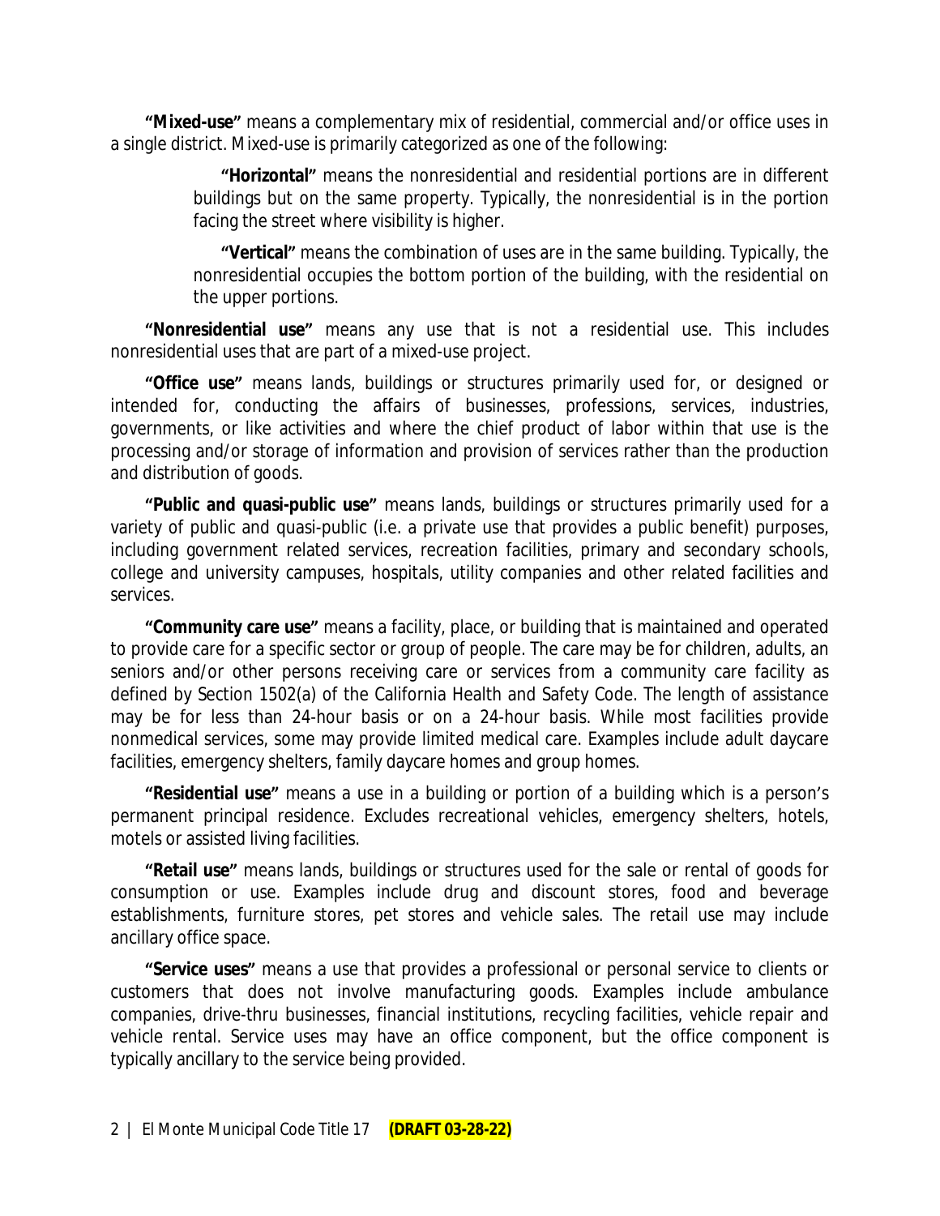**"Mixed-use"** means a complementary mix of residential, commercial and/or office uses in a single district. Mixed-use is primarily categorized as one of the following:

> **"Horizontal"** means the nonresidential and residential portions are in different buildings but on the same property. Typically, the nonresidential is in the portion facing the street where visibility is higher.
>
> **"Vertical"** means the combination of uses are in the same building. Typically, the nonresidential occupies the bottom portion of the building, with the residential on the upper portions.

**"Nonresidential use"** means any use that is not a residential use. This includes nonresidential uses that are part of a mixed-use project.

**"Office use"** means lands, buildings or structures primarily used for, or designed or intended for, conducting the affairs of businesses, professions, services, industries, governments, or like activities and where the chief product of labor within that use is the processing and/or storage of information and provision of services rather than the production and distribution of goods.

**"Public and quasi-public use"** means lands, buildings or structures primarily used for a variety of public and quasi-public (i.e. a private use that provides a public benefit) purposes, including government related services, recreation facilities, primary and secondary schools, college and university campuses, hospitals, utility companies and other related facilities and services.

**"Community care use"** means a facility, place, or building that is maintained and operated to provide care for a specific sector or group of people. The care may be for children, adults, an seniors and/or other persons receiving care or services from a community care facility as defined by Section 1502(a) of the California Health and Safety Code. The length of assistance may be for less than 24-hour basis or on a 24-hour basis. While most facilities provide nonmedical services, some may provide limited medical care. Examples include adult daycare facilities, emergency shelters, family daycare homes and group homes.

**"Residential use"** means a use in a building or portion of a building which is a person's permanent principal residence. Excludes recreational vehicles, emergency shelters, hotels, motels or assisted living facilities.

**"Retail use"** means lands, buildings or structures used for the sale or rental of goods for consumption or use. Examples include drug and discount stores, food and beverage establishments, furniture stores, pet stores and vehicle sales. The retail use may include ancillary office space.

**"Service uses"** means a use that provides a professional or personal service to clients or customers that does not involve manufacturing goods. Examples include ambulance companies, drive-thru businesses, financial institutions, recycling facilities, vehicle repair and vehicle rental. Service uses may have an office component, but the office component is typically ancillary to the service being provided.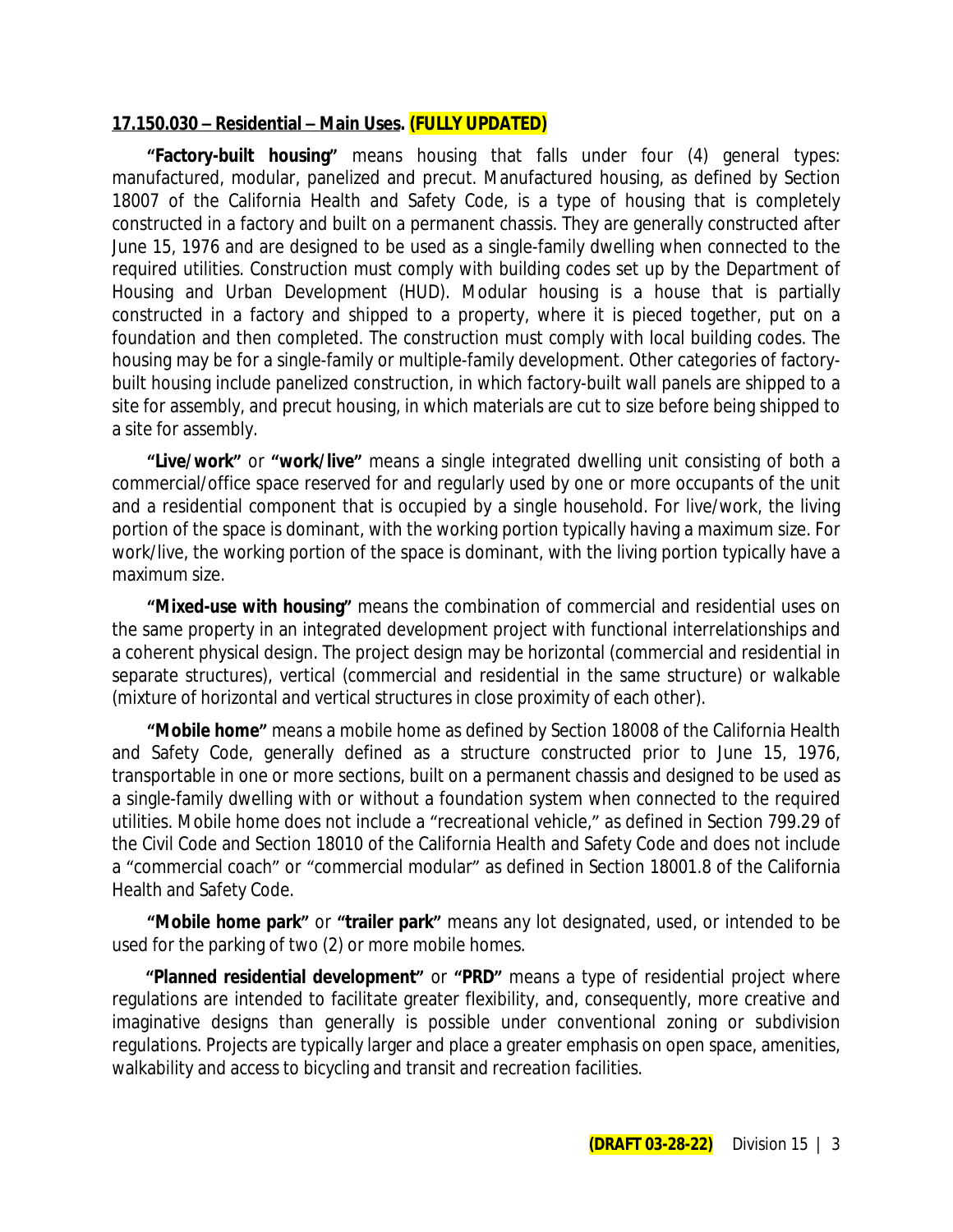## **17.150.030 – Residential – Main Uses. (FULLY UPDATED)**

**"Factory-built housing"** means housing that falls under four (4) general types: manufactured, modular, panelized and precut. Manufactured housing, as defined by Section 18007 of the California Health and Safety Code, is a type of housing that is completely constructed in a factory and built on a permanent chassis. They are generally constructed after June 15, 1976 and are designed to be used as a single-family dwelling when connected to the required utilities. Construction must comply with building codes set up by the Department of Housing and Urban Development (HUD). Modular housing is a house that is partially constructed in a factory and shipped to a property, where it is pieced together, put on a foundation and then completed. The construction must comply with local building codes. The housing may be for a single-family or multiple-family development. Other categories of factory-built housing include panelized construction, in which factory-built wall panels are shipped to a site for assembly, and precut housing, in which materials are cut to size before being shipped to a site for assembly.

**"Live/work"** or **"work/live"** means a single integrated dwelling unit consisting of both a commercial/office space reserved for and regularly used by one or more occupants of the unit and a residential component that is occupied by a single household. For live/work, the living portion of the space is dominant, with the working portion typically having a maximum size. For work/live, the working portion of the space is dominant, with the living portion typically have a maximum size.

**"Mixed-use with housing"** means the combination of commercial and residential uses on the same property in an integrated development project with functional interrelationships and a coherent physical design. The project design may be horizontal (commercial and residential in separate structures), vertical (commercial and residential in the same structure) or walkable (mixture of horizontal and vertical structures in close proximity of each other).

**"Mobile home"** means a mobile home as defined by Section 18008 of the California Health and Safety Code, generally defined as a structure constructed prior to June 15, 1976, transportable in one or more sections, built on a permanent chassis and designed to be used as a single-family dwelling with or without a foundation system when connected to the required utilities. Mobile home does not include a "recreational vehicle," as defined in Section 799.29 of the Civil Code and Section 18010 of the California Health and Safety Code and does not include a "commercial coach" or "commercial modular" as defined in Section 18001.8 of the California Health and Safety Code.

**"Mobile home park"** or **"trailer park"** means any lot designated, used, or intended to be used for the parking of two (2) or more mobile homes.

**"Planned residential development"** or **"PRD"** means a type of residential project where regulations are intended to facilitate greater flexibility, and, consequently, more creative and imaginative designs than generally is possible under conventional zoning or subdivision regulations. Projects are typically larger and place a greater emphasis on open space, amenities, walkability and access to bicycling and transit and recreation facilities.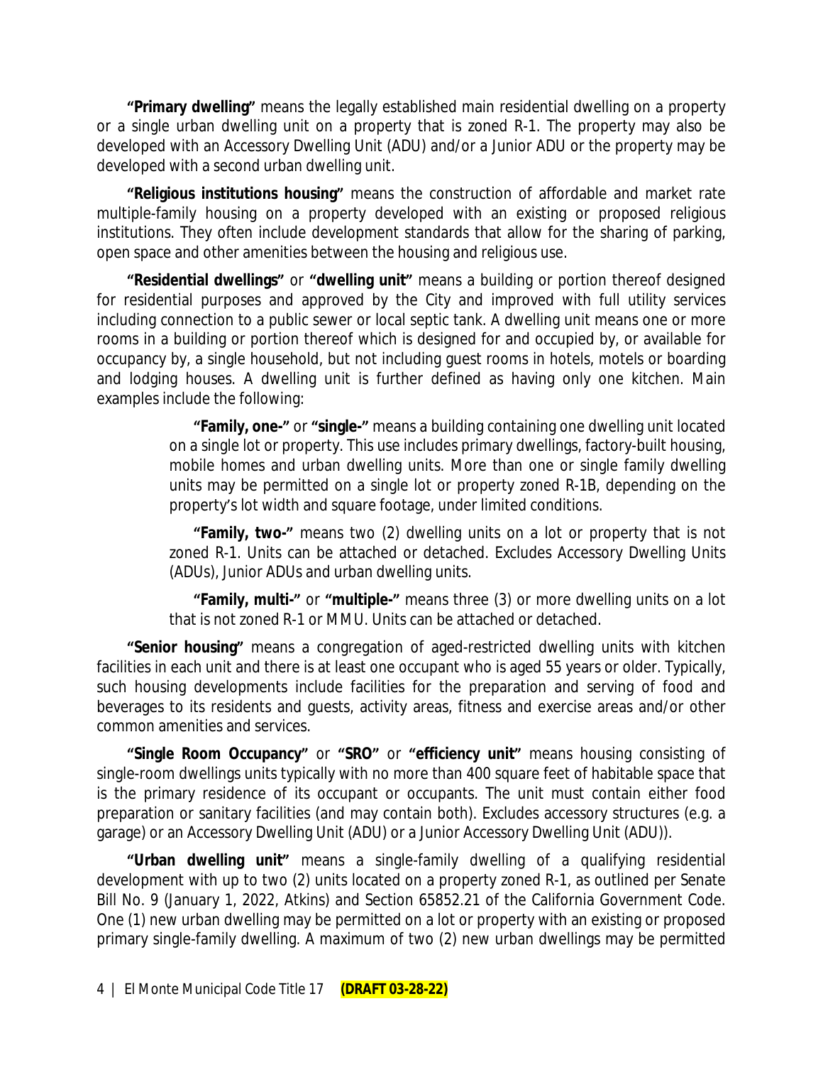**"Primary dwelling"** means the legally established main residential dwelling on a property or a single urban dwelling unit on a property that is zoned R-1. The property may also be developed with an Accessory Dwelling Unit (ADU) and/or a Junior ADU or the property may be developed with a second urban dwelling unit.

**"Religious institutions housing"** means the construction of affordable and market rate multiple-family housing on a property developed with an existing or proposed religious institutions. They often include development standards that allow for the sharing of parking, open space and other amenities between the housing and religious use.

**"Residential dwellings"** or **"dwelling unit"** means a building or portion thereof designed for residential purposes and approved by the City and improved with full utility services including connection to a public sewer or local septic tank. A dwelling unit means one or more rooms in a building or portion thereof which is designed for and occupied by, or available for occupancy by, a single household, but not including guest rooms in hotels, motels or boarding and lodging houses. A dwelling unit is further defined as having only one kitchen. Main examples include the following:

> **"Family, one-"** or **"single-"** means a building containing one dwelling unit located on a single lot or property. This use includes primary dwellings, factory-built housing, mobile homes and urban dwelling units. More than one or single family dwelling units may be permitted on a single lot or property zoned R-1B, depending on the property's lot width and square footage, under limited conditions.
>
> **"Family, two-"** means two (2) dwelling units on a lot or property that is not zoned R-1. Units can be attached or detached. Excludes Accessory Dwelling Units (ADUs), Junior ADUs and urban dwelling units.
>
> **"Family, multi-"** or **"multiple-"** means three (3) or more dwelling units on a lot that is not zoned R-1 or MMU. Units can be attached or detached.

**"Senior housing"** means a congregation of aged-restricted dwelling units with kitchen facilities in each unit and there is at least one occupant who is aged 55 years or older. Typically, such housing developments include facilities for the preparation and serving of food and beverages to its residents and guests, activity areas, fitness and exercise areas and/or other common amenities and services.

**"Single Room Occupancy"** or **"SRO"** or **"efficiency unit"** means housing consisting of single-room dwellings units typically with no more than 400 square feet of habitable space that is the primary residence of its occupant or occupants. The unit must contain either food preparation or sanitary facilities (and may contain both). Excludes accessory structures (e.g. a garage) or an Accessory Dwelling Unit (ADU) or a Junior Accessory Dwelling Unit (ADU)).

**"Urban dwelling unit"** means a single-family dwelling of a qualifying residential development with up to two (2) units located on a property zoned R-1, as outlined per Senate Bill No. 9 (January 1, 2022, Atkins) and Section 65852.21 of the California Government Code. One (1) new urban dwelling may be permitted on a lot or property with an existing or proposed primary single-family dwelling. A maximum of two (2) new urban dwellings may be permitted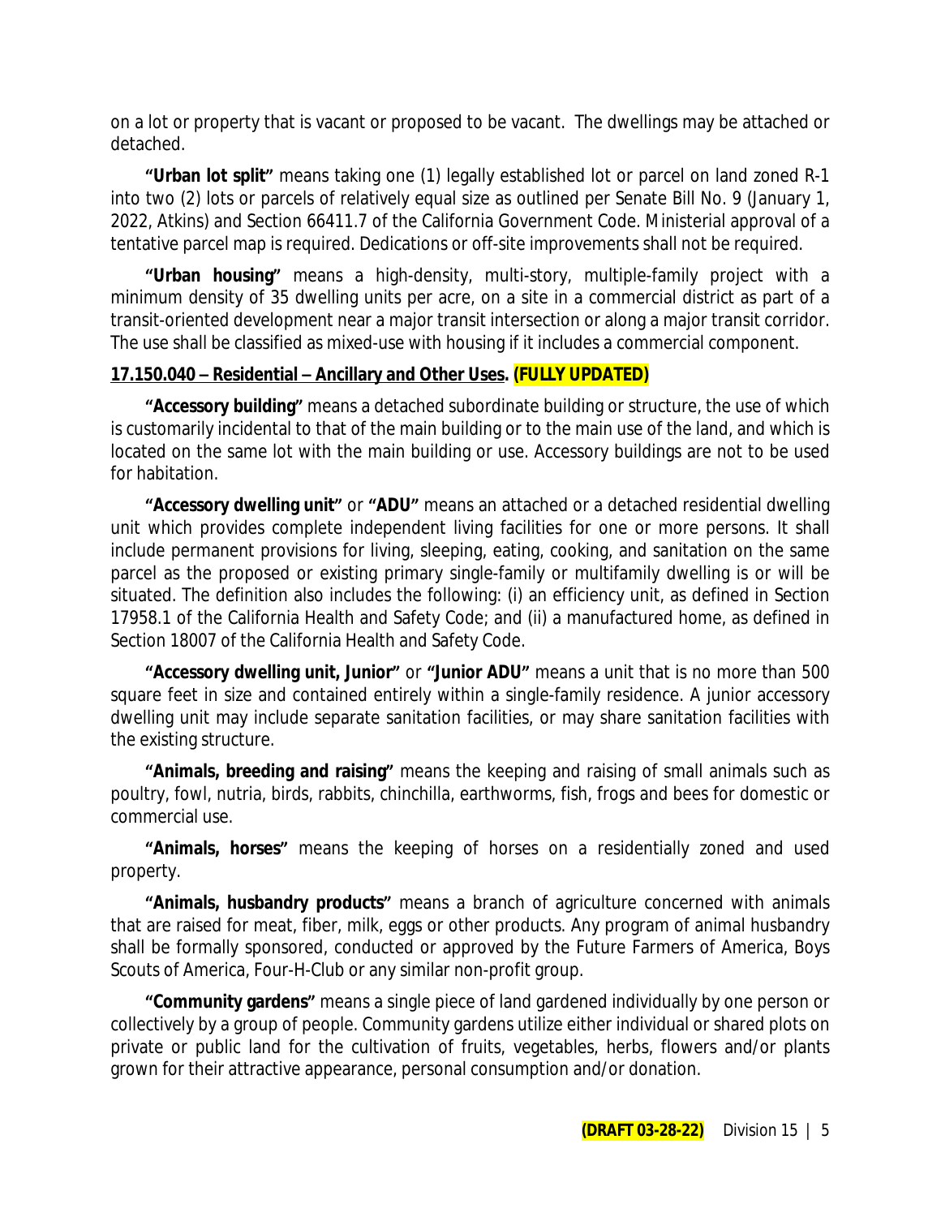on a lot or property that is vacant or proposed to be vacant. The dwellings may be attached or detached.

**"Urban lot split"** means taking one (1) legally established lot or parcel on land zoned R-1 into two (2) lots or parcels of relatively equal size as outlined per Senate Bill No. 9 (January 1, 2022, Atkins) and Section 66411.7 of the California Government Code. Ministerial approval of a tentative parcel map is required. Dedications or off-site improvements shall not be required.

**"Urban housing"** means a high-density, multi-story, multiple-family project with a minimum density of 35 dwelling units per acre, on a site in a commercial district as part of a transit-oriented development near a major transit intersection or along a major transit corridor. The use shall be classified as mixed-use with housing if it includes a commercial component.

**17.150.040 – Residential – Ancillary and Other Uses. (FULLY UPDATED)**

**"Accessory building"** means a detached subordinate building or structure, the use of which is customarily incidental to that of the main building or to the main use of the land, and which is located on the same lot with the main building or use. Accessory buildings are not to be used for habitation.

**"Accessory dwelling unit"** or **"ADU"** means an attached or a detached residential dwelling unit which provides complete independent living facilities for one or more persons. It shall include permanent provisions for living, sleeping, eating, cooking, and sanitation on the same parcel as the proposed or existing primary single-family or multifamily dwelling is or will be situated. The definition also includes the following: (i) an efficiency unit, as defined in Section 17958.1 of the California Health and Safety Code; and (ii) a manufactured home, as defined in Section 18007 of the California Health and Safety Code.

**"Accessory dwelling unit, Junior"** or **"Junior ADU"** means a unit that is no more than 500 square feet in size and contained entirely within a single-family residence. A junior accessory dwelling unit may include separate sanitation facilities, or may share sanitation facilities with the existing structure.

**"Animals, breeding and raising"** means the keeping and raising of small animals such as poultry, fowl, nutria, birds, rabbits, chinchilla, earthworms, fish, frogs and bees for domestic or commercial use.

**"Animals, horses"** means the keeping of horses on a residentially zoned and used property.

**"Animals, husbandry products"** means a branch of agriculture concerned with animals that are raised for meat, fiber, milk, eggs or other products. Any program of animal husbandry shall be formally sponsored, conducted or approved by the Future Farmers of America, Boys Scouts of America, Four-H-Club or any similar non-profit group.

**"Community gardens"** means a single piece of land gardened individually by one person or collectively by a group of people. Community gardens utilize either individual or shared plots on private or public land for the cultivation of fruits, vegetables, herbs, flowers and/or plants grown for their attractive appearance, personal consumption and/or donation.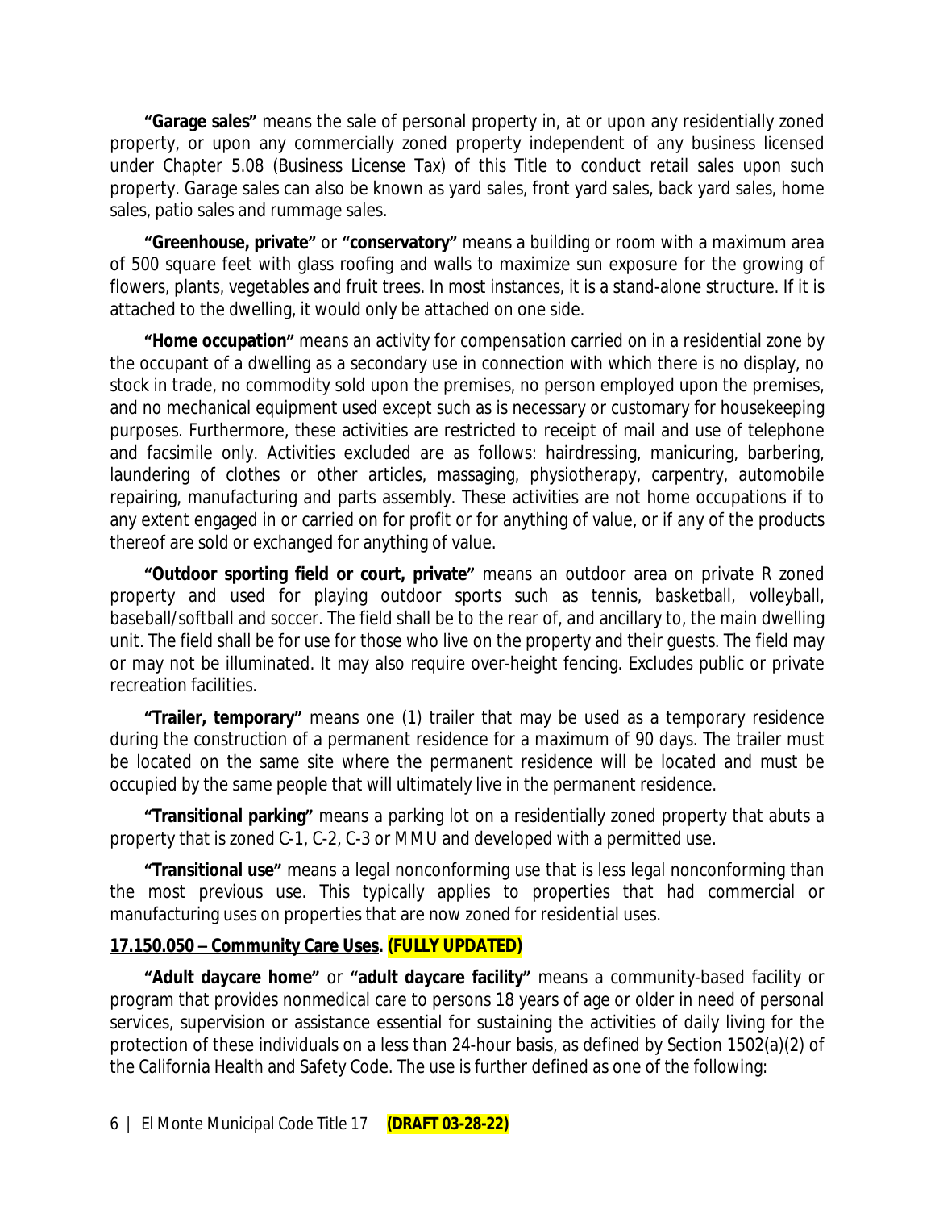**"Garage sales"** means the sale of personal property in, at or upon any residentially zoned property, or upon any commercially zoned property independent of any business licensed under Chapter 5.08 (Business License Tax) of this Title to conduct retail sales upon such property. Garage sales can also be known as yard sales, front yard sales, back yard sales, home sales, patio sales and rummage sales.

**"Greenhouse, private"** or **"conservatory"** means a building or room with a maximum area of 500 square feet with glass roofing and walls to maximize sun exposure for the growing of flowers, plants, vegetables and fruit trees. In most instances, it is a stand-alone structure. If it is attached to the dwelling, it would only be attached on one side.

**"Home occupation"** means an activity for compensation carried on in a residential zone by the occupant of a dwelling as a secondary use in connection with which there is no display, no stock in trade, no commodity sold upon the premises, no person employed upon the premises, and no mechanical equipment used except such as is necessary or customary for housekeeping purposes. Furthermore, these activities are restricted to receipt of mail and use of telephone and facsimile only. Activities excluded are as follows: hairdressing, manicuring, barbering, laundering of clothes or other articles, massaging, physiotherapy, carpentry, automobile repairing, manufacturing and parts assembly. These activities are not home occupations if to any extent engaged in or carried on for profit or for anything of value, or if any of the products thereof are sold or exchanged for anything of value.

**"Outdoor sporting field or court, private"** means an outdoor area on private R zoned property and used for playing outdoor sports such as tennis, basketball, volleyball, baseball/softball and soccer. The field shall be to the rear of, and ancillary to, the main dwelling unit. The field shall be for use for those who live on the property and their guests. The field may or may not be illuminated. It may also require over-height fencing. Excludes public or private recreation facilities.

**"Trailer, temporary"** means one (1) trailer that may be used as a temporary residence during the construction of a permanent residence for a maximum of 90 days. The trailer must be located on the same site where the permanent residence will be located and must be occupied by the same people that will ultimately live in the permanent residence.

**"Transitional parking"** means a parking lot on a residentially zoned property that abuts a property that is zoned C-1, C-2, C-3 or MMU and developed with a permitted use.

**"Transitional use"** means a legal nonconforming use that is less legal nonconforming than the most previous use. This typically applies to properties that had commercial or manufacturing uses on properties that are now zoned for residential uses.

**17.150.050 – Community Care Uses. (FULLY UPDATED)**

**"Adult daycare home"** or **"adult daycare facility"** means a community-based facility or program that provides nonmedical care to persons 18 years of age or older in need of personal services, supervision or assistance essential for sustaining the activities of daily living for the protection of these individuals on a less than 24-hour basis, as defined by Section 1502(a)(2) of the California Health and Safety Code. The use is further defined as one of the following: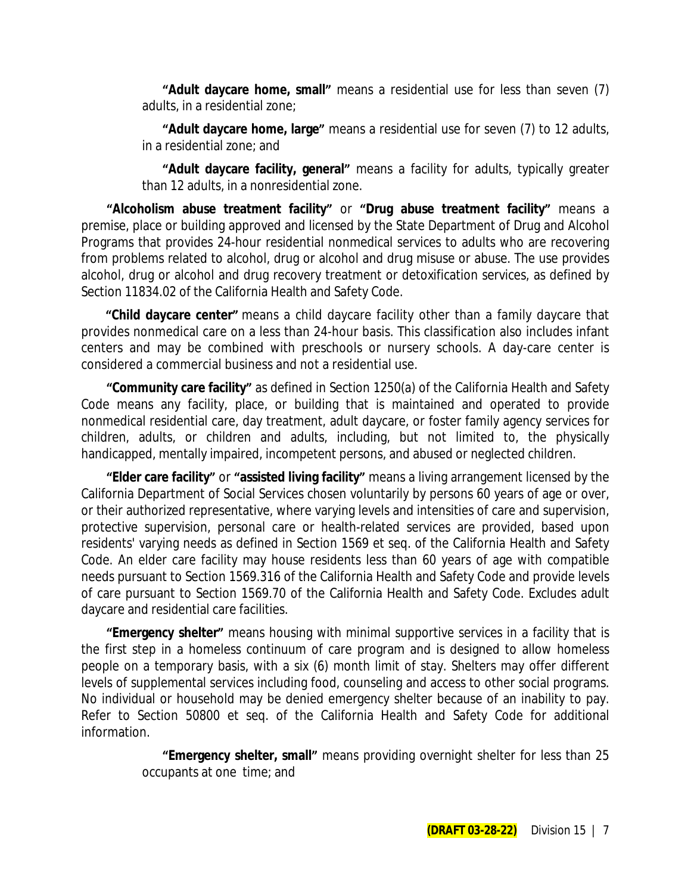**"Adult daycare home, small"** means a residential use for less than seven (7) adults, in a residential zone;

**"Adult daycare home, large"** means a residential use for seven (7) to 12 adults, in a residential zone; and

**"Adult daycare facility, general"** means a facility for adults, typically greater than 12 adults, in a nonresidential zone.

**"Alcoholism abuse treatment facility"** or **"Drug abuse treatment facility"** means a premise, place or building approved and licensed by the State Department of Drug and Alcohol Programs that provides 24-hour residential nonmedical services to adults who are recovering from problems related to alcohol, drug or alcohol and drug misuse or abuse. The use provides alcohol, drug or alcohol and drug recovery treatment or detoxification services, as defined by Section 11834.02 of the California Health and Safety Code.

**"Child daycare center"** means a child daycare facility other than a family daycare that provides nonmedical care on a less than 24-hour basis. This classification also includes infant centers and may be combined with preschools or nursery schools. A day-care center is considered a commercial business and not a residential use.

**"Community care facility"** as defined in Section 1250(a) of the California Health and Safety Code means any facility, place, or building that is maintained and operated to provide nonmedical residential care, day treatment, adult daycare, or foster family agency services for children, adults, or children and adults, including, but not limited to, the physically handicapped, mentally impaired, incompetent persons, and abused or neglected children.

**"Elder care facility"** or **"assisted living facility"** means a living arrangement licensed by the California Department of Social Services chosen voluntarily by persons 60 years of age or over, or their authorized representative, where varying levels and intensities of care and supervision, protective supervision, personal care or health-related services are provided, based upon residents' varying needs as defined in Section 1569 et seq. of the California Health and Safety Code. An elder care facility may house residents less than 60 years of age with compatible needs pursuant to Section 1569.316 of the California Health and Safety Code and provide levels of care pursuant to Section 1569.70 of the California Health and Safety Code. Excludes adult daycare and residential care facilities.

**"Emergency shelter"** means housing with minimal supportive services in a facility that is the first step in a homeless continuum of care program and is designed to allow homeless people on a temporary basis, with a six (6) month limit of stay. Shelters may offer different levels of supplemental services including food, counseling and access to other social programs. No individual or household may be denied emergency shelter because of an inability to pay. Refer to Section 50800 et seq. of the California Health and Safety Code for additional information.

**"Emergency shelter, small"** means providing overnight shelter for less than 25 occupants at one time; and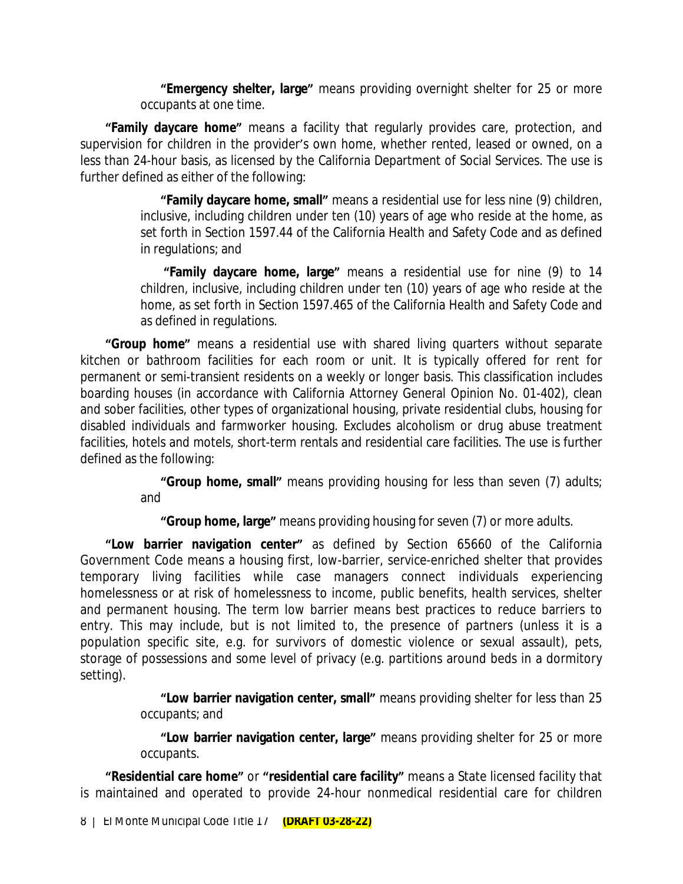**"Emergency shelter, large"** means providing overnight shelter for 25 or more occupants at one time.

**"Family daycare home"** means a facility that regularly provides care, protection, and supervision for children in the provider's own home, whether rented, leased or owned, on a less than 24-hour basis, as licensed by the California Department of Social Services. The use is further defined as either of the following:

**"Family daycare home, small"** means a residential use for less nine (9) children, inclusive, including children under ten (10) years of age who reside at the home, as set forth in Section 1597.44 of the California Health and Safety Code and as defined in regulations; and

**"Family daycare home, large"** means a residential use for nine (9) to 14 children, inclusive, including children under ten (10) years of age who reside at the home, as set forth in Section 1597.465 of the California Health and Safety Code and as defined in regulations.

**"Group home"** means a residential use with shared living quarters without separate kitchen or bathroom facilities for each room or unit. It is typically offered for rent for permanent or semi-transient residents on a weekly or longer basis. This classification includes boarding houses (in accordance with California Attorney General Opinion No. 01-402), clean and sober facilities, other types of organizational housing, private residential clubs, housing for disabled individuals and farmworker housing. Excludes alcoholism or drug abuse treatment facilities, hotels and motels, short-term rentals and residential care facilities. The use is further defined as the following:

**"Group home, small"** means providing housing for less than seven (7) adults; and

**"Group home, large"** means providing housing for seven (7) or more adults.

**"Low barrier navigation center"** as defined by Section 65660 of the California Government Code means a housing first, low-barrier, service-enriched shelter that provides temporary living facilities while case managers connect individuals experiencing homelessness or at risk of homelessness to income, public benefits, health services, shelter and permanent housing. The term low barrier means best practices to reduce barriers to entry. This may include, but is not limited to, the presence of partners (unless it is a population specific site, e.g. for survivors of domestic violence or sexual assault), pets, storage of possessions and some level of privacy (e.g. partitions around beds in a dormitory setting).

**"Low barrier navigation center, small"** means providing shelter for less than 25 occupants; and

**"Low barrier navigation center, large"** means providing shelter for 25 or more occupants.

**"Residential care home"** or **"residential care facility"** means a State licensed facility that is maintained and operated to provide 24-hour nonmedical residential care for children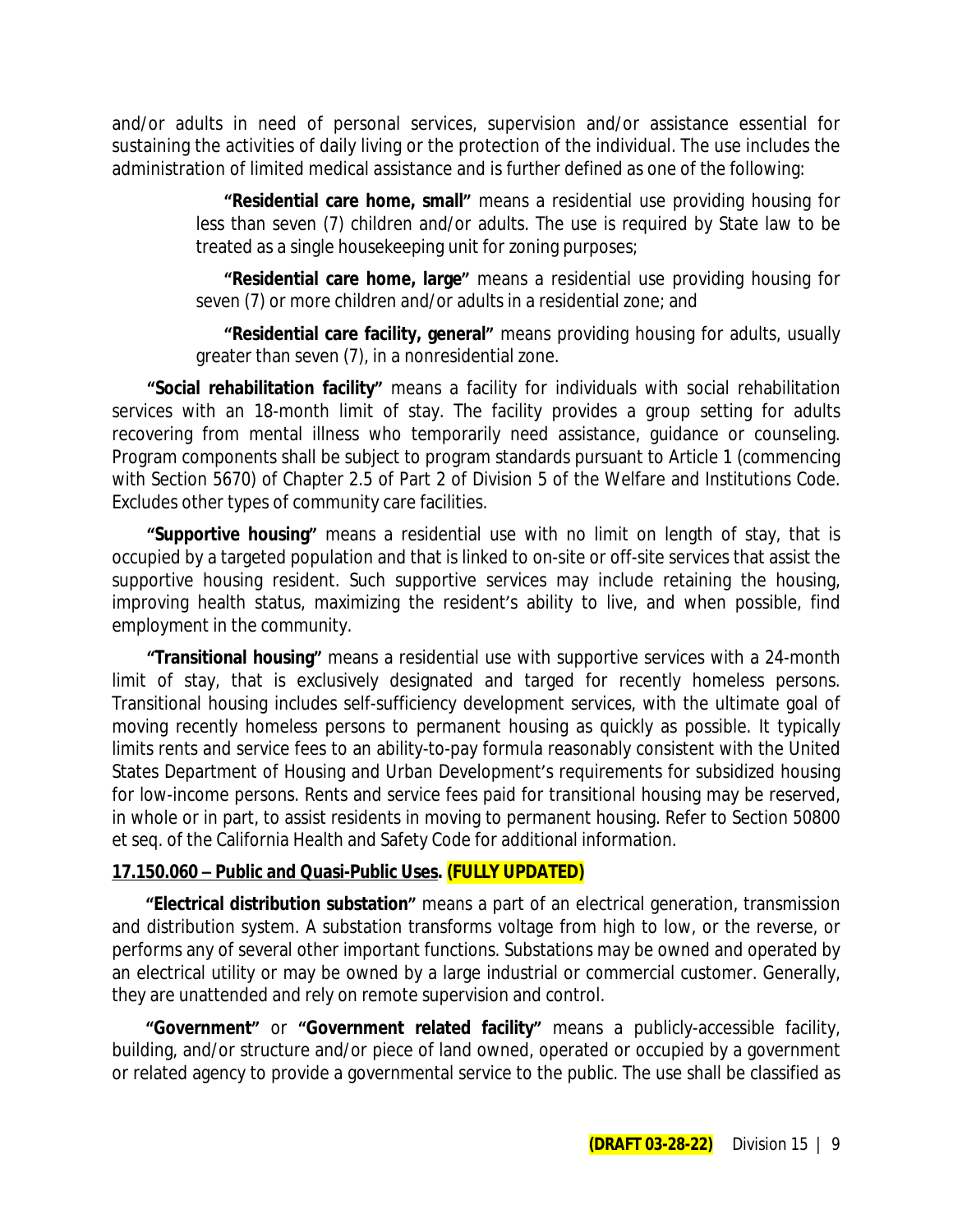and/or adults in need of personal services, supervision and/or assistance essential for sustaining the activities of daily living or the protection of the individual. The use includes the administration of limited medical assistance and is further defined as one of the following:

> **"Residential care home, small"** means a residential use providing housing for less than seven (7) children and/or adults. The use is required by State law to be treated as a single housekeeping unit for zoning purposes;
>
> **"Residential care home, large"** means a residential use providing housing for seven (7) or more children and/or adults in a residential zone; and
>
> **"Residential care facility, general"** means providing housing for adults, usually greater than seven (7), in a nonresidential zone.

**"Social rehabilitation facility"** means a facility for individuals with social rehabilitation services with an 18-month limit of stay. The facility provides a group setting for adults recovering from mental illness who temporarily need assistance, guidance or counseling. Program components shall be subject to program standards pursuant to Article 1 (commencing with Section 5670) of Chapter 2.5 of Part 2 of Division 5 of the Welfare and Institutions Code. Excludes other types of community care facilities.

**"Supportive housing"** means a residential use with no limit on length of stay, that is occupied by a targeted population and that is linked to on-site or off-site services that assist the supportive housing resident. Such supportive services may include retaining the housing, improving health status, maximizing the resident's ability to live, and when possible, find employment in the community.

**"Transitional housing"** means a residential use with supportive services with a 24-month limit of stay, that is exclusively designated and targed for recently homeless persons. Transitional housing includes self-sufficiency development services, with the ultimate goal of moving recently homeless persons to permanent housing as quickly as possible. It typically limits rents and service fees to an ability-to-pay formula reasonably consistent with the United States Department of Housing and Urban Development's requirements for subsidized housing for low-income persons. Rents and service fees paid for transitional housing may be reserved, in whole or in part, to assist residents in moving to permanent housing. Refer to Section 50800 et seq. of the California Health and Safety Code for additional information.

### **17.150.060 – Public and Quasi-Public Uses. (FULLY UPDATED)**

**"Electrical distribution substation"** means a part of an electrical generation, transmission and distribution system. A substation transforms voltage from high to low, or the reverse, or performs any of several other important functions. Substations may be owned and operated by an electrical utility or may be owned by a large industrial or commercial customer. Generally, they are unattended and rely on remote supervision and control.

**"Government"** or **"Government related facility"** means a publicly-accessible facility, building, and/or structure and/or piece of land owned, operated or occupied by a government or related agency to provide a governmental service to the public. The use shall be classified as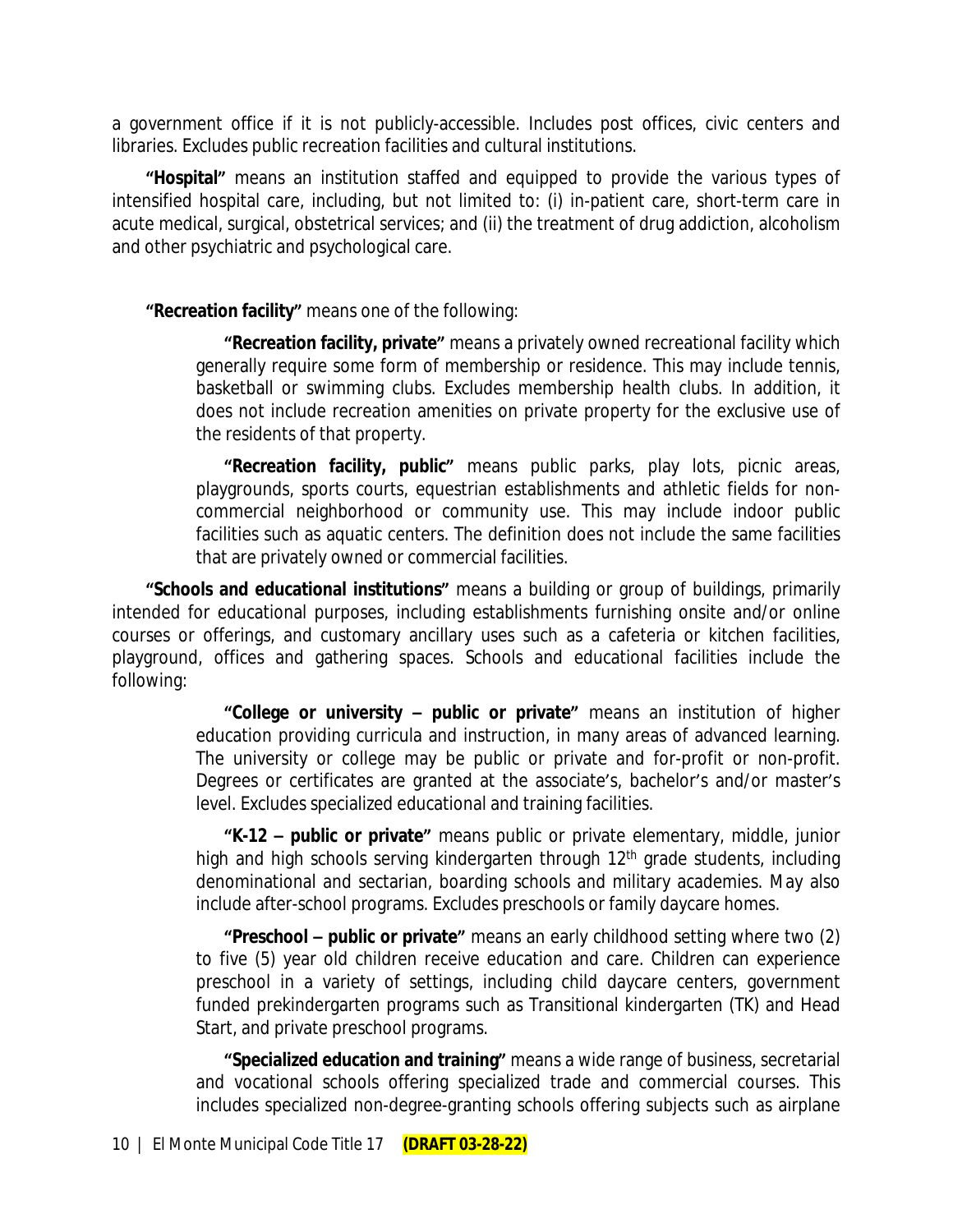a government office if it is not publicly-accessible. Includes post offices, civic centers and libraries. Excludes public recreation facilities and cultural institutions.

**"Hospital"** means an institution staffed and equipped to provide the various types of intensified hospital care, including, but not limited to: (i) in-patient care, short-term care in acute medical, surgical, obstetrical services; and (ii) the treatment of drug addiction, alcoholism and other psychiatric and psychological care.

**"Recreation facility"** means one of the following:

> **"Recreation facility, private"** means a privately owned recreational facility which generally require some form of membership or residence. This may include tennis, basketball or swimming clubs. Excludes membership health clubs. In addition, it does not include recreation amenities on private property for the exclusive use of the residents of that property.
>
> **"Recreation facility, public"** means public parks, play lots, picnic areas, playgrounds, sports courts, equestrian establishments and athletic fields for non-commercial neighborhood or community use. This may include indoor public facilities such as aquatic centers. The definition does not include the same facilities that are privately owned or commercial facilities.

**"Schools and educational institutions"** means a building or group of buildings, primarily intended for educational purposes, including establishments furnishing onsite and/or online courses or offerings, and customary ancillary uses such as a cafeteria or kitchen facilities, playground, offices and gathering spaces. Schools and educational facilities include the following:

> **"College or university – public or private"** means an institution of higher education providing curricula and instruction, in many areas of advanced learning. The university or college may be public or private and for-profit or non-profit. Degrees or certificates are granted at the associate's, bachelor's and/or master's level. Excludes specialized educational and training facilities.
>
> **"K-12 – public or private"** means public or private elementary, middle, junior high and high schools serving kindergarten through 12th grade students, including denominational and sectarian, boarding schools and military academies. May also include after-school programs. Excludes preschools or family daycare homes.
>
> **"Preschool – public or private"** means an early childhood setting where two (2) to five (5) year old children receive education and care. Children can experience preschool in a variety of settings, including child daycare centers, government funded prekindergarten programs such as Transitional kindergarten (TK) and Head Start, and private preschool programs.
>
> **"Specialized education and training"** means a wide range of business, secretarial and vocational schools offering specialized trade and commercial courses. This includes specialized non-degree-granting schools offering subjects such as airplane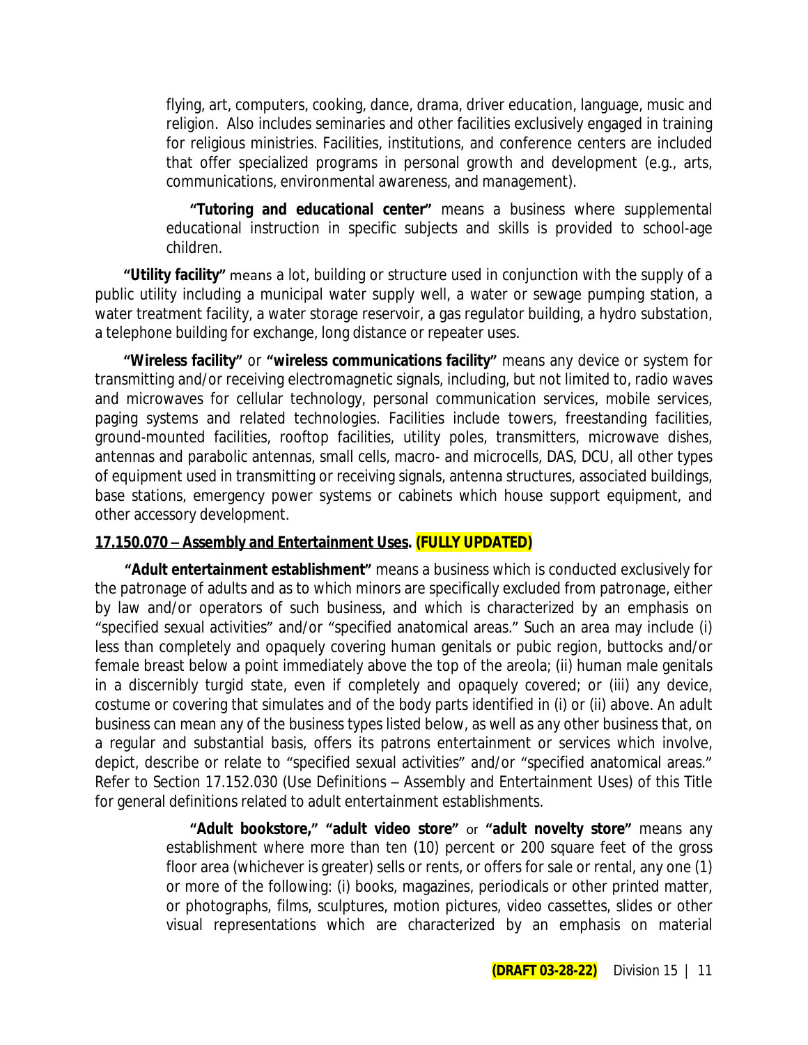flying, art, computers, cooking, dance, drama, driver education, language, music and religion. Also includes seminaries and other facilities exclusively engaged in training for religious ministries. Facilities, institutions, and conference centers are included that offer specialized programs in personal growth and development (e.g., arts, communications, environmental awareness, and management).

"**Tutoring and educational center**" means a business where supplemental educational instruction in specific subjects and skills is provided to school-age children.

"**Utility facility**" means a lot, building or structure used in conjunction with the supply of a public utility including a municipal water supply well, a water or sewage pumping station, a water treatment facility, a water storage reservoir, a gas regulator building, a hydro substation, a telephone building for exchange, long distance or repeater uses.

"**Wireless facility**" or "**wireless communications facility**" means any device or system for transmitting and/or receiving electromagnetic signals, including, but not limited to, radio waves and microwaves for cellular technology, personal communication services, mobile services, paging systems and related technologies. Facilities include towers, freestanding facilities, ground-mounted facilities, rooftop facilities, utility poles, transmitters, microwave dishes, antennas and parabolic antennas, small cells, macro- and microcells, DAS, DCU, all other types of equipment used in transmitting or receiving signals, antenna structures, associated buildings, base stations, emergency power systems or cabinets which house support equipment, and other accessory development.

**17.150.070 – Assembly and Entertainment Uses. (FULLY UPDATED)**

"**Adult entertainment establishment**" means a business which is conducted exclusively for the patronage of adults and as to which minors are specifically excluded from patronage, either by law and/or operators of such business, and which is characterized by an emphasis on "specified sexual activities" and/or "specified anatomical areas." Such an area may include (i) less than completely and opaquely covering human genitals or pubic region, buttocks and/or female breast below a point immediately above the top of the areola; (ii) human male genitals in a discernibly turgid state, even if completely and opaquely covered; or (iii) any device, costume or covering that simulates and of the body parts identified in (i) or (ii) above. An adult business can mean any of the business types listed below, as well as any other business that, on a regular and substantial basis, offers its patrons entertainment or services which involve, depict, describe or relate to "specified sexual activities" and/or "specified anatomical areas." Refer to Section 17.152.030 (Use Definitions – Assembly and Entertainment Uses) of this Title for general definitions related to adult entertainment establishments.

"**Adult bookstore,**" "**adult video store**" or "**adult novelty store**" means any establishment where more than ten (10) percent or 200 square feet of the gross floor area (whichever is greater) sells or rents, or offers for sale or rental, any one (1) or more of the following: (i) books, magazines, periodicals or other printed matter, or photographs, films, sculptures, motion pictures, video cassettes, slides or other visual representations which are characterized by an emphasis on material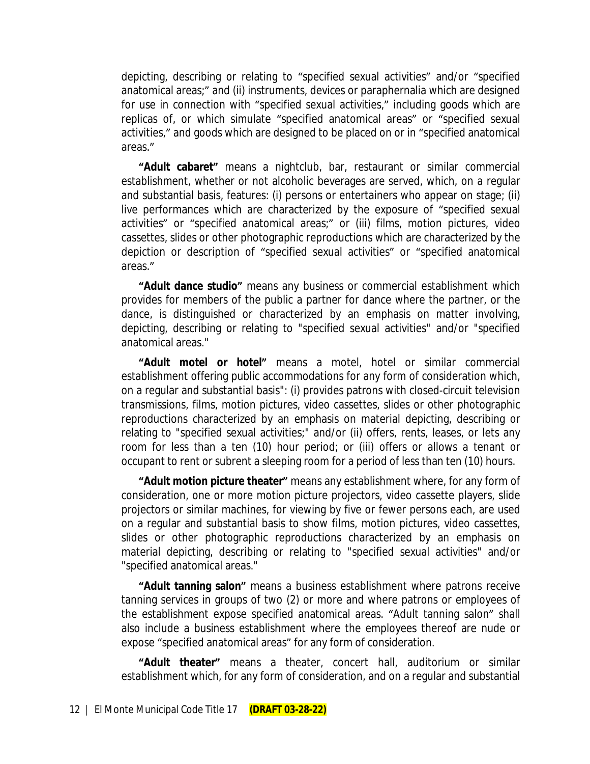depicting, describing or relating to "specified sexual activities" and/or "specified anatomical areas;" and (ii) instruments, devices or paraphernalia which are designed for use in connection with "specified sexual activities," including goods which are replicas of, or which simulate "specified anatomical areas" or "specified sexual activities," and goods which are designed to be placed on or in "specified anatomical areas."

**"Adult cabaret"** means a nightclub, bar, restaurant or similar commercial establishment, whether or not alcoholic beverages are served, which, on a regular and substantial basis, features: (i) persons or entertainers who appear on stage; (ii) live performances which are characterized by the exposure of "specified sexual activities" or "specified anatomical areas;" or (iii) films, motion pictures, video cassettes, slides or other photographic reproductions which are characterized by the depiction or description of "specified sexual activities" or "specified anatomical areas."

**"Adult dance studio"** means any business or commercial establishment which provides for members of the public a partner for dance where the partner, or the dance, is distinguished or characterized by an emphasis on matter involving, depicting, describing or relating to "specified sexual activities" and/or "specified anatomical areas."

**"Adult motel or hotel"** means a motel, hotel or similar commercial establishment offering public accommodations for any form of consideration which, on a regular and substantial basis": (i) provides patrons with closed-circuit television transmissions, films, motion pictures, video cassettes, slides or other photographic reproductions characterized by an emphasis on material depicting, describing or relating to "specified sexual activities;" and/or (ii) offers, rents, leases, or lets any room for less than a ten (10) hour period; or (iii) offers or allows a tenant or occupant to rent or subrent a sleeping room for a period of less than ten (10) hours.

**"Adult motion picture theater"** means any establishment where, for any form of consideration, one or more motion picture projectors, video cassette players, slide projectors or similar machines, for viewing by five or fewer persons each, are used on a regular and substantial basis to show films, motion pictures, video cassettes, slides or other photographic reproductions characterized by an emphasis on material depicting, describing or relating to "specified sexual activities" and/or "specified anatomical areas."

**"Adult tanning salon"** means a business establishment where patrons receive tanning services in groups of two (2) or more and where patrons or employees of the establishment expose specified anatomical areas. "Adult tanning salon" shall also include a business establishment where the employees thereof are nude or expose "specified anatomical areas" for any form of consideration.

**"Adult theater"** means a theater, concert hall, auditorium or similar establishment which, for any form of consideration, and on a regular and substantial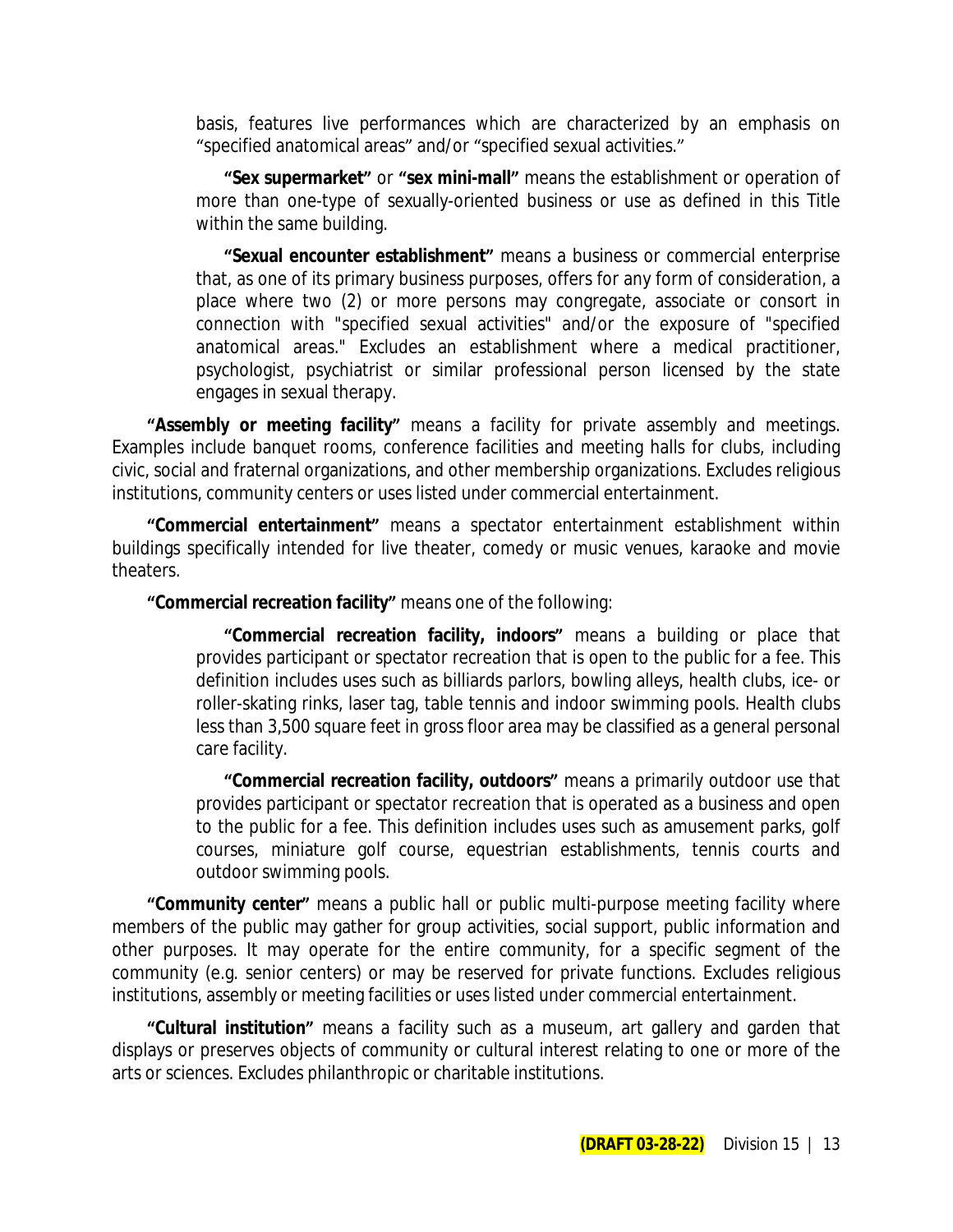basis, features live performances which are characterized by an emphasis on "specified anatomical areas" and/or "specified sexual activities."

**"Sex supermarket"** or **"sex mini-mall"** means the establishment or operation of more than one-type of sexually-oriented business or use as defined in this Title within the same building.

**"Sexual encounter establishment"** means a business or commercial enterprise that, as one of its primary business purposes, offers for any form of consideration, a place where two (2) or more persons may congregate, associate or consort in connection with "specified sexual activities" and/or the exposure of "specified anatomical areas." Excludes an establishment where a medical practitioner, psychologist, psychiatrist or similar professional person licensed by the state engages in sexual therapy.

**"Assembly or meeting facility"** means a facility for private assembly and meetings. Examples include banquet rooms, conference facilities and meeting halls for clubs, including civic, social and fraternal organizations, and other membership organizations. Excludes religious institutions, community centers or uses listed under commercial entertainment.

**"Commercial entertainment"** means a spectator entertainment establishment within buildings specifically intended for live theater, comedy or music venues, karaoke and movie theaters.

**"Commercial recreation facility"** means one of the following:

**"Commercial recreation facility, indoors"** means a building or place that provides participant or spectator recreation that is open to the public for a fee. This definition includes uses such as billiards parlors, bowling alleys, health clubs, ice- or roller-skating rinks, laser tag, table tennis and indoor swimming pools. Health clubs less than 3,500 square feet in gross floor area may be classified as a general personal care facility.

**"Commercial recreation facility, outdoors"** means a primarily outdoor use that provides participant or spectator recreation that is operated as a business and open to the public for a fee. This definition includes uses such as amusement parks, golf courses, miniature golf course, equestrian establishments, tennis courts and outdoor swimming pools.

**"Community center"** means a public hall or public multi-purpose meeting facility where members of the public may gather for group activities, social support, public information and other purposes. It may operate for the entire community, for a specific segment of the community (e.g. senior centers) or may be reserved for private functions. Excludes religious institutions, assembly or meeting facilities or uses listed under commercial entertainment.

**"Cultural institution"** means a facility such as a museum, art gallery and garden that displays or preserves objects of community or cultural interest relating to one or more of the arts or sciences. Excludes philanthropic or charitable institutions.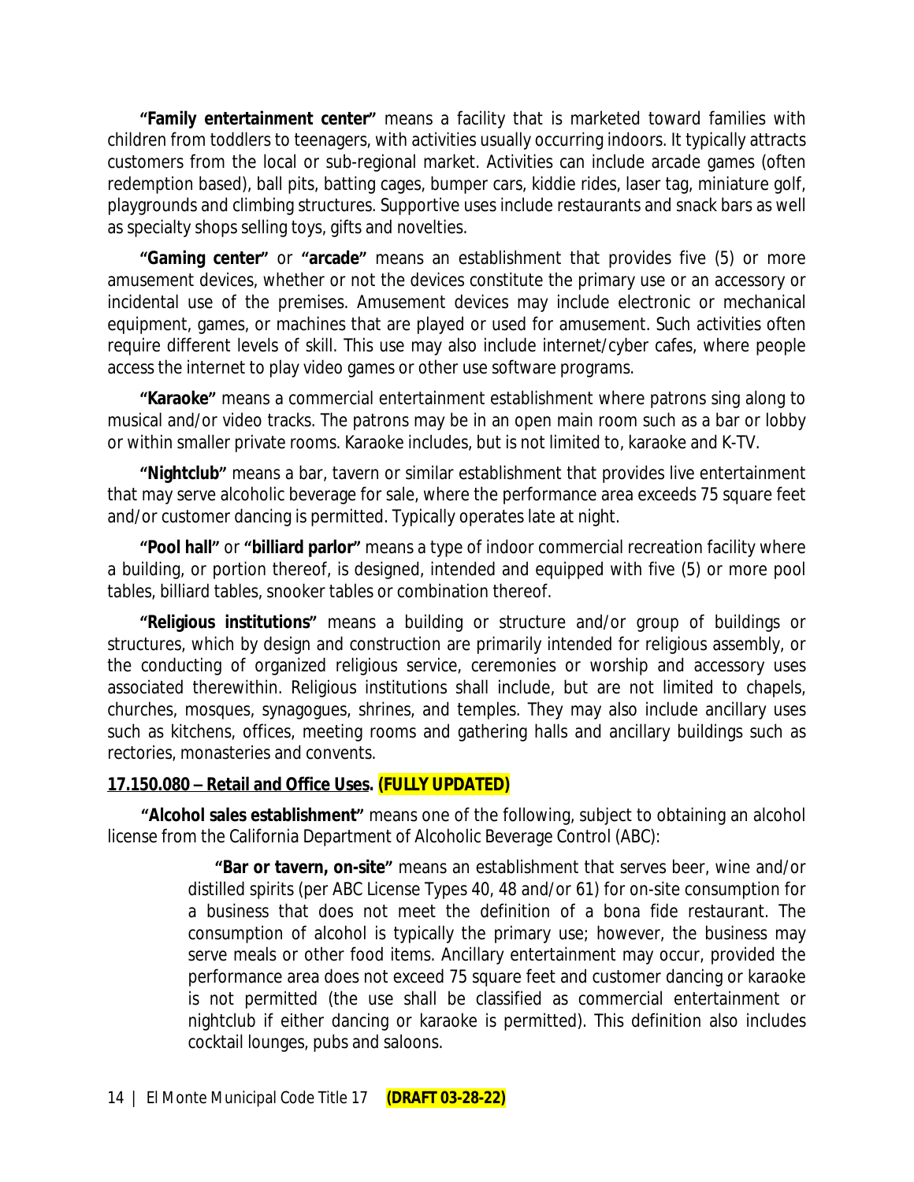**"Family entertainment center"** means a facility that is marketed toward families with children from toddlers to teenagers, with activities usually occurring indoors. It typically attracts customers from the local or sub-regional market. Activities can include arcade games (often redemption based), ball pits, batting cages, bumper cars, kiddie rides, laser tag, miniature golf, playgrounds and climbing structures. Supportive uses include restaurants and snack bars as well as specialty shops selling toys, gifts and novelties.

**"Gaming center"** or **"arcade"** means an establishment that provides five (5) or more amusement devices, whether or not the devices constitute the primary use or an accessory or incidental use of the premises. Amusement devices may include electronic or mechanical equipment, games, or machines that are played or used for amusement. Such activities often require different levels of skill. This use may also include internet/cyber cafes, where people access the internet to play video games or other use software programs.

**"Karaoke"** means a commercial entertainment establishment where patrons sing along to musical and/or video tracks. The patrons may be in an open main room such as a bar or lobby or within smaller private rooms. Karaoke includes, but is not limited to, karaoke and K-TV.

**"Nightclub"** means a bar, tavern or similar establishment that provides live entertainment that may serve alcoholic beverage for sale, where the performance area exceeds 75 square feet and/or customer dancing is permitted. Typically operates late at night.

**"Pool hall"** or **"billiard parlor"** means a type of indoor commercial recreation facility where a building, or portion thereof, is designed, intended and equipped with five (5) or more pool tables, billiard tables, snooker tables or combination thereof.

**"Religious institutions"** means a building or structure and/or group of buildings or structures, which by design and construction are primarily intended for religious assembly, or the conducting of organized religious service, ceremonies or worship and accessory uses associated therewithin. Religious institutions shall include, but are not limited to chapels, churches, mosques, synagogues, shrines, and temples. They may also include ancillary uses such as kitchens, offices, meeting rooms and gathering halls and ancillary buildings such as rectories, monasteries and convents.

**17.150.080 – Retail and Office Uses. (FULLY UPDATED)**

**"Alcohol sales establishment"** means one of the following, subject to obtaining an alcohol license from the California Department of Alcoholic Beverage Control (ABC):

> **"Bar or tavern, on-site"** means an establishment that serves beer, wine and/or distilled spirits (per ABC License Types 40, 48 and/or 61) for on-site consumption for a business that does not meet the definition of a bona fide restaurant. The consumption of alcohol is typically the primary use; however, the business may serve meals or other food items. Ancillary entertainment may occur, provided the performance area does not exceed 75 square feet and customer dancing or karaoke is not permitted (the use shall be classified as commercial entertainment or nightclub if either dancing or karaoke is permitted). This definition also includes cocktail lounges, pubs and saloons.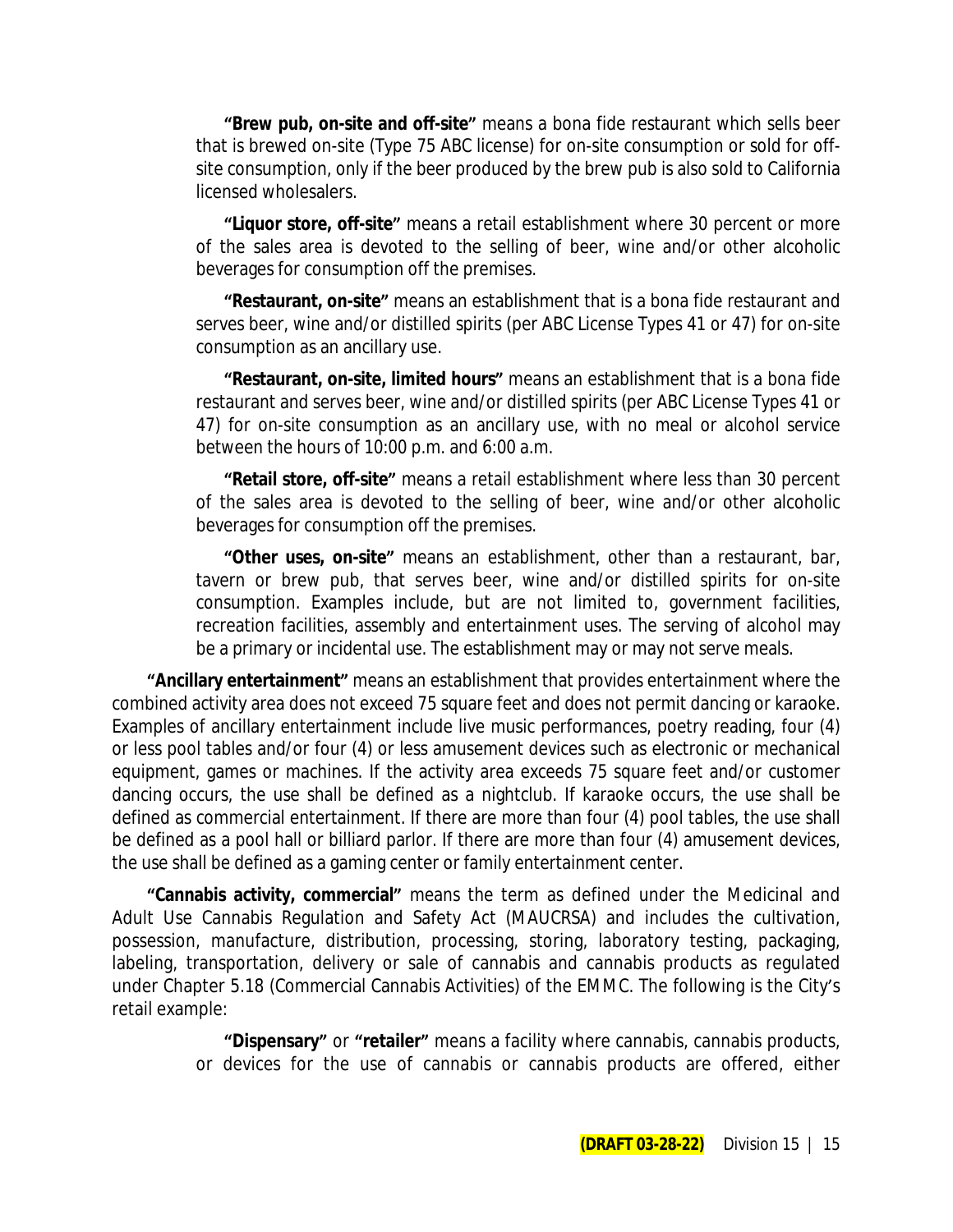**"Brew pub, on-site and off-site"** means a bona fide restaurant which sells beer that is brewed on-site (Type 75 ABC license) for on-site consumption or sold for off-site consumption, only if the beer produced by the brew pub is also sold to California licensed wholesalers.

**"Liquor store, off-site"** means a retail establishment where 30 percent or more of the sales area is devoted to the selling of beer, wine and/or other alcoholic beverages for consumption off the premises.

**"Restaurant, on-site"** means an establishment that is a bona fide restaurant and serves beer, wine and/or distilled spirits (per ABC License Types 41 or 47) for on-site consumption as an ancillary use.

**"Restaurant, on-site, limited hours"** means an establishment that is a bona fide restaurant and serves beer, wine and/or distilled spirits (per ABC License Types 41 or 47) for on-site consumption as an ancillary use, with no meal or alcohol service between the hours of 10:00 p.m. and 6:00 a.m.

**"Retail store, off-site"** means a retail establishment where less than 30 percent of the sales area is devoted to the selling of beer, wine and/or other alcoholic beverages for consumption off the premises.

**"Other uses, on-site"** means an establishment, other than a restaurant, bar, tavern or brew pub, that serves beer, wine and/or distilled spirits for on-site consumption. Examples include, but are not limited to, government facilities, recreation facilities, assembly and entertainment uses. The serving of alcohol may be a primary or incidental use. The establishment may or may not serve meals.

**"Ancillary entertainment"** means an establishment that provides entertainment where the combined activity area does not exceed 75 square feet and does not permit dancing or karaoke. Examples of ancillary entertainment include live music performances, poetry reading, four (4) or less pool tables and/or four (4) or less amusement devices such as electronic or mechanical equipment, games or machines. If the activity area exceeds 75 square feet and/or customer dancing occurs, the use shall be defined as a nightclub. If karaoke occurs, the use shall be defined as commercial entertainment. If there are more than four (4) pool tables, the use shall be defined as a pool hall or billiard parlor. If there are more than four (4) amusement devices, the use shall be defined as a gaming center or family entertainment center.

**"Cannabis activity, commercial"** means the term as defined under the Medicinal and Adult Use Cannabis Regulation and Safety Act (MAUCRSA) and includes the cultivation, possession, manufacture, distribution, processing, storing, laboratory testing, packaging, labeling, transportation, delivery or sale of cannabis and cannabis products as regulated under Chapter 5.18 (Commercial Cannabis Activities) of the EMMC. The following is the City's retail example:

**"Dispensary"** or **"retailer"** means a facility where cannabis, cannabis products, or devices for the use of cannabis or cannabis products are offered, either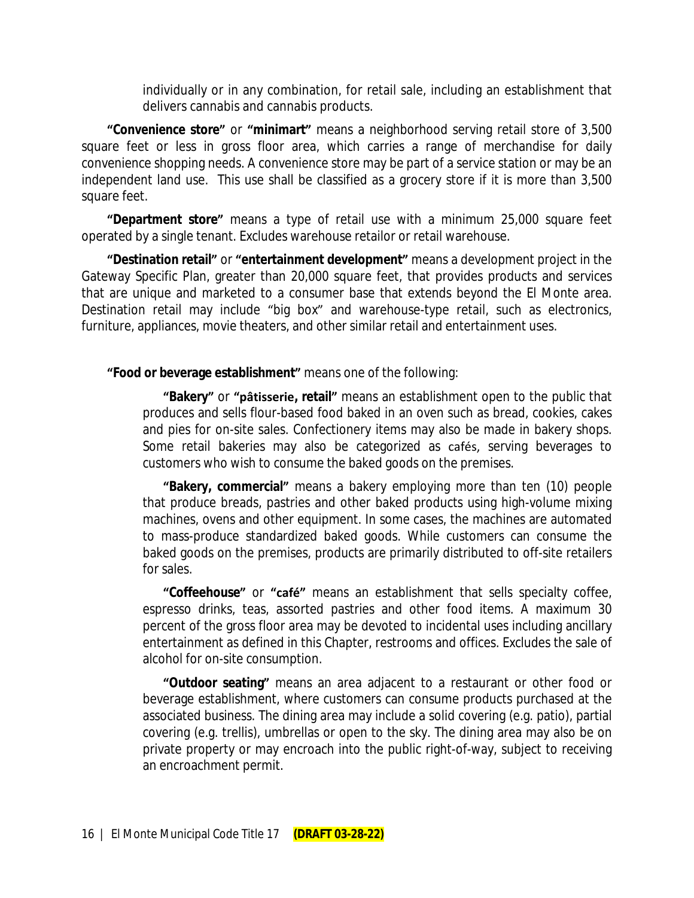individually or in any combination, for retail sale, including an establishment that delivers cannabis and cannabis products.

**"Convenience store"** or **"minimart"** means a neighborhood serving retail store of 3,500 square feet or less in gross floor area, which carries a range of merchandise for daily convenience shopping needs. A convenience store may be part of a service station or may be an independent land use. This use shall be classified as a grocery store if it is more than 3,500 square feet.

**"Department store"** means a type of retail use with a minimum 25,000 square feet operated by a single tenant. Excludes warehouse retailor or retail warehouse.

**"Destination retail"** or **"entertainment development"** means a development project in the Gateway Specific Plan, greater than 20,000 square feet, that provides products and services that are unique and marketed to a consumer base that extends beyond the El Monte area. Destination retail may include "big box" and warehouse-type retail, such as electronics, furniture, appliances, movie theaters, and other similar retail and entertainment uses.

**"Food or beverage establishment"** means one of the following:

**"Bakery"** or **"pâtisserie, retail"** means an establishment open to the public that produces and sells flour-based food baked in an oven such as bread, cookies, cakes and pies for on-site sales. Confectionery items may also be made in bakery shops. Some retail bakeries may also be categorized as cafés, serving beverages to customers who wish to consume the baked goods on the premises.

**"Bakery, commercial"** means a bakery employing more than ten (10) people that produce breads, pastries and other baked products using high-volume mixing machines, ovens and other equipment. In some cases, the machines are automated to mass-produce standardized baked goods. While customers can consume the baked goods on the premises, products are primarily distributed to off-site retailers for sales.

**"Coffeehouse"** or **"café"** means an establishment that sells specialty coffee, espresso drinks, teas, assorted pastries and other food items. A maximum 30 percent of the gross floor area may be devoted to incidental uses including ancillary entertainment as defined in this Chapter, restrooms and offices. Excludes the sale of alcohol for on-site consumption.

**"Outdoor seating"** means an area adjacent to a restaurant or other food or beverage establishment, where customers can consume products purchased at the associated business. The dining area may include a solid covering (e.g. patio), partial covering (e.g. trellis), umbrellas or open to the sky. The dining area may also be on private property or may encroach into the public right-of-way, subject to receiving an encroachment permit.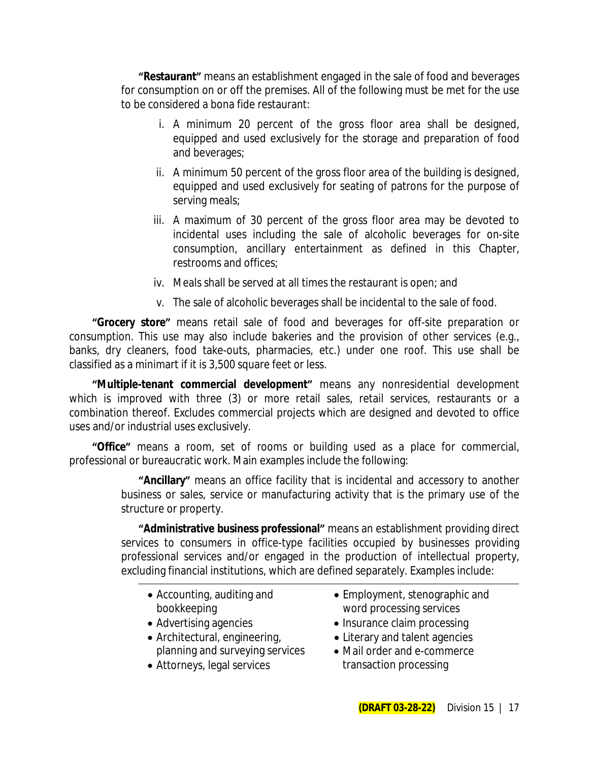**"Restaurant"** means an establishment engaged in the sale of food and beverages for consumption on or off the premises. All of the following must be met for the use to be considered a bona fide restaurant:

i. A minimum 20 percent of the gross floor area shall be designed, equipped and used exclusively for the storage and preparation of food and beverages;

ii. A minimum 50 percent of the gross floor area of the building is designed, equipped and used exclusively for seating of patrons for the purpose of serving meals;

iii. A maximum of 30 percent of the gross floor area may be devoted to incidental uses including the sale of alcoholic beverages for on-site consumption, ancillary entertainment as defined in this Chapter, restrooms and offices;

iv. Meals shall be served at all times the restaurant is open; and

v. The sale of alcoholic beverages shall be incidental to the sale of food.

**"Grocery store"** means retail sale of food and beverages for off-site preparation or consumption. This use may also include bakeries and the provision of other services (e.g., banks, dry cleaners, food take-outs, pharmacies, etc.) under one roof. This use shall be classified as a minimart if it is 3,500 square feet or less.

**"Multiple-tenant commercial development"** means any nonresidential development which is improved with three (3) or more retail sales, retail services, restaurants or a combination thereof. Excludes commercial projects which are designed and devoted to office uses and/or industrial uses exclusively.

**"Office"** means a room, set of rooms or building used as a place for commercial, professional or bureaucratic work. Main examples include the following:

**"Ancillary"** means an office facility that is incidental and accessory to another business or sales, service or manufacturing activity that is the primary use of the structure or property.

**"Administrative business professional"** means an establishment providing direct services to consumers in office-type facilities occupied by businesses providing professional services and/or engaged in the production of intellectual property, excluding financial institutions, which are defined separately. Examples include:

- Accounting, auditing and bookkeeping
- Advertising agencies
- Architectural, engineering, planning and surveying services
- Attorneys, legal services
- Employment, stenographic and word processing services
- Insurance claim processing
- Literary and talent agencies
- Mail order and e-commerce transaction processing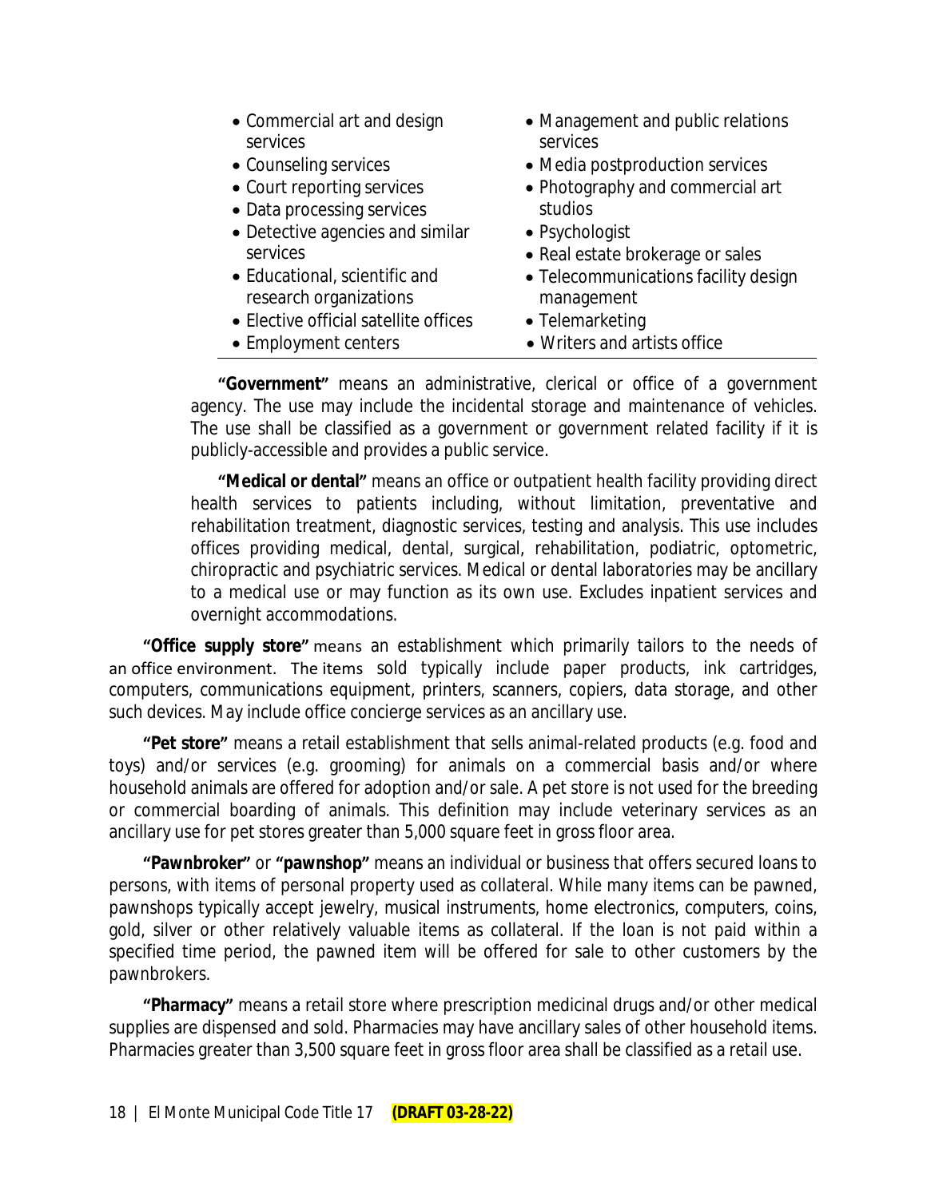- Commercial art and design services
- Counseling services
- Court reporting services
- Data processing services
- Detective agencies and similar services
- Educational, scientific and research organizations
- Elective official satellite offices
- Employment centers
- Management and public relations services
- Media postproduction services
- Photography and commercial art studios
- Psychologist
- Real estate brokerage or sales
- Telecommunications facility design management
- Telemarketing
- Writers and artists office

**"Government"** means an administrative, clerical or office of a government agency. The use may include the incidental storage and maintenance of vehicles. The use shall be classified as a government or government related facility if it is publicly-accessible and provides a public service.

**"Medical or dental"** means an office or outpatient health facility providing direct health services to patients including, without limitation, preventative and rehabilitation treatment, diagnostic services, testing and analysis. This use includes offices providing medical, dental, surgical, rehabilitation, podiatric, optometric, chiropractic and psychiatric services. Medical or dental laboratories may be ancillary to a medical use or may function as its own use. Excludes inpatient services and overnight accommodations.

**"Office supply store"** means an establishment which primarily tailors to the needs of an office environment. The items sold typically include paper products, ink cartridges, computers, communications equipment, printers, scanners, copiers, data storage, and other such devices. May include office concierge services as an ancillary use.

**"Pet store"** means a retail establishment that sells animal-related products (e.g. food and toys) and/or services (e.g. grooming) for animals on a commercial basis and/or where household animals are offered for adoption and/or sale. A pet store is not used for the breeding or commercial boarding of animals. This definition may include veterinary services as an ancillary use for pet stores greater than 5,000 square feet in gross floor area.

**"Pawnbroker"** or **"pawnshop"** means an individual or business that offers secured loans to persons, with items of personal property used as collateral. While many items can be pawned, pawnshops typically accept jewelry, musical instruments, home electronics, computers, coins, gold, silver or other relatively valuable items as collateral. If the loan is not paid within a specified time period, the pawned item will be offered for sale to other customers by the pawnbrokers.

**"Pharmacy"** means a retail store where prescription medicinal drugs and/or other medical supplies are dispensed and sold. Pharmacies may have ancillary sales of other household items. Pharmacies greater than 3,500 square feet in gross floor area shall be classified as a retail use.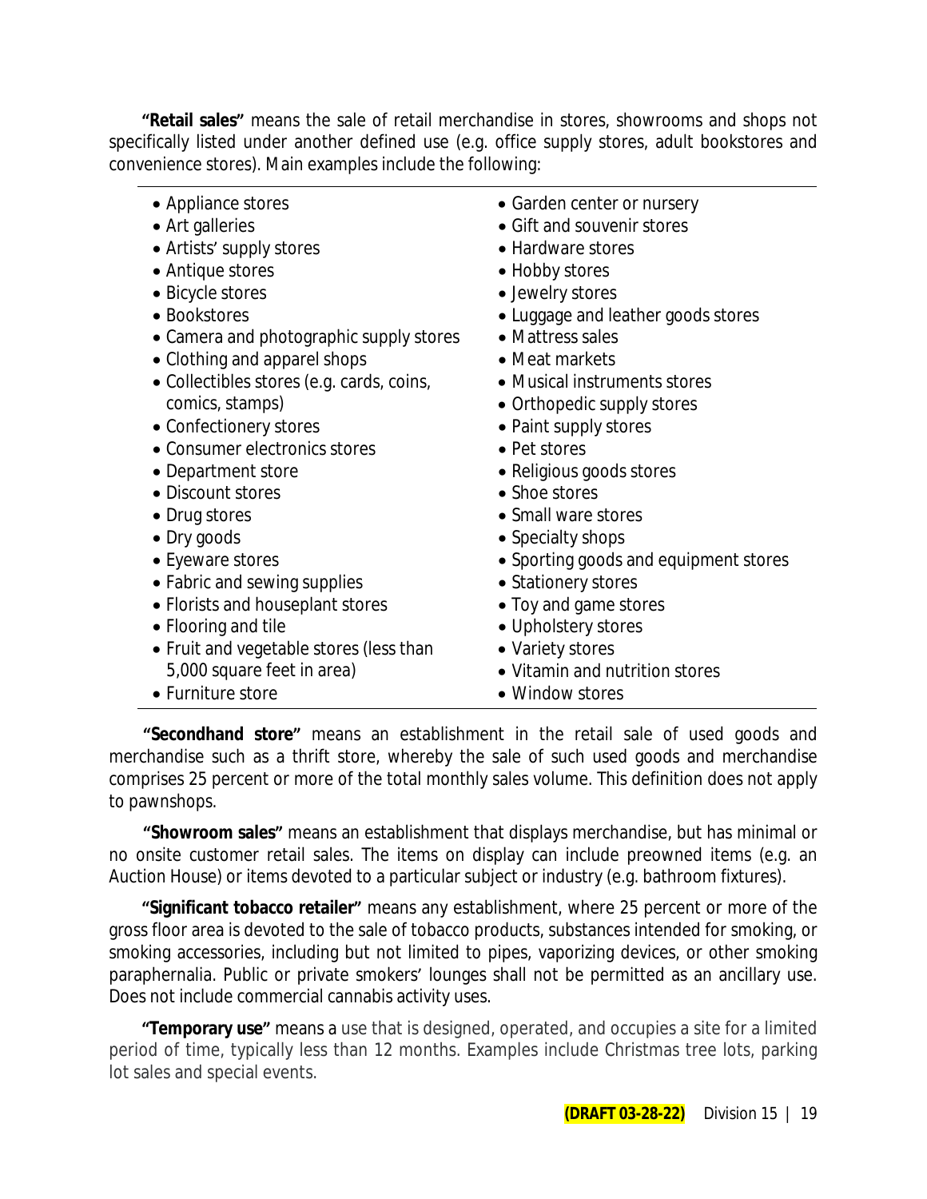**"Retail sales"** means the sale of retail merchandise in stores, showrooms and shops not specifically listed under another defined use (e.g. office supply stores, adult bookstores and convenience stores). Main examples include the following:

- Appliance stores
- Art galleries
- Artists' supply stores
- Antique stores
- Bicycle stores
- Bookstores
- Camera and photographic supply stores
- Clothing and apparel shops
- Collectibles stores (e.g. cards, coins, comics, stamps)
- Confectionery stores
- Consumer electronics stores
- Department store
- Discount stores
- Drug stores
- Dry goods
- Eyeware stores
- Fabric and sewing supplies
- Florists and houseplant stores
- Flooring and tile
- Fruit and vegetable stores (less than 5,000 square feet in area)
- Furniture store
- Garden center or nursery
- Gift and souvenir stores
- Hardware stores
- Hobby stores
- Jewelry stores
- Luggage and leather goods stores
- Mattress sales
- Meat markets
- Musical instruments stores
- Orthopedic supply stores
- Paint supply stores
- Pet stores
- Religious goods stores
- Shoe stores
- Small ware stores
- Specialty shops
- Sporting goods and equipment stores
- Stationery stores
- Toy and game stores
- Upholstery stores
- Variety stores
- Vitamin and nutrition stores
- Window stores

**"Secondhand store"** means an establishment in the retail sale of used goods and merchandise such as a thrift store, whereby the sale of such used goods and merchandise comprises 25 percent or more of the total monthly sales volume. This definition does not apply to pawnshops.

**"Showroom sales"** means an establishment that displays merchandise, but has minimal or no onsite customer retail sales. The items on display can include preowned items (e.g. an Auction House) or items devoted to a particular subject or industry (e.g. bathroom fixtures).

**"Significant tobacco retailer"** means any establishment, where 25 percent or more of the gross floor area is devoted to the sale of tobacco products, substances intended for smoking, or smoking accessories, including but not limited to pipes, vaporizing devices, or other smoking paraphernalia. Public or private smokers' lounges shall not be permitted as an ancillary use. Does not include commercial cannabis activity uses.

**"Temporary use"** means a use that is designed, operated, and occupies a site for a limited period of time, typically less than 12 months. Examples include Christmas tree lots, parking lot sales and special events.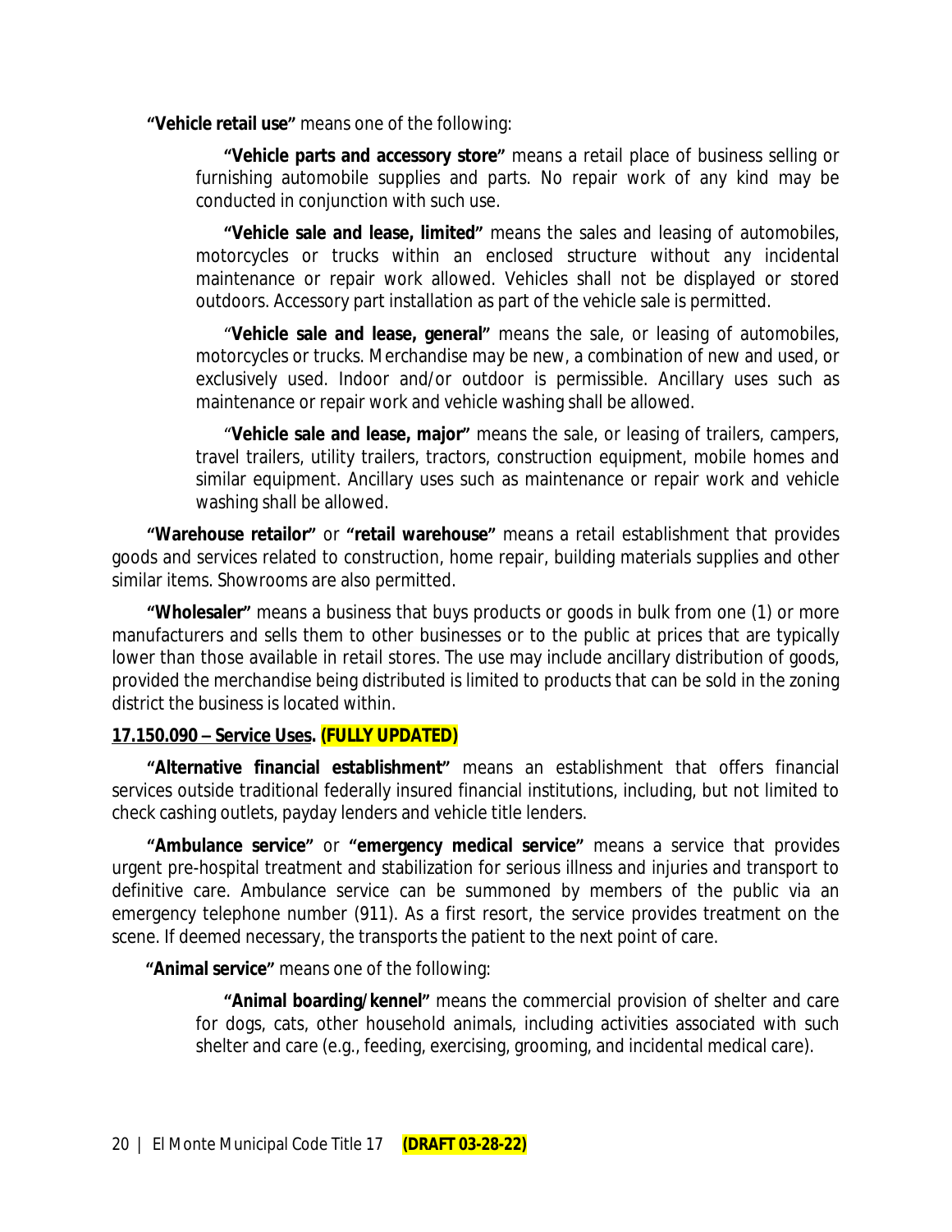**"Vehicle retail use"** means one of the following:

> **"Vehicle parts and accessory store"** means a retail place of business selling or furnishing automobile supplies and parts. No repair work of any kind may be conducted in conjunction with such use.
>
> **"Vehicle sale and lease, limited"** means the sales and leasing of automobiles, motorcycles or trucks within an enclosed structure without any incidental maintenance or repair work allowed. Vehicles shall not be displayed or stored outdoors. Accessory part installation as part of the vehicle sale is permitted.
>
> "**Vehicle sale and lease, general"** means the sale, or leasing of automobiles, motorcycles or trucks. Merchandise may be new, a combination of new and used, or exclusively used. Indoor and/or outdoor is permissible. Ancillary uses such as maintenance or repair work and vehicle washing shall be allowed.
>
> "**Vehicle sale and lease, major"** means the sale, or leasing of trailers, campers, travel trailers, utility trailers, tractors, construction equipment, mobile homes and similar equipment. Ancillary uses such as maintenance or repair work and vehicle washing shall be allowed.

**"Warehouse retailor"** or **"retail warehouse"** means a retail establishment that provides goods and services related to construction, home repair, building materials supplies and other similar items. Showrooms are also permitted.

**"Wholesaler"** means a business that buys products or goods in bulk from one (1) or more manufacturers and sells them to other businesses or to the public at prices that are typically lower than those available in retail stores. The use may include ancillary distribution of goods, provided the merchandise being distributed is limited to products that can be sold in the zoning district the business is located within.

### 17.150.090 – Service Uses. (FULLY UPDATED)

**"Alternative financial establishment"** means an establishment that offers financial services outside traditional federally insured financial institutions, including, but not limited to check cashing outlets, payday lenders and vehicle title lenders.

**"Ambulance service"** or **"emergency medical service"** means a service that provides urgent pre-hospital treatment and stabilization for serious illness and injuries and transport to definitive care. Ambulance service can be summoned by members of the public via an emergency telephone number (911). As a first resort, the service provides treatment on the scene. If deemed necessary, the transports the patient to the next point of care.

**"Animal service"** means one of the following:

> **"Animal boarding/kennel"** means the commercial provision of shelter and care for dogs, cats, other household animals, including activities associated with such shelter and care (e.g., feeding, exercising, grooming, and incidental medical care).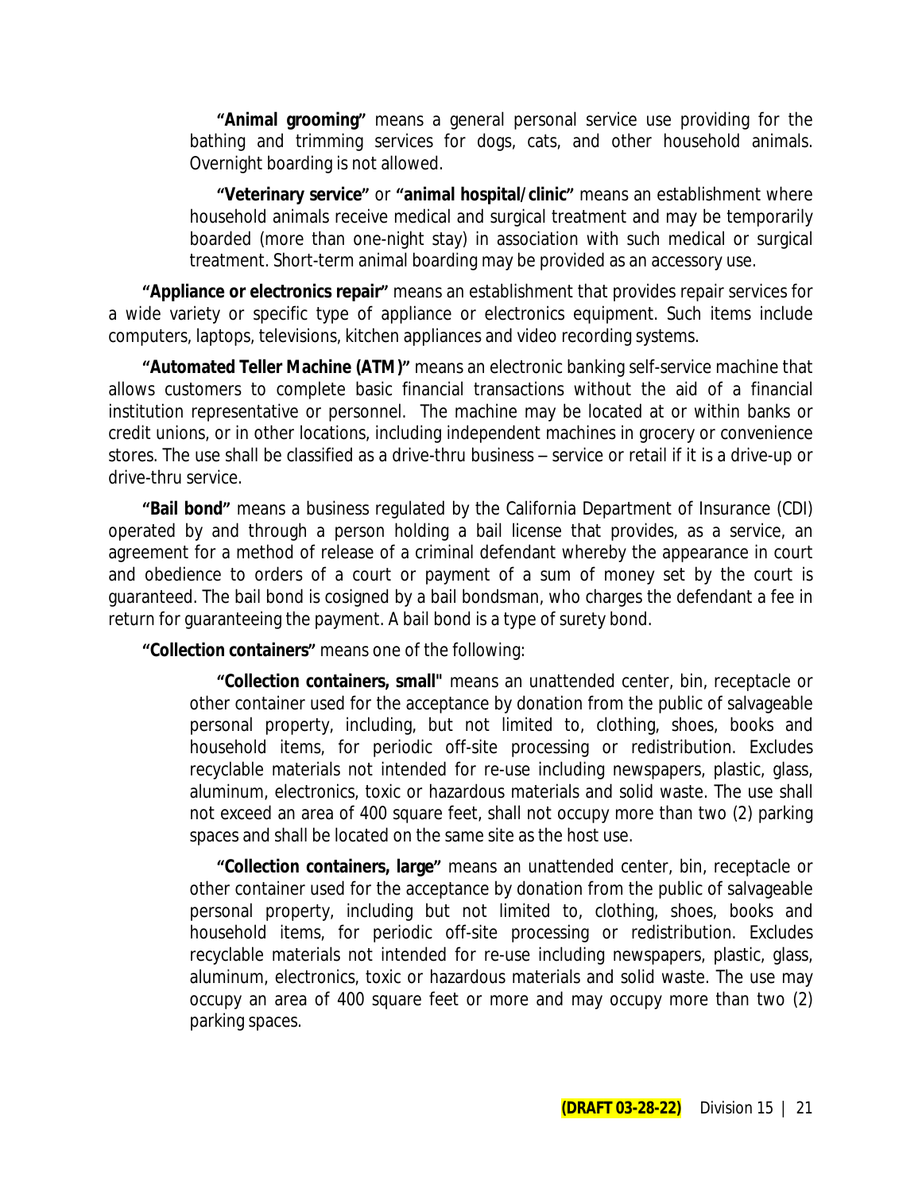**"Animal grooming"** means a general personal service use providing for the bathing and trimming services for dogs, cats, and other household animals. Overnight boarding is not allowed.

**"Veterinary service"** or **"animal hospital/clinic"** means an establishment where household animals receive medical and surgical treatment and may be temporarily boarded (more than one-night stay) in association with such medical or surgical treatment. Short-term animal boarding may be provided as an accessory use.

**"Appliance or electronics repair"** means an establishment that provides repair services for a wide variety or specific type of appliance or electronics equipment. Such items include computers, laptops, televisions, kitchen appliances and video recording systems.

**"Automated Teller Machine (ATM)"** means an electronic banking self-service machine that allows customers to complete basic financial transactions without the aid of a financial institution representative or personnel. The machine may be located at or within banks or credit unions, or in other locations, including independent machines in grocery or convenience stores. The use shall be classified as a drive-thru business – service or retail if it is a drive-up or drive-thru service.

**"Bail bond"** means a business regulated by the California Department of Insurance (CDI) operated by and through a person holding a bail license that provides, as a service, an agreement for a method of release of a criminal defendant whereby the appearance in court and obedience to orders of a court or payment of a sum of money set by the court is guaranteed. The bail bond is cosigned by a bail bondsman, who charges the defendant a fee in return for guaranteeing the payment. A bail bond is a type of surety bond.

**"Collection containers"** means one of the following:

**"Collection containers, small"** means an unattended center, bin, receptacle or other container used for the acceptance by donation from the public of salvageable personal property, including, but not limited to, clothing, shoes, books and household items, for periodic off-site processing or redistribution. Excludes recyclable materials not intended for re-use including newspapers, plastic, glass, aluminum, electronics, toxic or hazardous materials and solid waste. The use shall not exceed an area of 400 square feet, shall not occupy more than two (2) parking spaces and shall be located on the same site as the host use.

**"Collection containers, large"** means an unattended center, bin, receptacle or other container used for the acceptance by donation from the public of salvageable personal property, including but not limited to, clothing, shoes, books and household items, for periodic off-site processing or redistribution. Excludes recyclable materials not intended for re-use including newspapers, plastic, glass, aluminum, electronics, toxic or hazardous materials and solid waste. The use may occupy an area of 400 square feet or more and may occupy more than two (2) parking spaces.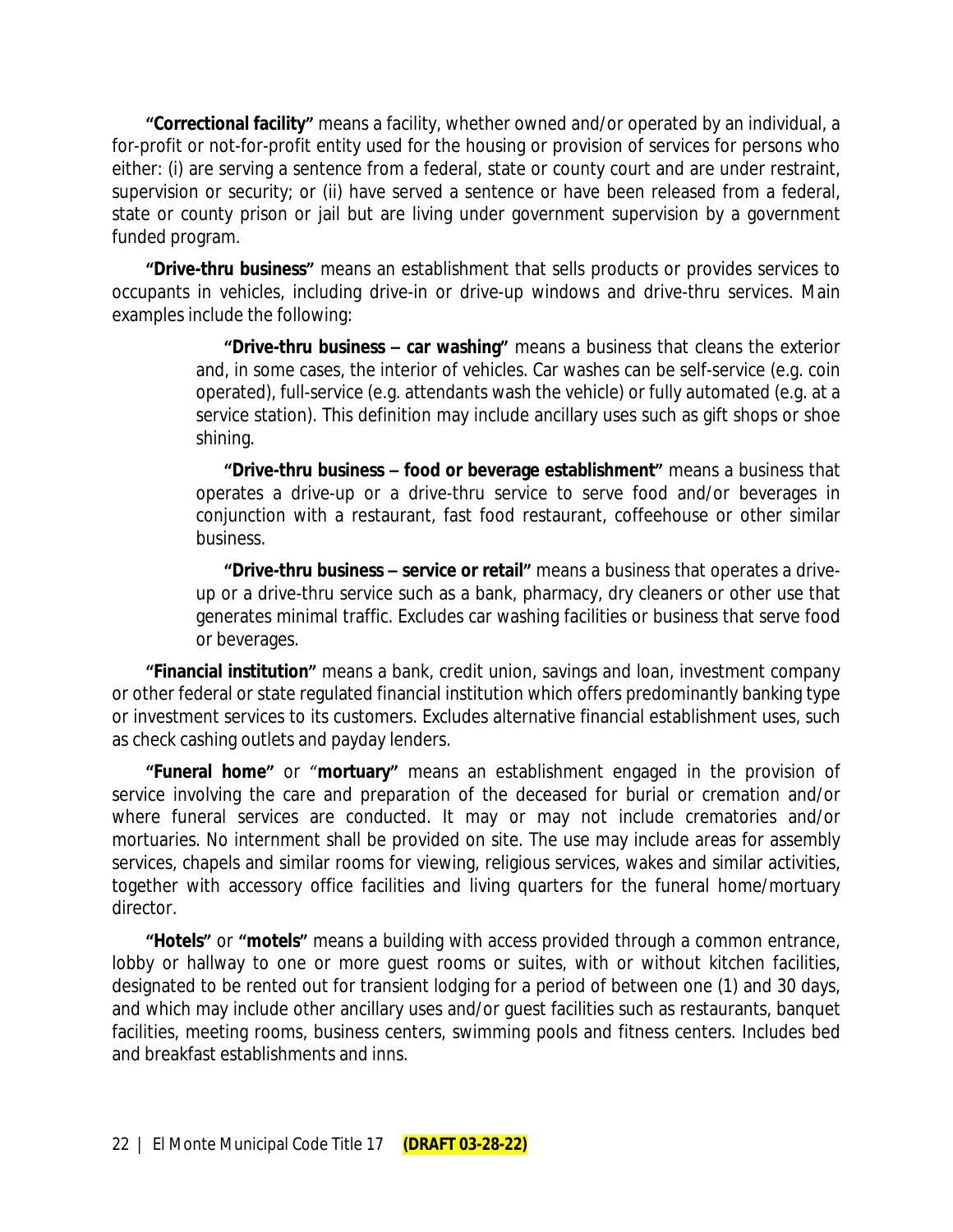**"Correctional facility"** means a facility, whether owned and/or operated by an individual, a for-profit or not-for-profit entity used for the housing or provision of services for persons who either: (i) are serving a sentence from a federal, state or county court and are under restraint, supervision or security; or (ii) have served a sentence or have been released from a federal, state or county prison or jail but are living under government supervision by a government funded program.

**"Drive-thru business"** means an establishment that sells products or provides services to occupants in vehicles, including drive-in or drive-up windows and drive-thru services. Main examples include the following:

> **"Drive-thru business – car washing"** means a business that cleans the exterior and, in some cases, the interior of vehicles. Car washes can be self-service (e.g. coin operated), full-service (e.g. attendants wash the vehicle) or fully automated (e.g. at a service station). This definition may include ancillary uses such as gift shops or shoe shining.
>
> **"Drive-thru business – food or beverage establishment"** means a business that operates a drive-up or a drive-thru service to serve food and/or beverages in conjunction with a restaurant, fast food restaurant, coffeehouse or other similar business.
>
> **"Drive-thru business – service or retail"** means a business that operates a drive-up or a drive-thru service such as a bank, pharmacy, dry cleaners or other use that generates minimal traffic. Excludes car washing facilities or business that serve food or beverages.

**"Financial institution"** means a bank, credit union, savings and loan, investment company or other federal or state regulated financial institution which offers predominantly banking type or investment services to its customers. Excludes alternative financial establishment uses, such as check cashing outlets and payday lenders.

**"Funeral home"** or "**mortuary"** means an establishment engaged in the provision of service involving the care and preparation of the deceased for burial or cremation and/or where funeral services are conducted. It may or may not include crematories and/or mortuaries. No internment shall be provided on site. The use may include areas for assembly services, chapels and similar rooms for viewing, religious services, wakes and similar activities, together with accessory office facilities and living quarters for the funeral home/mortuary director.

**"Hotels"** or **"motels"** means a building with access provided through a common entrance, lobby or hallway to one or more guest rooms or suites, with or without kitchen facilities, designated to be rented out for transient lodging for a period of between one (1) and 30 days, and which may include other ancillary uses and/or guest facilities such as restaurants, banquet facilities, meeting rooms, business centers, swimming pools and fitness centers. Includes bed and breakfast establishments and inns.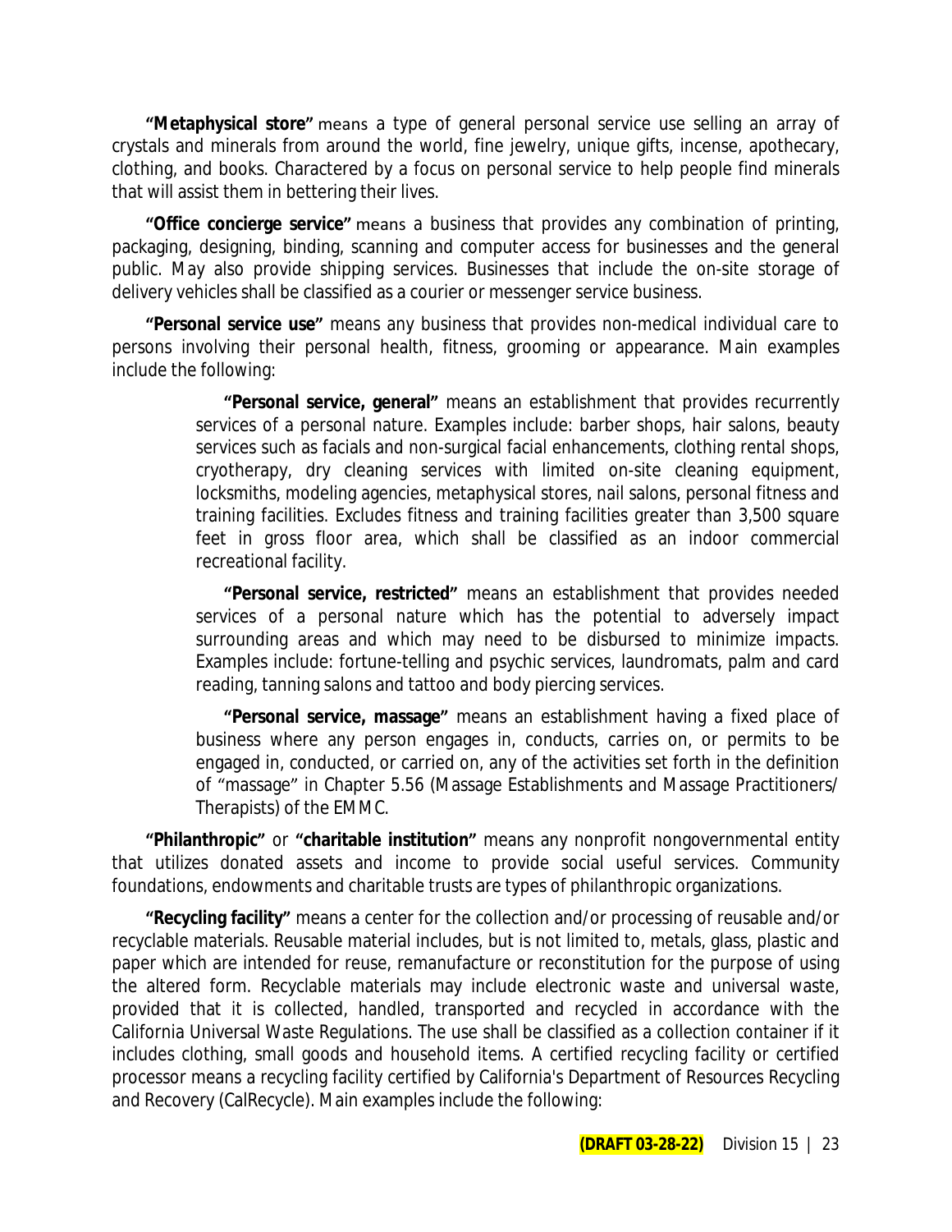**"Metaphysical store"** means a type of general personal service use selling an array of crystals and minerals from around the world, fine jewelry, unique gifts, incense, apothecary, clothing, and books. Charactered by a focus on personal service to help people find minerals that will assist them in bettering their lives.

**"Office concierge service"** means a business that provides any combination of printing, packaging, designing, binding, scanning and computer access for businesses and the general public. May also provide shipping services. Businesses that include the on-site storage of delivery vehicles shall be classified as a courier or messenger service business.

**"Personal service use"** means any business that provides non-medical individual care to persons involving their personal health, fitness, grooming or appearance. Main examples include the following:

> **"Personal service, general"** means an establishment that provides recurrently services of a personal nature. Examples include: barber shops, hair salons, beauty services such as facials and non-surgical facial enhancements, clothing rental shops, cryotherapy, dry cleaning services with limited on-site cleaning equipment, locksmiths, modeling agencies, metaphysical stores, nail salons, personal fitness and training facilities. Excludes fitness and training facilities greater than 3,500 square feet in gross floor area, which shall be classified as an indoor commercial recreational facility.
>
> **"Personal service, restricted"** means an establishment that provides needed services of a personal nature which has the potential to adversely impact surrounding areas and which may need to be disbursed to minimize impacts. Examples include: fortune-telling and psychic services, laundromats, palm and card reading, tanning salons and tattoo and body piercing services.
>
> **"Personal service, massage"** means an establishment having a fixed place of business where any person engages in, conducts, carries on, or permits to be engaged in, conducted, or carried on, any of the activities set forth in the definition of "massage" in Chapter 5.56 (Massage Establishments and Massage Practitioners/ Therapists) of the EMMC.

**"Philanthropic"** or **"charitable institution"** means any nonprofit nongovernmental entity that utilizes donated assets and income to provide social useful services. Community foundations, endowments and charitable trusts are types of philanthropic organizations.

**"Recycling facility"** means a center for the collection and/or processing of reusable and/or recyclable materials. Reusable material includes, but is not limited to, metals, glass, plastic and paper which are intended for reuse, remanufacture or reconstitution for the purpose of using the altered form. Recyclable materials may include electronic waste and universal waste, provided that it is collected, handled, transported and recycled in accordance with the California Universal Waste Regulations. The use shall be classified as a collection container if it includes clothing, small goods and household items. A certified recycling facility or certified processor means a recycling facility certified by California's Department of Resources Recycling and Recovery (CalRecycle). Main examples include the following: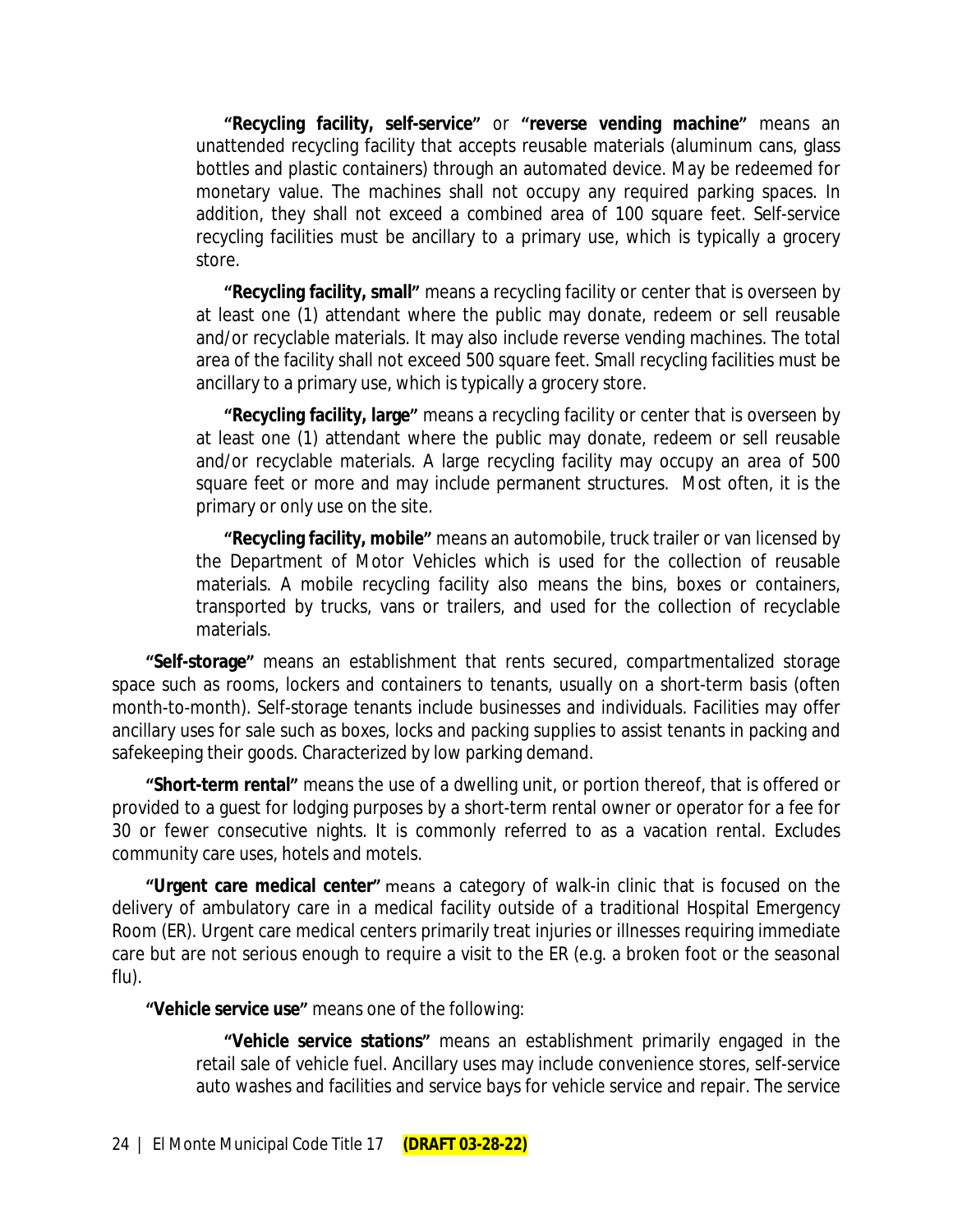**"Recycling facility, self-service"** or **"reverse vending machine"** means an unattended recycling facility that accepts reusable materials (aluminum cans, glass bottles and plastic containers) through an automated device. May be redeemed for monetary value. The machines shall not occupy any required parking spaces. In addition, they shall not exceed a combined area of 100 square feet. Self-service recycling facilities must be ancillary to a primary use, which is typically a grocery store.

**"Recycling facility, small"** means a recycling facility or center that is overseen by at least one (1) attendant where the public may donate, redeem or sell reusable and/or recyclable materials. It may also include reverse vending machines. The total area of the facility shall not exceed 500 square feet. Small recycling facilities must be ancillary to a primary use, which is typically a grocery store.

**"Recycling facility, large"** means a recycling facility or center that is overseen by at least one (1) attendant where the public may donate, redeem or sell reusable and/or recyclable materials. A large recycling facility may occupy an area of 500 square feet or more and may include permanent structures. Most often, it is the primary or only use on the site.

**"Recycling facility, mobile"** means an automobile, truck trailer or van licensed by the Department of Motor Vehicles which is used for the collection of reusable materials. A mobile recycling facility also means the bins, boxes or containers, transported by trucks, vans or trailers, and used for the collection of recyclable materials.

**"Self-storage"** means an establishment that rents secured, compartmentalized storage space such as rooms, lockers and containers to tenants, usually on a short-term basis (often month-to-month). Self-storage tenants include businesses and individuals. Facilities may offer ancillary uses for sale such as boxes, locks and packing supplies to assist tenants in packing and safekeeping their goods. Characterized by low parking demand.

**"Short-term rental"** means the use of a dwelling unit, or portion thereof, that is offered or provided to a guest for lodging purposes by a short-term rental owner or operator for a fee for 30 or fewer consecutive nights. It is commonly referred to as a vacation rental. Excludes community care uses, hotels and motels.

**"Urgent care medical center"** means a category of walk-in clinic that is focused on the delivery of ambulatory care in a medical facility outside of a traditional Hospital Emergency Room (ER). Urgent care medical centers primarily treat injuries or illnesses requiring immediate care but are not serious enough to require a visit to the ER (e.g. a broken foot or the seasonal flu).

**"Vehicle service use"** means one of the following:

**"Vehicle service stations"** means an establishment primarily engaged in the retail sale of vehicle fuel. Ancillary uses may include convenience stores, self-service auto washes and facilities and service bays for vehicle service and repair. The service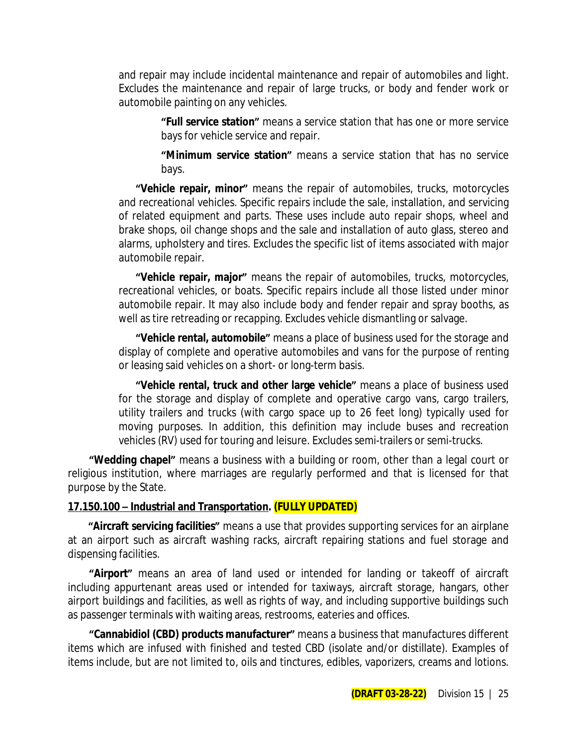and repair may include incidental maintenance and repair of automobiles and light. Excludes the maintenance and repair of large trucks, or body and fender work or automobile painting on any vehicles.

**"Full service station"** means a service station that has one or more service bays for vehicle service and repair.

**"Minimum service station"** means a service station that has no service bays.

**"Vehicle repair, minor"** means the repair of automobiles, trucks, motorcycles and recreational vehicles. Specific repairs include the sale, installation, and servicing of related equipment and parts. These uses include auto repair shops, wheel and brake shops, oil change shops and the sale and installation of auto glass, stereo and alarms, upholstery and tires. Excludes the specific list of items associated with major automobile repair.

**"Vehicle repair, major"** means the repair of automobiles, trucks, motorcycles, recreational vehicles, or boats. Specific repairs include all those listed under minor automobile repair. It may also include body and fender repair and spray booths, as well as tire retreading or recapping. Excludes vehicle dismantling or salvage.

**"Vehicle rental, automobile"** means a place of business used for the storage and display of complete and operative automobiles and vans for the purpose of renting or leasing said vehicles on a short- or long-term basis.

**"Vehicle rental, truck and other large vehicle"** means a place of business used for the storage and display of complete and operative cargo vans, cargo trailers, utility trailers and trucks (with cargo space up to 26 feet long) typically used for moving purposes. In addition, this definition may include buses and recreation vehicles (RV) used for touring and leisure. Excludes semi-trailers or semi-trucks.

**"Wedding chapel"** means a business with a building or room, other than a legal court or religious institution, where marriages are regularly performed and that is licensed for that purpose by the State.

**17.150.100 – Industrial and Transportation. (FULLY UPDATED)**

**"Aircraft servicing facilities"** means a use that provides supporting services for an airplane at an airport such as aircraft washing racks, aircraft repairing stations and fuel storage and dispensing facilities.

**"Airport"** means an area of land used or intended for landing or takeoff of aircraft including appurtenant areas used or intended for taxiways, aircraft storage, hangars, other airport buildings and facilities, as well as rights of way, and including supportive buildings such as passenger terminals with waiting areas, restrooms, eateries and offices.

**"Cannabidiol (CBD) products manufacturer"** means a business that manufactures different items which are infused with finished and tested CBD (isolate and/or distillate). Examples of items include, but are not limited to, oils and tinctures, edibles, vaporizers, creams and lotions.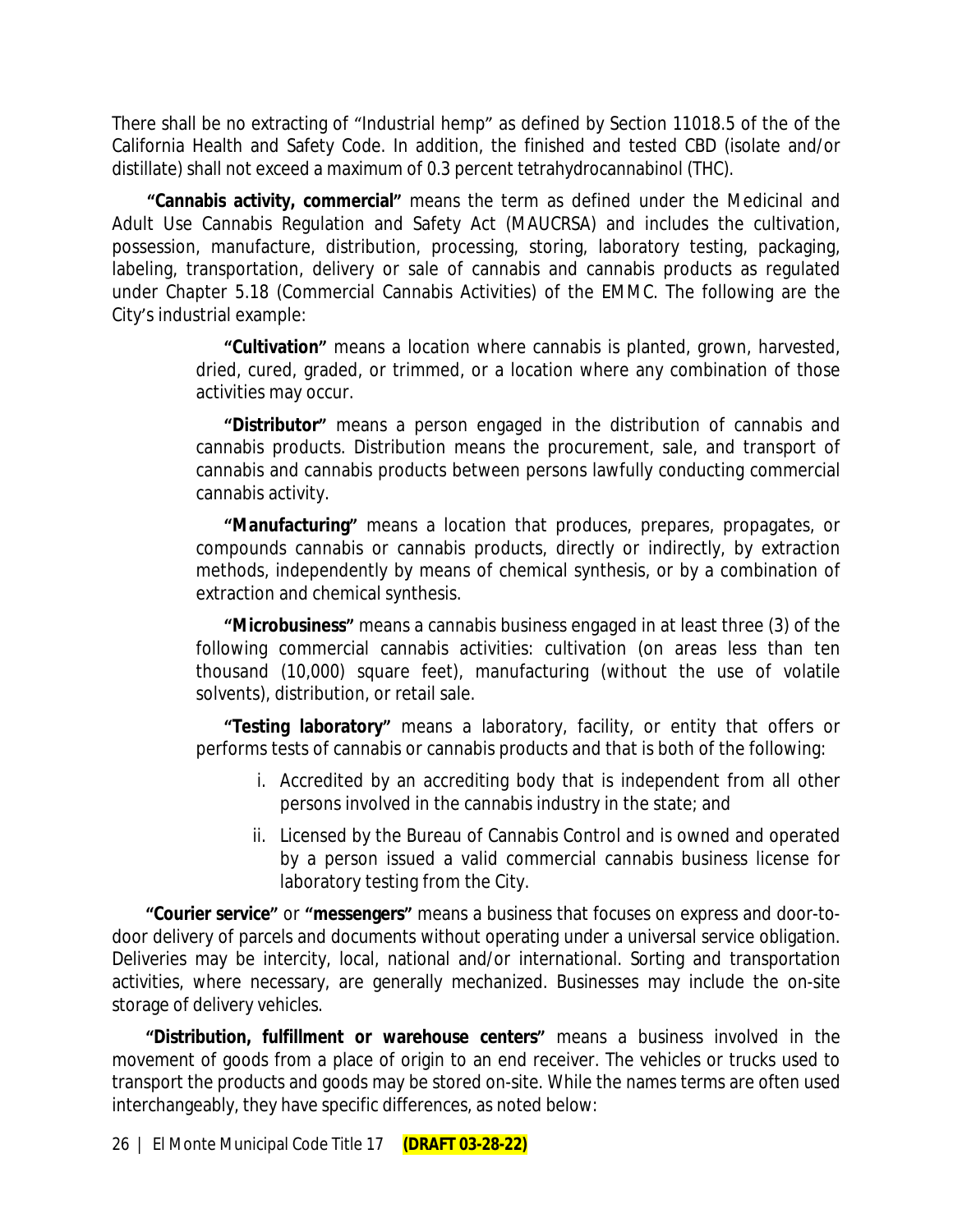There shall be no extracting of "Industrial hemp" as defined by Section 11018.5 of the of the California Health and Safety Code. In addition, the finished and tested CBD (isolate and/or distillate) shall not exceed a maximum of 0.3 percent tetrahydrocannabinol (THC).

**"Cannabis activity, commercial"** means the term as defined under the Medicinal and Adult Use Cannabis Regulation and Safety Act (MAUCRSA) and includes the cultivation, possession, manufacture, distribution, processing, storing, laboratory testing, packaging, labeling, transportation, delivery or sale of cannabis and cannabis products as regulated under Chapter 5.18 (Commercial Cannabis Activities) of the EMMC. The following are the City's industrial example:

> **"Cultivation"** means a location where cannabis is planted, grown, harvested, dried, cured, graded, or trimmed, or a location where any combination of those activities may occur.
>
> **"Distributor"** means a person engaged in the distribution of cannabis and cannabis products. Distribution means the procurement, sale, and transport of cannabis and cannabis products between persons lawfully conducting commercial cannabis activity.
>
> **"Manufacturing"** means a location that produces, prepares, propagates, or compounds cannabis or cannabis products, directly or indirectly, by extraction methods, independently by means of chemical synthesis, or by a combination of extraction and chemical synthesis.
>
> **"Microbusiness"** means a cannabis business engaged in at least three (3) of the following commercial cannabis activities: cultivation (on areas less than ten thousand (10,000) square feet), manufacturing (without the use of volatile solvents), distribution, or retail sale.
>
> **"Testing laboratory"** means a laboratory, facility, or entity that offers or performs tests of cannabis or cannabis products and that is both of the following:
>
> i. Accredited by an accrediting body that is independent from all other persons involved in the cannabis industry in the state; and
>
> ii. Licensed by the Bureau of Cannabis Control and is owned and operated by a person issued a valid commercial cannabis business license for laboratory testing from the City.

**"Courier service"** or **"messengers"** means a business that focuses on express and door-to-door delivery of parcels and documents without operating under a universal service obligation. Deliveries may be intercity, local, national and/or international. Sorting and transportation activities, where necessary, are generally mechanized. Businesses may include the on-site storage of delivery vehicles.

**"Distribution, fulfillment or warehouse centers"** means a business involved in the movement of goods from a place of origin to an end receiver. The vehicles or trucks used to transport the products and goods may be stored on-site. While the names terms are often used interchangeably, they have specific differences, as noted below: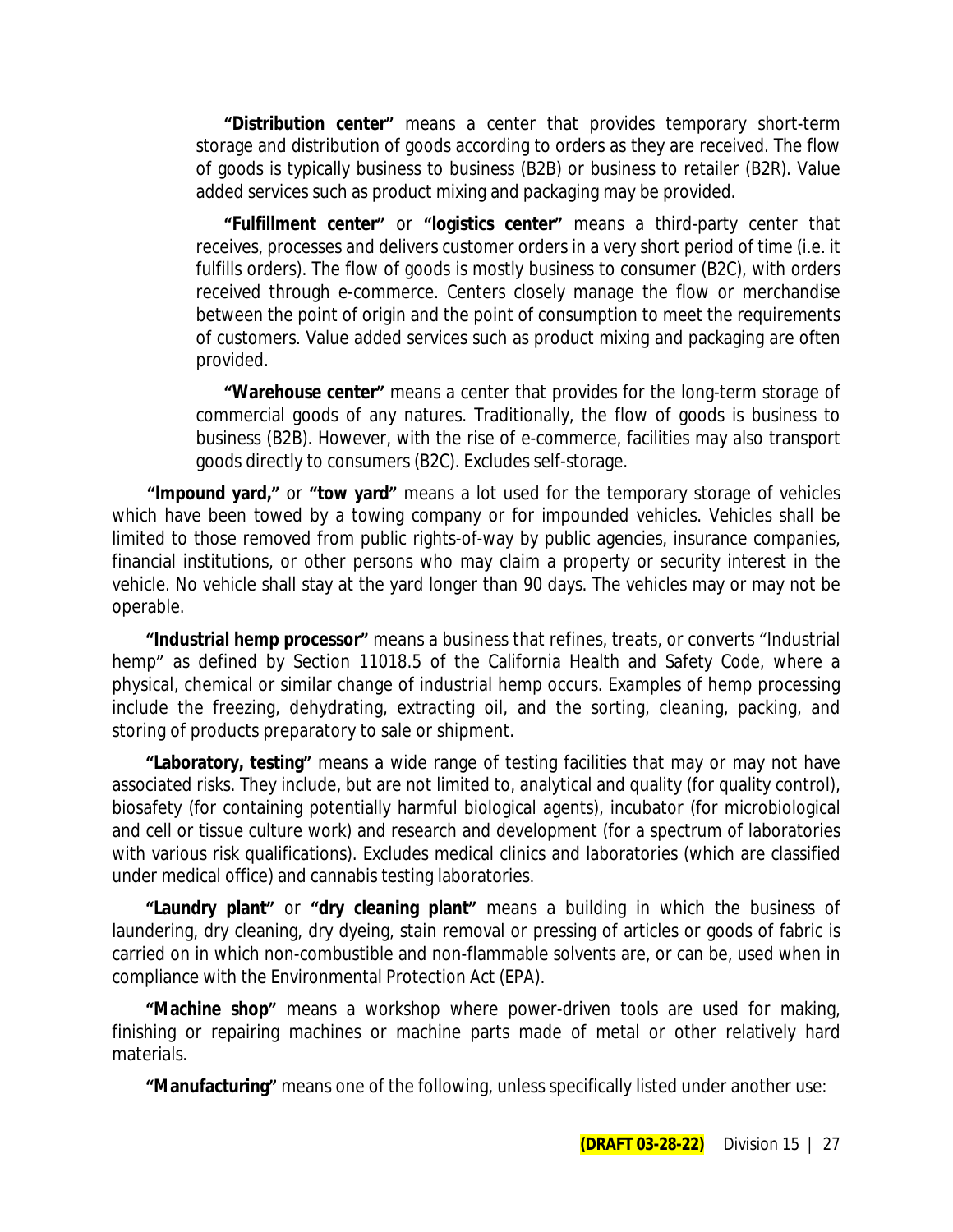**"Distribution center"** means a center that provides temporary short-term storage and distribution of goods according to orders as they are received. The flow of goods is typically business to business (B2B) or business to retailer (B2R). Value added services such as product mixing and packaging may be provided.

**"Fulfillment center"** or **"logistics center"** means a third-party center that receives, processes and delivers customer orders in a very short period of time (i.e. it fulfills orders). The flow of goods is mostly business to consumer (B2C), with orders received through e-commerce. Centers closely manage the flow or merchandise between the point of origin and the point of consumption to meet the requirements of customers. Value added services such as product mixing and packaging are often provided.

**"Warehouse center"** means a center that provides for the long-term storage of commercial goods of any natures. Traditionally, the flow of goods is business to business (B2B). However, with the rise of e-commerce, facilities may also transport goods directly to consumers (B2C). Excludes self-storage.

**"Impound yard,"** or **"tow yard"** means a lot used for the temporary storage of vehicles which have been towed by a towing company or for impounded vehicles. Vehicles shall be limited to those removed from public rights-of-way by public agencies, insurance companies, financial institutions, or other persons who may claim a property or security interest in the vehicle. No vehicle shall stay at the yard longer than 90 days. The vehicles may or may not be operable.

**"Industrial hemp processor"** means a business that refines, treats, or converts "Industrial hemp" as defined by Section 11018.5 of the California Health and Safety Code, where a physical, chemical or similar change of industrial hemp occurs. Examples of hemp processing include the freezing, dehydrating, extracting oil, and the sorting, cleaning, packing, and storing of products preparatory to sale or shipment.

**"Laboratory, testing"** means a wide range of testing facilities that may or may not have associated risks. They include, but are not limited to, analytical and quality (for quality control), biosafety (for containing potentially harmful biological agents), incubator (for microbiological and cell or tissue culture work) and research and development (for a spectrum of laboratories with various risk qualifications). Excludes medical clinics and laboratories (which are classified under medical office) and cannabis testing laboratories.

**"Laundry plant"** or **"dry cleaning plant"** means a building in which the business of laundering, dry cleaning, dry dyeing, stain removal or pressing of articles or goods of fabric is carried on in which non-combustible and non-flammable solvents are, or can be, used when in compliance with the Environmental Protection Act (EPA).

**"Machine shop"** means a workshop where power-driven tools are used for making, finishing or repairing machines or machine parts made of metal or other relatively hard materials.

**"Manufacturing"** means one of the following, unless specifically listed under another use: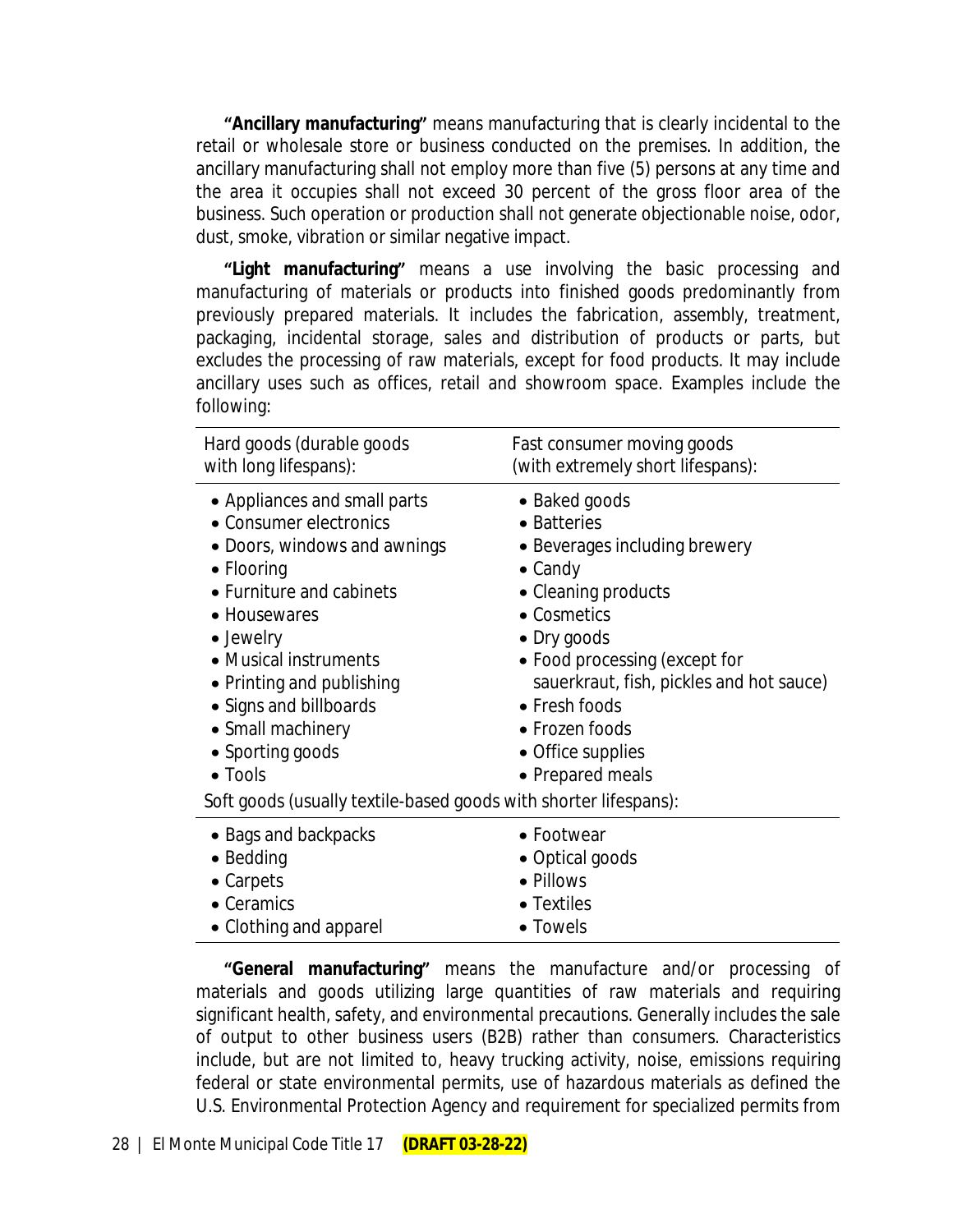**"Ancillary manufacturing"** means manufacturing that is clearly incidental to the retail or wholesale store or business conducted on the premises. In addition, the ancillary manufacturing shall not employ more than five (5) persons at any time and the area it occupies shall not exceed 30 percent of the gross floor area of the business. Such operation or production shall not generate objectionable noise, odor, dust, smoke, vibration or similar negative impact.

**"Light manufacturing"** means a use involving the basic processing and manufacturing of materials or products into finished goods predominantly from previously prepared materials. It includes the fabrication, assembly, treatment, packaging, incidental storage, sales and distribution of products or parts, but excludes the processing of raw materials, except for food products. It may include ancillary uses such as offices, retail and showroom space. Examples include the following:

| Hard goods (durable goods with long lifespans): | Fast consumer moving goods (with extremely short lifespans): |
| --- | --- |
| • Appliances and small parts<br>• Consumer electronics<br>• Doors, windows and awnings<br>• Flooring<br>• Furniture and cabinets<br>• Housewares<br>• Jewelry<br>• Musical instruments<br>• Printing and publishing<br>• Signs and billboards<br>• Small machinery<br>• Sporting goods<br>• Tools | • Baked goods<br>• Batteries<br>• Beverages including brewery<br>• Candy<br>• Cleaning products<br>• Cosmetics<br>• Dry goods<br>• Food processing (except for sauerkraut, fish, pickles and hot sauce)<br>• Fresh foods<br>• Frozen foods<br>• Office supplies<br>• Prepared meals |
| Soft goods (usually textile-based goods with shorter lifespans): | |
| • Bags and backpacks<br>• Bedding<br>• Carpets<br>• Ceramics<br>• Clothing and apparel | • Footwear<br>• Optical goods<br>• Pillows<br>• Textiles<br>• Towels |

**"General manufacturing"** means the manufacture and/or processing of materials and goods utilizing large quantities of raw materials and requiring significant health, safety, and environmental precautions. Generally includes the sale of output to other business users (B2B) rather than consumers. Characteristics include, but are not limited to, heavy trucking activity, noise, emissions requiring federal or state environmental permits, use of hazardous materials as defined the U.S. Environmental Protection Agency and requirement for specialized permits from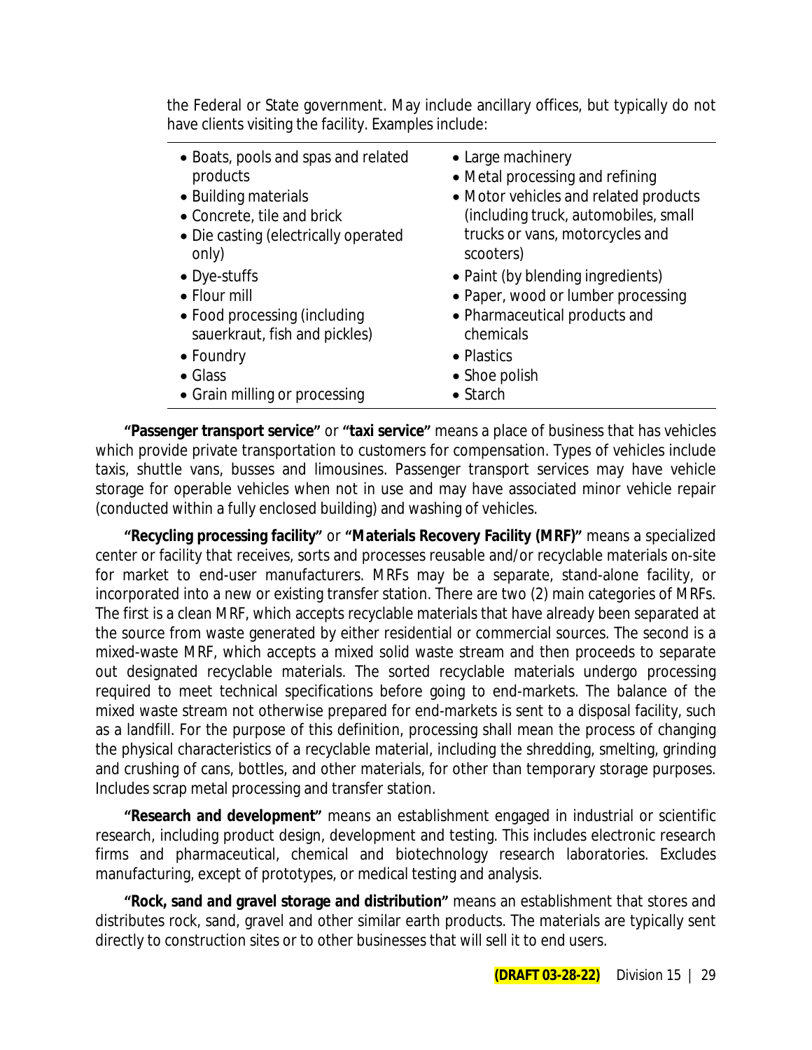the Federal or State government. May include ancillary offices, but typically do not have clients visiting the facility. Examples include:

- Boats, pools and spas and related products
- Building materials
- Concrete, tile and brick
- Die casting (electrically operated only)
- Dye-stuffs
- Flour mill
- Food processing (including sauerkraut, fish and pickles)
- Foundry
- Glass
- Grain milling or processing
- Large machinery
- Metal processing and refining
- Motor vehicles and related products (including truck, automobiles, small trucks or vans, motorcycles and scooters)
- Paint (by blending ingredients)
- Paper, wood or lumber processing
- Pharmaceutical products and chemicals
- Plastics
- Shoe polish
- Starch

**"Passenger transport service"** or **"taxi service"** means a place of business that has vehicles which provide private transportation to customers for compensation. Types of vehicles include taxis, shuttle vans, busses and limousines. Passenger transport services may have vehicle storage for operable vehicles when not in use and may have associated minor vehicle repair (conducted within a fully enclosed building) and washing of vehicles.

**"Recycling processing facility"** or **"Materials Recovery Facility (MRF)"** means a specialized center or facility that receives, sorts and processes reusable and/or recyclable materials on-site for market to end-user manufacturers. MRFs may be a separate, stand-alone facility, or incorporated into a new or existing transfer station. There are two (2) main categories of MRFs. The first is a clean MRF, which accepts recyclable materials that have already been separated at the source from waste generated by either residential or commercial sources. The second is a mixed-waste MRF, which accepts a mixed solid waste stream and then proceeds to separate out designated recyclable materials. The sorted recyclable materials undergo processing required to meet technical specifications before going to end-markets. The balance of the mixed waste stream not otherwise prepared for end-markets is sent to a disposal facility, such as a landfill. For the purpose of this definition, processing shall mean the process of changing the physical characteristics of a recyclable material, including the shredding, smelting, grinding and crushing of cans, bottles, and other materials, for other than temporary storage purposes. Includes scrap metal processing and transfer station.

**"Research and development"** means an establishment engaged in industrial or scientific research, including product design, development and testing. This includes electronic research firms and pharmaceutical, chemical and biotechnology research laboratories. Excludes manufacturing, except of prototypes, or medical testing and analysis.

**"Rock, sand and gravel storage and distribution"** means an establishment that stores and distributes rock, sand, gravel and other similar earth products. The materials are typically sent directly to construction sites or to other businesses that will sell it to end users.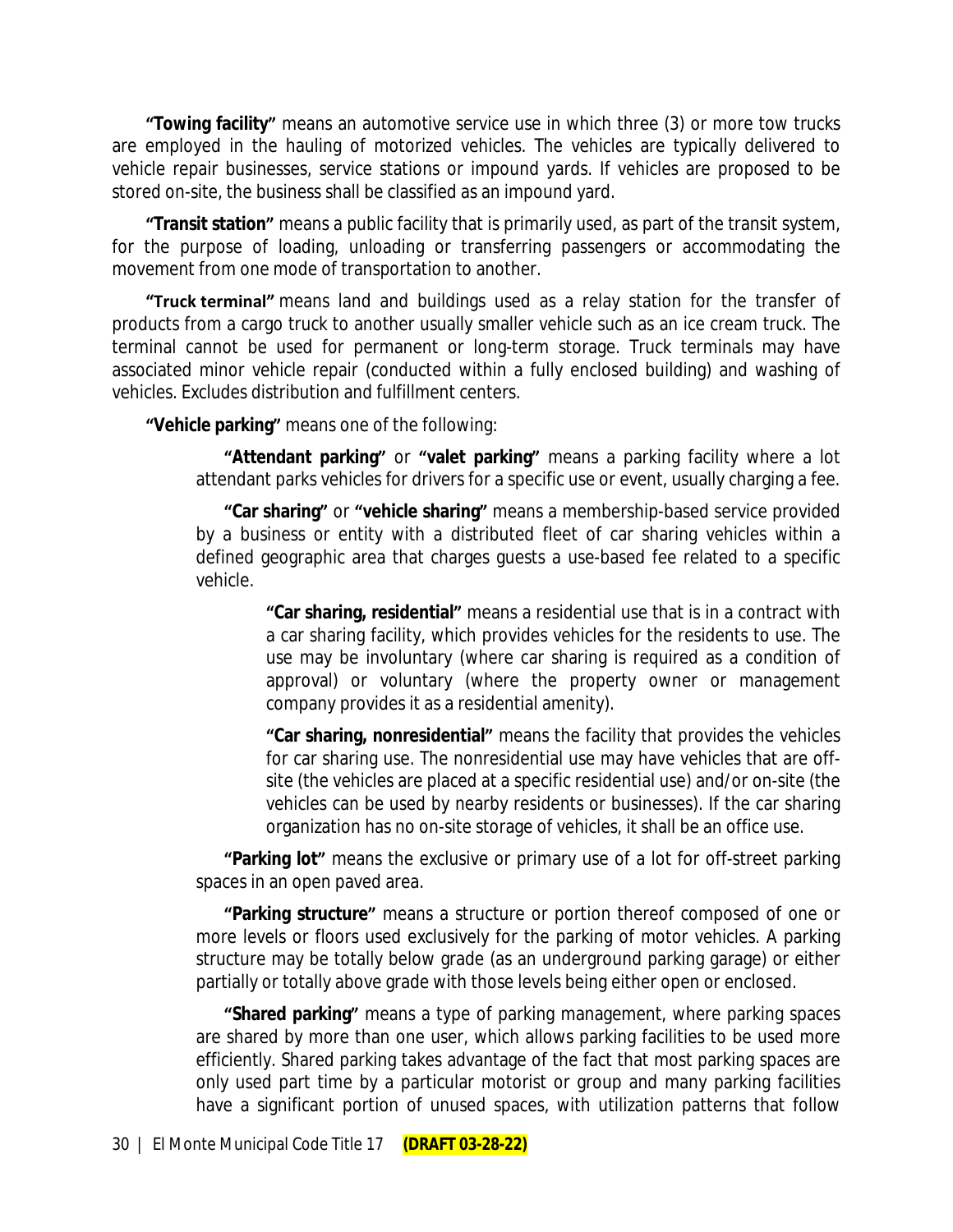**"Towing facility"** means an automotive service use in which three (3) or more tow trucks are employed in the hauling of motorized vehicles. The vehicles are typically delivered to vehicle repair businesses, service stations or impound yards. If vehicles are proposed to be stored on-site, the business shall be classified as an impound yard.

**"Transit station"** means a public facility that is primarily used, as part of the transit system, for the purpose of loading, unloading or transferring passengers or accommodating the movement from one mode of transportation to another.

**"Truck terminal"** means land and buildings used as a relay station for the transfer of products from a cargo truck to another usually smaller vehicle such as an ice cream truck. The terminal cannot be used for permanent or long-term storage. Truck terminals may have associated minor vehicle repair (conducted within a fully enclosed building) and washing of vehicles. Excludes distribution and fulfillment centers.

**"Vehicle parking"** means one of the following:

**"Attendant parking"** or **"valet parking"** means a parking facility where a lot attendant parks vehicles for drivers for a specific use or event, usually charging a fee.

**"Car sharing"** or **"vehicle sharing"** means a membership-based service provided by a business or entity with a distributed fleet of car sharing vehicles within a defined geographic area that charges guests a use-based fee related to a specific vehicle.

**"Car sharing, residential"** means a residential use that is in a contract with a car sharing facility, which provides vehicles for the residents to use. The use may be involuntary (where car sharing is required as a condition of approval) or voluntary (where the property owner or management company provides it as a residential amenity).

**"Car sharing, nonresidential"** means the facility that provides the vehicles for car sharing use. The nonresidential use may have vehicles that are off-site (the vehicles are placed at a specific residential use) and/or on-site (the vehicles can be used by nearby residents or businesses). If the car sharing organization has no on-site storage of vehicles, it shall be an office use.

**"Parking lot"** means the exclusive or primary use of a lot for off-street parking spaces in an open paved area.

**"Parking structure"** means a structure or portion thereof composed of one or more levels or floors used exclusively for the parking of motor vehicles. A parking structure may be totally below grade (as an underground parking garage) or either partially or totally above grade with those levels being either open or enclosed.

**"Shared parking"** means a type of parking management, where parking spaces are shared by more than one user, which allows parking facilities to be used more efficiently. Shared parking takes advantage of the fact that most parking spaces are only used part time by a particular motorist or group and many parking facilities have a significant portion of unused spaces, with utilization patterns that follow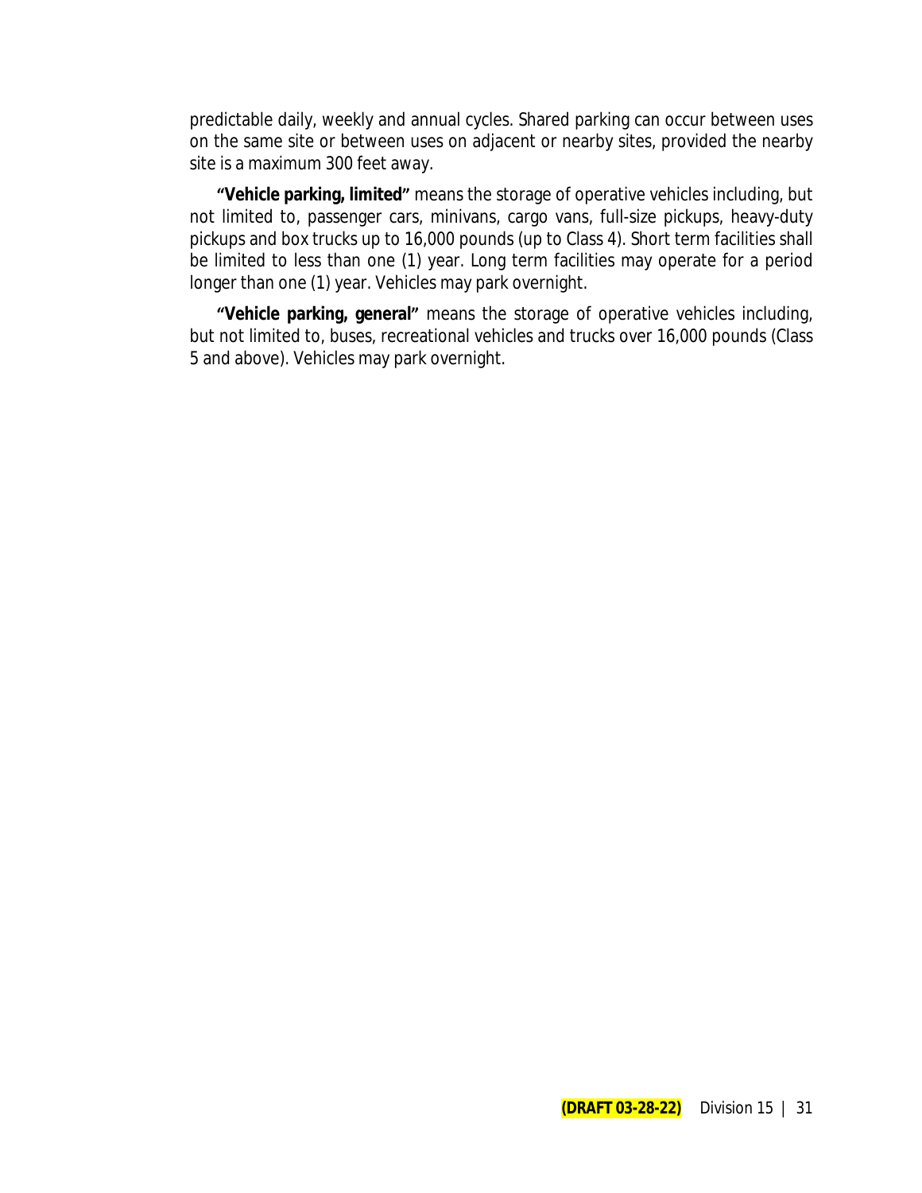predictable daily, weekly and annual cycles. Shared parking can occur between uses on the same site or between uses on adjacent or nearby sites, provided the nearby site is a maximum 300 feet away.

**"Vehicle parking, limited"** means the storage of operative vehicles including, but not limited to, passenger cars, minivans, cargo vans, full-size pickups, heavy-duty pickups and box trucks up to 16,000 pounds (up to Class 4). Short term facilities shall be limited to less than one (1) year. Long term facilities may operate for a period longer than one (1) year. Vehicles may park overnight.

**"Vehicle parking, general"** means the storage of operative vehicles including, but not limited to, buses, recreational vehicles and trucks over 16,000 pounds (Class 5 and above). Vehicles may park overnight.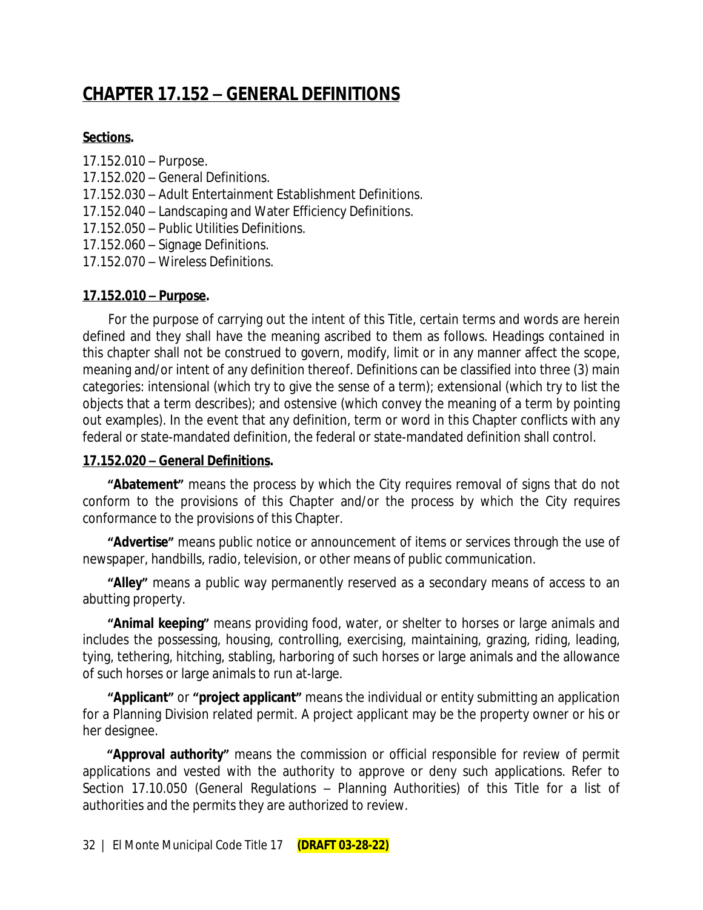# CHAPTER 17.152 – GENERAL DEFINITIONS

**Sections.**

17.152.010 – Purpose.
17.152.020 – General Definitions.
17.152.030 – Adult Entertainment Establishment Definitions.
17.152.040 – Landscaping and Water Efficiency Definitions.
17.152.050 – Public Utilities Definitions.
17.152.060 – Signage Definitions.
17.152.070 – Wireless Definitions.

**17.152.010 – Purpose.**

For the purpose of carrying out the intent of this Title, certain terms and words are herein defined and they shall have the meaning ascribed to them as follows. Headings contained in this chapter shall not be construed to govern, modify, limit or in any manner affect the scope, meaning and/or intent of any definition thereof. Definitions can be classified into three (3) main categories: intensional (which try to give the sense of a term); extensional (which try to list the objects that a term describes); and ostensive (which convey the meaning of a term by pointing out examples). In the event that any definition, term or word in this Chapter conflicts with any federal or state-mandated definition, the federal or state-mandated definition shall control.

**17.152.020 – General Definitions.**

**"Abatement"** means the process by which the City requires removal of signs that do not conform to the provisions of this Chapter and/or the process by which the City requires conformance to the provisions of this Chapter.

**"Advertise"** means public notice or announcement of items or services through the use of newspaper, handbills, radio, television, or other means of public communication.

**"Alley"** means a public way permanently reserved as a secondary means of access to an abutting property.

**"Animal keeping"** means providing food, water, or shelter to horses or large animals and includes the possessing, housing, controlling, exercising, maintaining, grazing, riding, leading, tying, tethering, hitching, stabling, harboring of such horses or large animals and the allowance of such horses or large animals to run at-large.

**"Applicant"** or **"project applicant"** means the individual or entity submitting an application for a Planning Division related permit. A project applicant may be the property owner or his or her designee.

**"Approval authority"** means the commission or official responsible for review of permit applications and vested with the authority to approve or deny such applications. Refer to Section 17.10.050 (General Regulations – Planning Authorities) of this Title for a list of authorities and the permits they are authorized to review.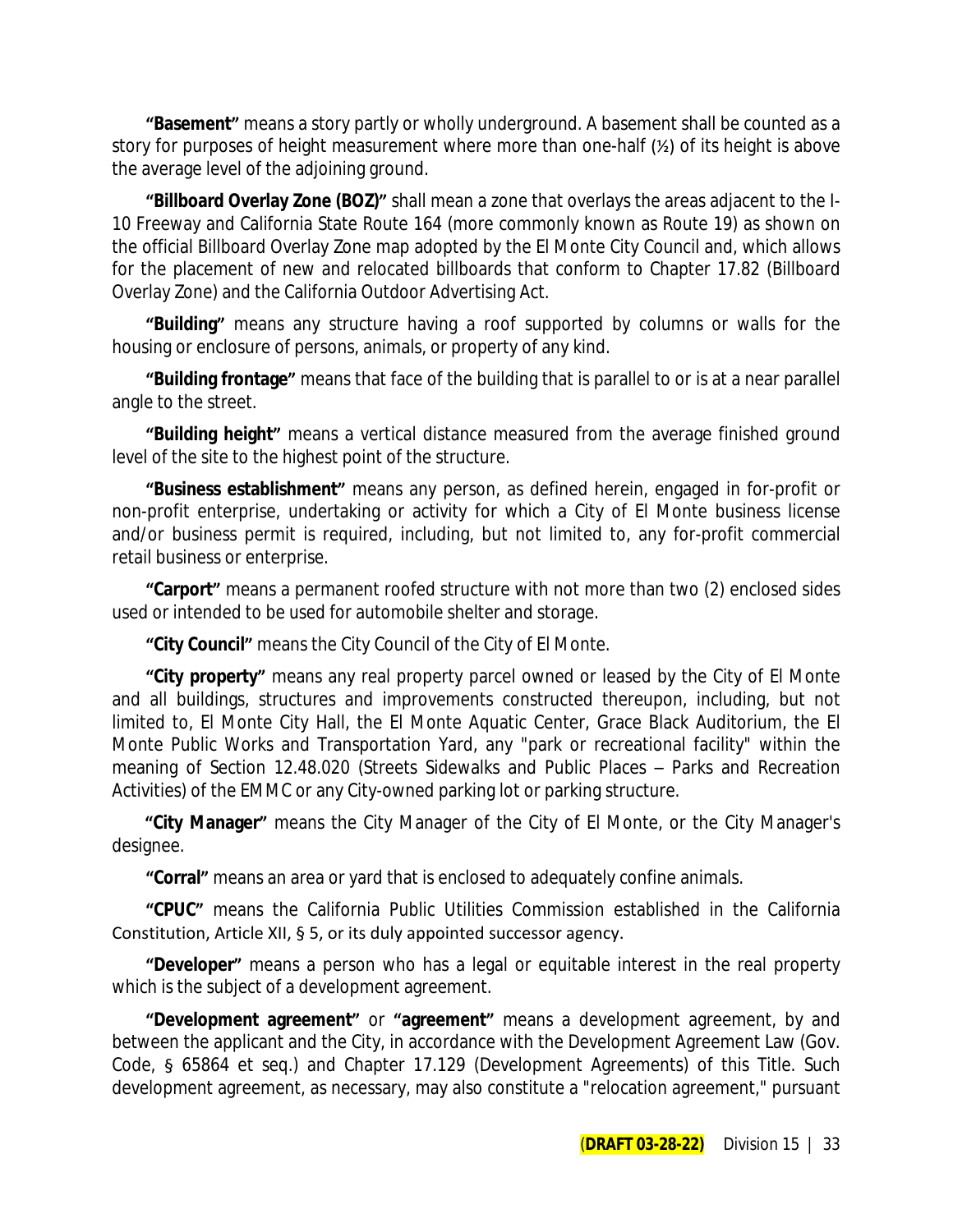**"Basement"** means a story partly or wholly underground. A basement shall be counted as a story for purposes of height measurement where more than one-half (½) of its height is above the average level of the adjoining ground.

**"Billboard Overlay Zone (BOZ)"** shall mean a zone that overlays the areas adjacent to the I-10 Freeway and California State Route 164 (more commonly known as Route 19) as shown on the official Billboard Overlay Zone map adopted by the El Monte City Council and, which allows for the placement of new and relocated billboards that conform to Chapter 17.82 (Billboard Overlay Zone) and the California Outdoor Advertising Act.

**"Building"** means any structure having a roof supported by columns or walls for the housing or enclosure of persons, animals, or property of any kind.

**"Building frontage"** means that face of the building that is parallel to or is at a near parallel angle to the street.

**"Building height"** means a vertical distance measured from the average finished ground level of the site to the highest point of the structure.

**"Business establishment"** means any person, as defined herein, engaged in for-profit or non-profit enterprise, undertaking or activity for which a City of El Monte business license and/or business permit is required, including, but not limited to, any for-profit commercial retail business or enterprise.

**"Carport"** means a permanent roofed structure with not more than two (2) enclosed sides used or intended to be used for automobile shelter and storage.

**"City Council"** means the City Council of the City of El Monte.

**"City property"** means any real property parcel owned or leased by the City of El Monte and all buildings, structures and improvements constructed thereupon, including, but not limited to, El Monte City Hall, the El Monte Aquatic Center, Grace Black Auditorium, the El Monte Public Works and Transportation Yard, any "park or recreational facility" within the meaning of Section 12.48.020 (Streets Sidewalks and Public Places – Parks and Recreation Activities) of the EMMC or any City-owned parking lot or parking structure.

**"City Manager"** means the City Manager of the City of El Monte, or the City Manager's designee.

**"Corral"** means an area or yard that is enclosed to adequately confine animals.

**"CPUC"** means the California Public Utilities Commission established in the California Constitution, Article XII, § 5, or its duly appointed successor agency.

**"Developer"** means a person who has a legal or equitable interest in the real property which is the subject of a development agreement.

**"Development agreement"** or **"agreement"** means a development agreement, by and between the applicant and the City, in accordance with the Development Agreement Law (Gov. Code, § 65864 et seq.) and Chapter 17.129 (Development Agreements) of this Title. Such development agreement, as necessary, may also constitute a "relocation agreement," pursuant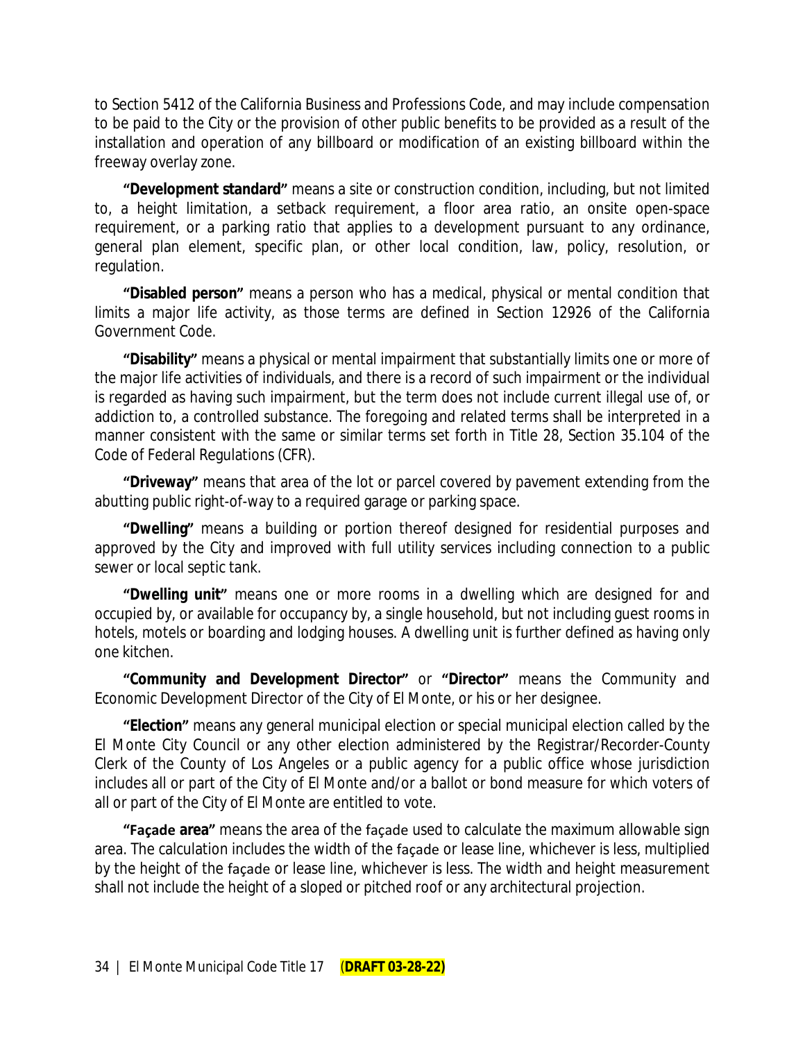to Section 5412 of the California Business and Professions Code, and may include compensation to be paid to the City or the provision of other public benefits to be provided as a result of the installation and operation of any billboard or modification of an existing billboard within the freeway overlay zone.

**"Development standard"** means a site or construction condition, including, but not limited to, a height limitation, a setback requirement, a floor area ratio, an onsite open-space requirement, or a parking ratio that applies to a development pursuant to any ordinance, general plan element, specific plan, or other local condition, law, policy, resolution, or regulation.

**"Disabled person"** means a person who has a medical, physical or mental condition that limits a major life activity, as those terms are defined in Section 12926 of the California Government Code.

**"Disability"** means a physical or mental impairment that substantially limits one or more of the major life activities of individuals, and there is a record of such impairment or the individual is regarded as having such impairment, but the term does not include current illegal use of, or addiction to, a controlled substance. The foregoing and related terms shall be interpreted in a manner consistent with the same or similar terms set forth in Title 28, Section 35.104 of the Code of Federal Regulations (CFR).

**"Driveway"** means that area of the lot or parcel covered by pavement extending from the abutting public right-of-way to a required garage or parking space.

**"Dwelling"** means a building or portion thereof designed for residential purposes and approved by the City and improved with full utility services including connection to a public sewer or local septic tank.

**"Dwelling unit"** means one or more rooms in a dwelling which are designed for and occupied by, or available for occupancy by, a single household, but not including guest rooms in hotels, motels or boarding and lodging houses. A dwelling unit is further defined as having only one kitchen.

**"Community and Development Director"** or **"Director"** means the Community and Economic Development Director of the City of El Monte, or his or her designee.

**"Election"** means any general municipal election or special municipal election called by the El Monte City Council or any other election administered by the Registrar/Recorder-County Clerk of the County of Los Angeles or a public agency for a public office whose jurisdiction includes all or part of the City of El Monte and/or a ballot or bond measure for which voters of all or part of the City of El Monte are entitled to vote.

**"Façade area"** means the area of the façade used to calculate the maximum allowable sign area. The calculation includes the width of the façade or lease line, whichever is less, multiplied by the height of the façade or lease line, whichever is less. The width and height measurement shall not include the height of a sloped or pitched roof or any architectural projection.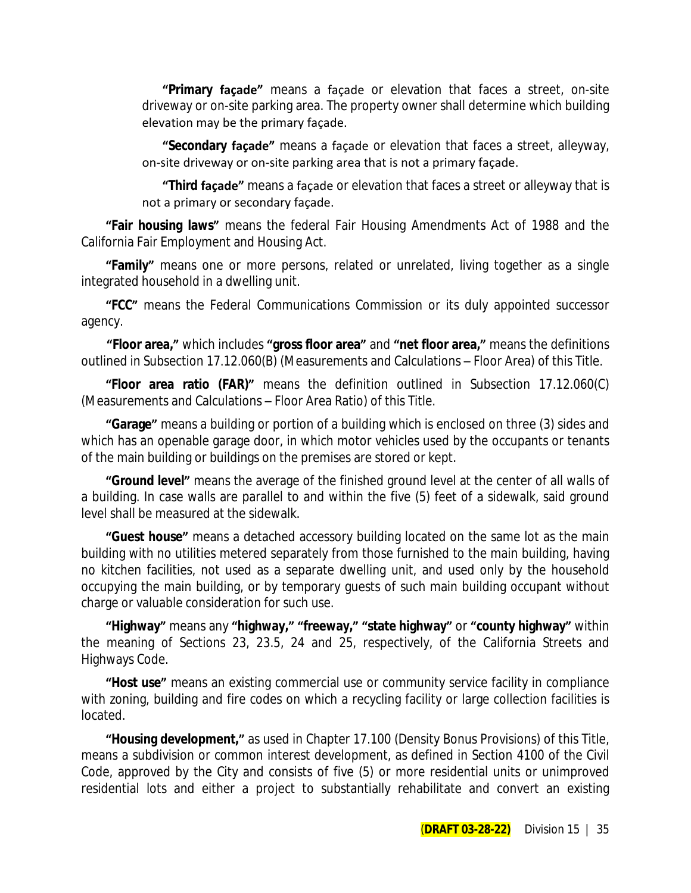**"Primary façade"** means a façade or elevation that faces a street, on-site driveway or on-site parking area. The property owner shall determine which building elevation may be the primary façade.

**"Secondary façade"** means a façade or elevation that faces a street, alleyway, on-site driveway or on-site parking area that is not a primary façade.

**"Third façade"** means a façade or elevation that faces a street or alleyway that is not a primary or secondary façade.

**"Fair housing laws"** means the federal Fair Housing Amendments Act of 1988 and the California Fair Employment and Housing Act.

**"Family"** means one or more persons, related or unrelated, living together as a single integrated household in a dwelling unit.

**"FCC"** means the Federal Communications Commission or its duly appointed successor agency.

**"Floor area,"** which includes **"gross floor area"** and **"net floor area,"** means the definitions outlined in Subsection 17.12.060(B) (Measurements and Calculations – Floor Area) of this Title.

**"Floor area ratio (FAR)"** means the definition outlined in Subsection 17.12.060(C) (Measurements and Calculations – Floor Area Ratio) of this Title.

**"Garage"** means a building or portion of a building which is enclosed on three (3) sides and which has an openable garage door, in which motor vehicles used by the occupants or tenants of the main building or buildings on the premises are stored or kept.

**"Ground level"** means the average of the finished ground level at the center of all walls of a building. In case walls are parallel to and within the five (5) feet of a sidewalk, said ground level shall be measured at the sidewalk.

**"Guest house"** means a detached accessory building located on the same lot as the main building with no utilities metered separately from those furnished to the main building, having no kitchen facilities, not used as a separate dwelling unit, and used only by the household occupying the main building, or by temporary guests of such main building occupant without charge or valuable consideration for such use.

**"Highway"** means any **"highway," "freeway," "state highway"** or **"county highway"** within the meaning of Sections 23, 23.5, 24 and 25, respectively, of the California Streets and Highways Code.

**"Host use"** means an existing commercial use or community service facility in compliance with zoning, building and fire codes on which a recycling facility or large collection facilities is located.

**"Housing development,"** as used in Chapter 17.100 (Density Bonus Provisions) of this Title, means a subdivision or common interest development, as defined in Section 4100 of the Civil Code, approved by the City and consists of five (5) or more residential units or unimproved residential lots and either a project to substantially rehabilitate and convert an existing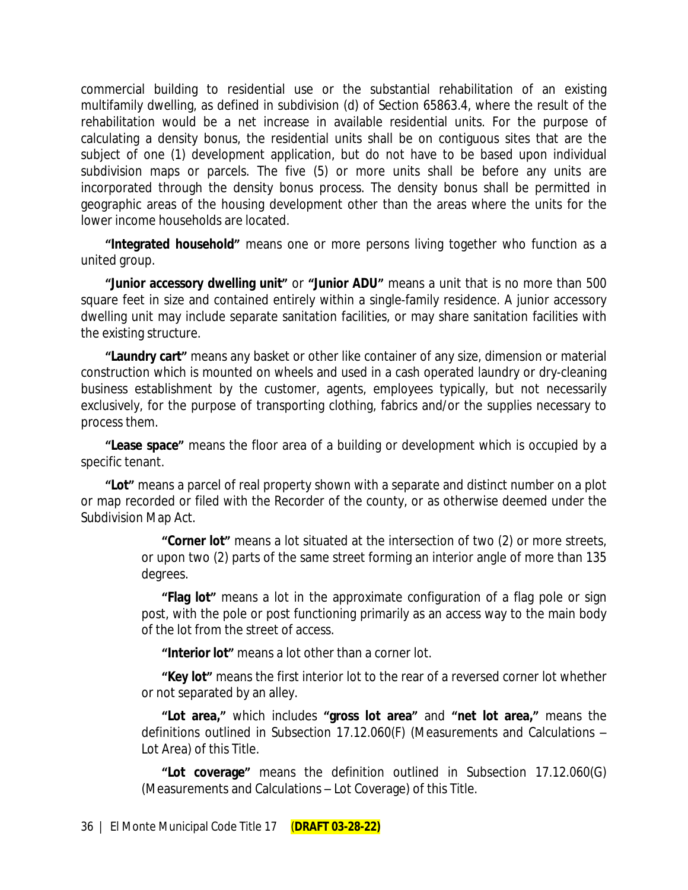commercial building to residential use or the substantial rehabilitation of an existing multifamily dwelling, as defined in subdivision (d) of Section 65863.4, where the result of the rehabilitation would be a net increase in available residential units. For the purpose of calculating a density bonus, the residential units shall be on contiguous sites that are the subject of one (1) development application, but do not have to be based upon individual subdivision maps or parcels. The five (5) or more units shall be before any units are incorporated through the density bonus process. The density bonus shall be permitted in geographic areas of the housing development other than the areas where the units for the lower income households are located.

**"Integrated household"** means one or more persons living together who function as a united group.

**"Junior accessory dwelling unit"** or **"Junior ADU"** means a unit that is no more than 500 square feet in size and contained entirely within a single-family residence. A junior accessory dwelling unit may include separate sanitation facilities, or may share sanitation facilities with the existing structure.

**"Laundry cart"** means any basket or other like container of any size, dimension or material construction which is mounted on wheels and used in a cash operated laundry or dry-cleaning business establishment by the customer, agents, employees typically, but not necessarily exclusively, for the purpose of transporting clothing, fabrics and/or the supplies necessary to process them.

**"Lease space"** means the floor area of a building or development which is occupied by a specific tenant.

**"Lot"** means a parcel of real property shown with a separate and distinct number on a plot or map recorded or filed with the Recorder of the county, or as otherwise deemed under the Subdivision Map Act.

> **"Corner lot"** means a lot situated at the intersection of two (2) or more streets, or upon two (2) parts of the same street forming an interior angle of more than 135 degrees.
>
> **"Flag lot"** means a lot in the approximate configuration of a flag pole or sign post, with the pole or post functioning primarily as an access way to the main body of the lot from the street of access.
>
> **"Interior lot"** means a lot other than a corner lot.
>
> **"Key lot"** means the first interior lot to the rear of a reversed corner lot whether or not separated by an alley.
>
> **"Lot area,"** which includes **"gross lot area"** and **"net lot area,"** means the definitions outlined in Subsection 17.12.060(F) (Measurements and Calculations – Lot Area) of this Title.
>
> **"Lot coverage"** means the definition outlined in Subsection 17.12.060(G) (Measurements and Calculations – Lot Coverage) of this Title.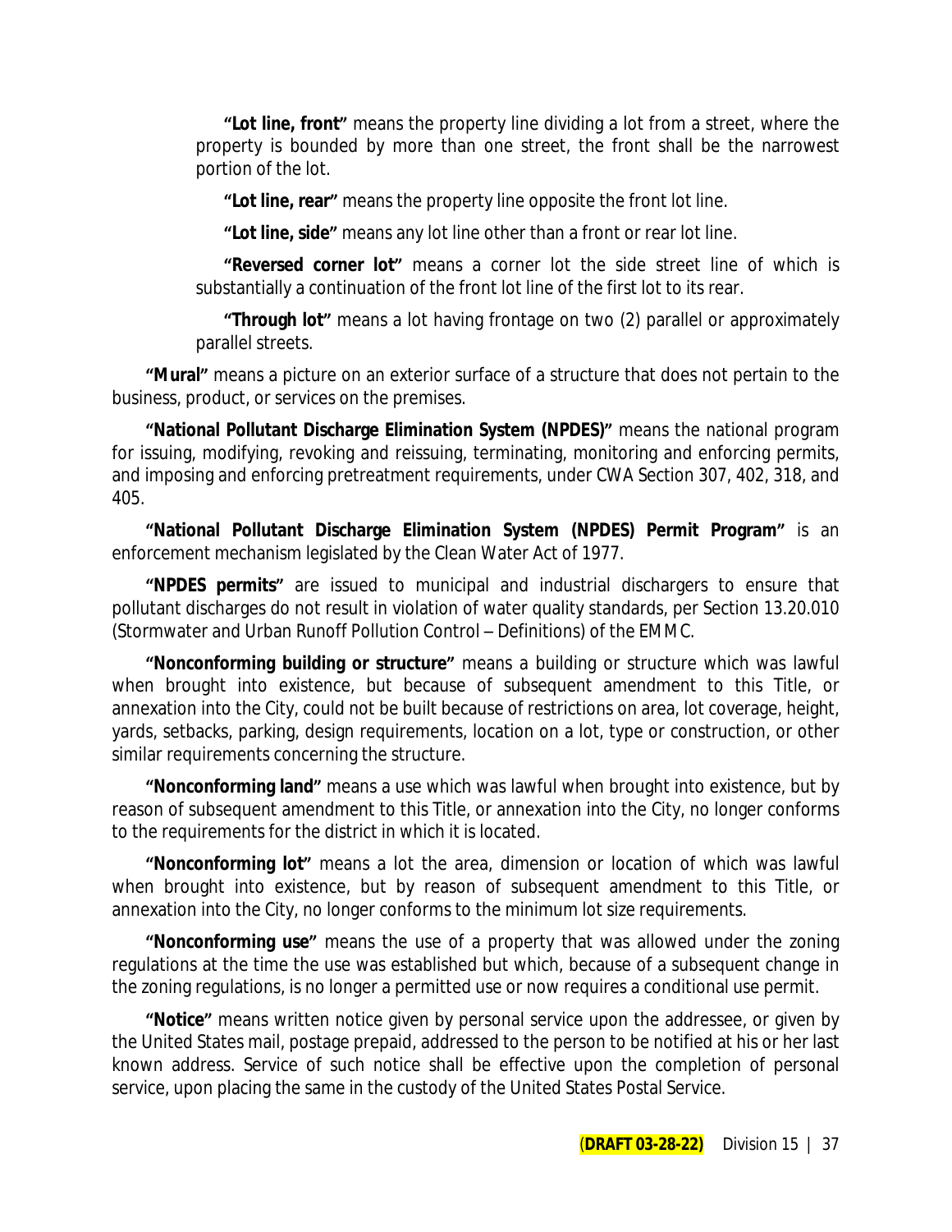**"Lot line, front"** means the property line dividing a lot from a street, where the property is bounded by more than one street, the front shall be the narrowest portion of the lot.

**"Lot line, rear"** means the property line opposite the front lot line.

**"Lot line, side"** means any lot line other than a front or rear lot line.

**"Reversed corner lot"** means a corner lot the side street line of which is substantially a continuation of the front lot line of the first lot to its rear.

**"Through lot"** means a lot having frontage on two (2) parallel or approximately parallel streets.

**"Mural"** means a picture on an exterior surface of a structure that does not pertain to the business, product, or services on the premises.

**"National Pollutant Discharge Elimination System (NPDES)"** means the national program for issuing, modifying, revoking and reissuing, terminating, monitoring and enforcing permits, and imposing and enforcing pretreatment requirements, under CWA Section 307, 402, 318, and 405.

**"National Pollutant Discharge Elimination System (NPDES) Permit Program"** is an enforcement mechanism legislated by the Clean Water Act of 1977.

**"NPDES permits"** are issued to municipal and industrial dischargers to ensure that pollutant discharges do not result in violation of water quality standards, per Section 13.20.010 (Stormwater and Urban Runoff Pollution Control – Definitions) of the EMMC.

**"Nonconforming building or structure"** means a building or structure which was lawful when brought into existence, but because of subsequent amendment to this Title, or annexation into the City, could not be built because of restrictions on area, lot coverage, height, yards, setbacks, parking, design requirements, location on a lot, type or construction, or other similar requirements concerning the structure.

**"Nonconforming land"** means a use which was lawful when brought into existence, but by reason of subsequent amendment to this Title, or annexation into the City, no longer conforms to the requirements for the district in which it is located.

**"Nonconforming lot"** means a lot the area, dimension or location of which was lawful when brought into existence, but by reason of subsequent amendment to this Title, or annexation into the City, no longer conforms to the minimum lot size requirements.

**"Nonconforming use"** means the use of a property that was allowed under the zoning regulations at the time the use was established but which, because of a subsequent change in the zoning regulations, is no longer a permitted use or now requires a conditional use permit.

**"Notice"** means written notice given by personal service upon the addressee, or given by the United States mail, postage prepaid, addressed to the person to be notified at his or her last known address. Service of such notice shall be effective upon the completion of personal service, upon placing the same in the custody of the United States Postal Service.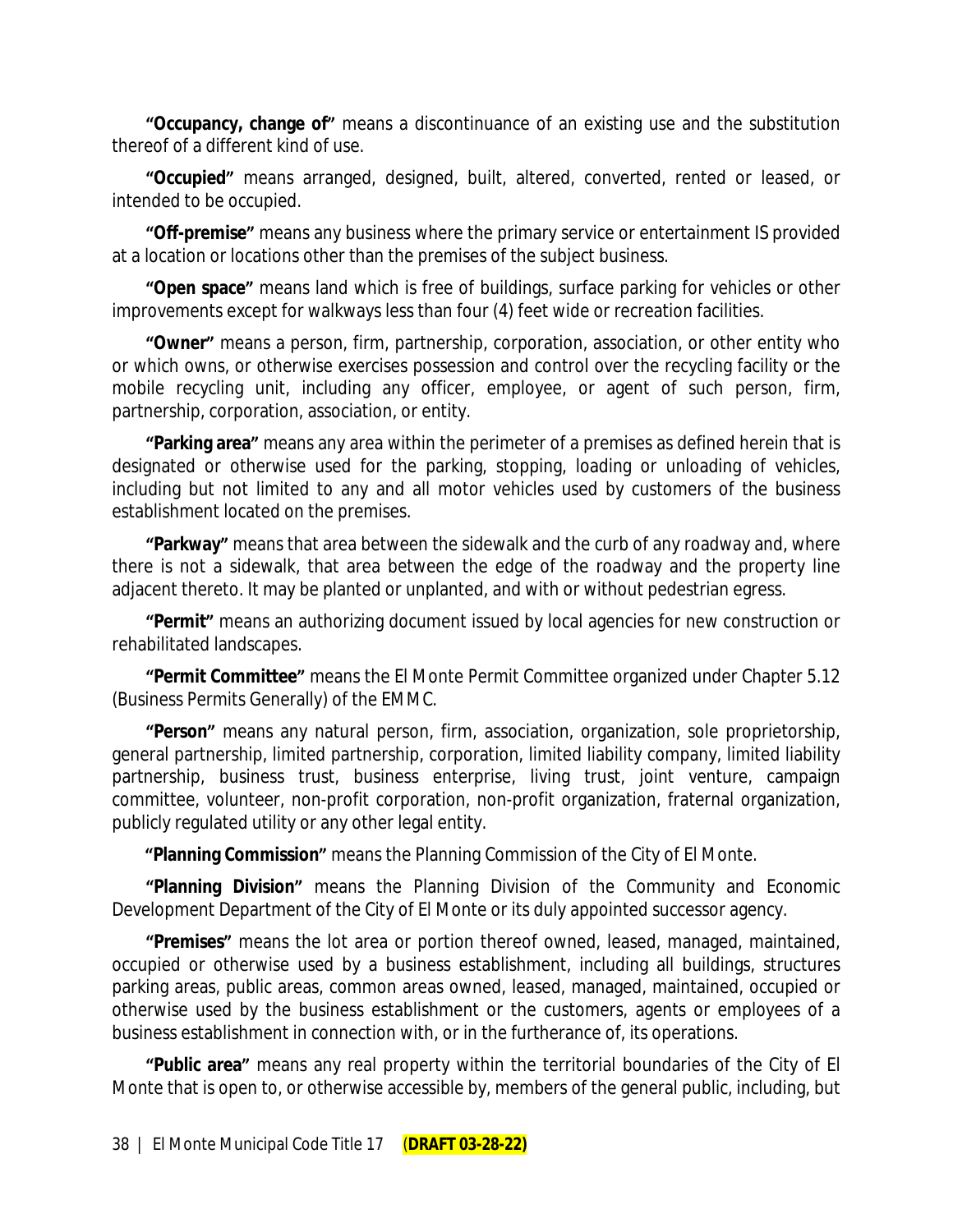**"Occupancy, change of"** means a discontinuance of an existing use and the substitution thereof of a different kind of use.

**"Occupied"** means arranged, designed, built, altered, converted, rented or leased, or intended to be occupied.

**"Off-premise"** means any business where the primary service or entertainment IS provided at a location or locations other than the premises of the subject business.

**"Open space"** means land which is free of buildings, surface parking for vehicles or other improvements except for walkways less than four (4) feet wide or recreation facilities.

**"Owner"** means a person, firm, partnership, corporation, association, or other entity who or which owns, or otherwise exercises possession and control over the recycling facility or the mobile recycling unit, including any officer, employee, or agent of such person, firm, partnership, corporation, association, or entity.

**"Parking area"** means any area within the perimeter of a premises as defined herein that is designated or otherwise used for the parking, stopping, loading or unloading of vehicles, including but not limited to any and all motor vehicles used by customers of the business establishment located on the premises.

**"Parkway"** means that area between the sidewalk and the curb of any roadway and, where there is not a sidewalk, that area between the edge of the roadway and the property line adjacent thereto. It may be planted or unplanted, and with or without pedestrian egress.

**"Permit"** means an authorizing document issued by local agencies for new construction or rehabilitated landscapes.

**"Permit Committee"** means the El Monte Permit Committee organized under Chapter 5.12 (Business Permits Generally) of the EMMC.

**"Person"** means any natural person, firm, association, organization, sole proprietorship, general partnership, limited partnership, corporation, limited liability company, limited liability partnership, business trust, business enterprise, living trust, joint venture, campaign committee, volunteer, non-profit corporation, non-profit organization, fraternal organization, publicly regulated utility or any other legal entity.

**"Planning Commission"** means the Planning Commission of the City of El Monte.

**"Planning Division"** means the Planning Division of the Community and Economic Development Department of the City of El Monte or its duly appointed successor agency.

**"Premises"** means the lot area or portion thereof owned, leased, managed, maintained, occupied or otherwise used by a business establishment, including all buildings, structures parking areas, public areas, common areas owned, leased, managed, maintained, occupied or otherwise used by the business establishment or the customers, agents or employees of a business establishment in connection with, or in the furtherance of, its operations.

**"Public area"** means any real property within the territorial boundaries of the City of El Monte that is open to, or otherwise accessible by, members of the general public, including, but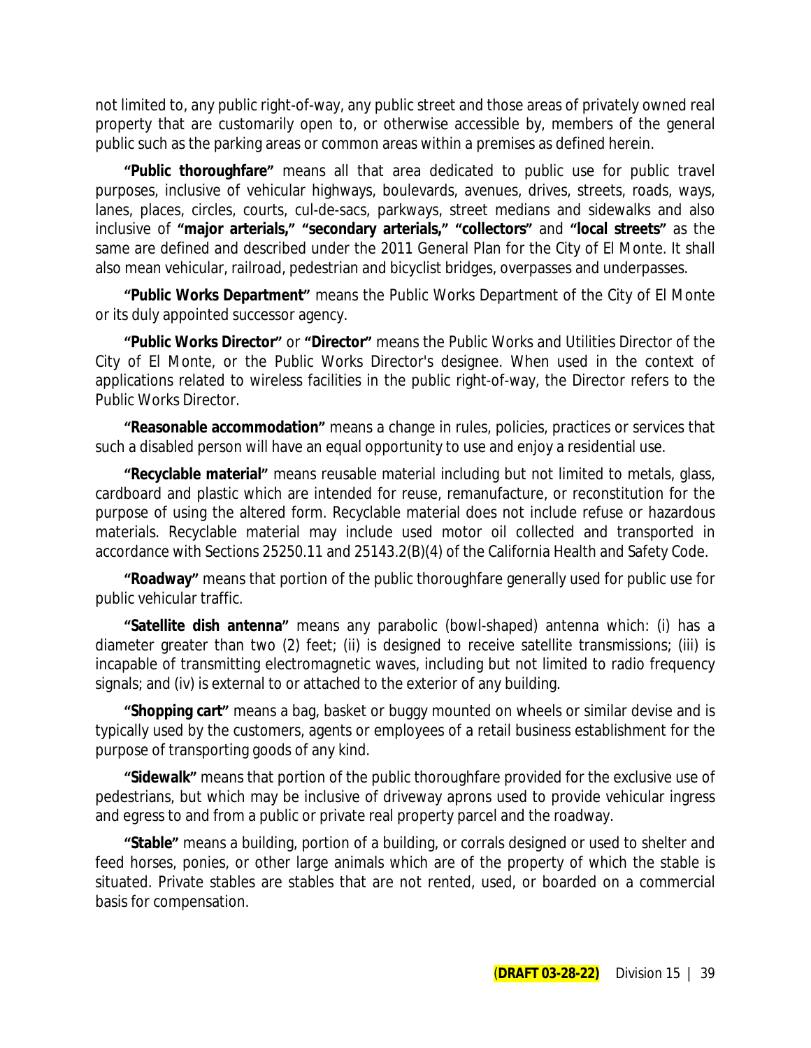not limited to, any public right-of-way, any public street and those areas of privately owned real property that are customarily open to, or otherwise accessible by, members of the general public such as the parking areas or common areas within a premises as defined herein.

**"Public thoroughfare"** means all that area dedicated to public use for public travel purposes, inclusive of vehicular highways, boulevards, avenues, drives, streets, roads, ways, lanes, places, circles, courts, cul-de-sacs, parkways, street medians and sidewalks and also inclusive of **"major arterials," "secondary arterials," "collectors"** and **"local streets"** as the same are defined and described under the 2011 General Plan for the City of El Monte. It shall also mean vehicular, railroad, pedestrian and bicyclist bridges, overpasses and underpasses.

**"Public Works Department"** means the Public Works Department of the City of El Monte or its duly appointed successor agency.

**"Public Works Director"** or **"Director"** means the Public Works and Utilities Director of the City of El Monte, or the Public Works Director's designee. When used in the context of applications related to wireless facilities in the public right-of-way, the Director refers to the Public Works Director.

**"Reasonable accommodation"** means a change in rules, policies, practices or services that such a disabled person will have an equal opportunity to use and enjoy a residential use.

**"Recyclable material"** means reusable material including but not limited to metals, glass, cardboard and plastic which are intended for reuse, remanufacture, or reconstitution for the purpose of using the altered form. Recyclable material does not include refuse or hazardous materials. Recyclable material may include used motor oil collected and transported in accordance with Sections 25250.11 and 25143.2(B)(4) of the California Health and Safety Code.

**"Roadway"** means that portion of the public thoroughfare generally used for public use for public vehicular traffic.

**"Satellite dish antenna"** means any parabolic (bowl-shaped) antenna which: (i) has a diameter greater than two (2) feet; (ii) is designed to receive satellite transmissions; (iii) is incapable of transmitting electromagnetic waves, including but not limited to radio frequency signals; and (iv) is external to or attached to the exterior of any building.

**"Shopping cart"** means a bag, basket or buggy mounted on wheels or similar devise and is typically used by the customers, agents or employees of a retail business establishment for the purpose of transporting goods of any kind.

**"Sidewalk"** means that portion of the public thoroughfare provided for the exclusive use of pedestrians, but which may be inclusive of driveway aprons used to provide vehicular ingress and egress to and from a public or private real property parcel and the roadway.

**"Stable"** means a building, portion of a building, or corrals designed or used to shelter and feed horses, ponies, or other large animals which are of the property of which the stable is situated. Private stables are stables that are not rented, used, or boarded on a commercial basis for compensation.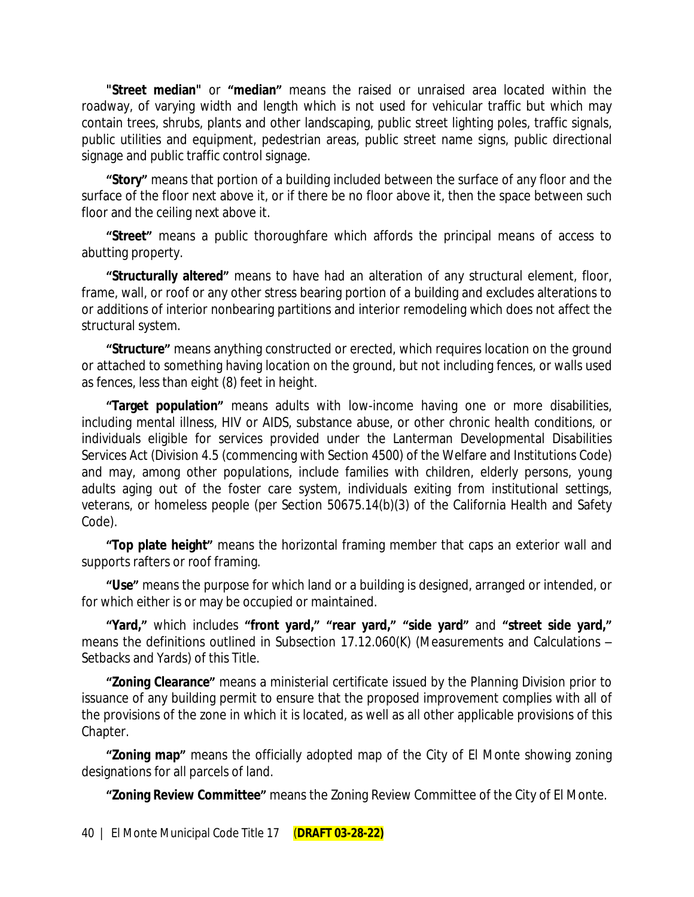**"Street median"** or **"median"** means the raised or unraised area located within the roadway, of varying width and length which is not used for vehicular traffic but which may contain trees, shrubs, plants and other landscaping, public street lighting poles, traffic signals, public utilities and equipment, pedestrian areas, public street name signs, public directional signage and public traffic control signage.

**"Story"** means that portion of a building included between the surface of any floor and the surface of the floor next above it, or if there be no floor above it, then the space between such floor and the ceiling next above it.

**"Street"** means a public thoroughfare which affords the principal means of access to abutting property.

**"Structurally altered"** means to have had an alteration of any structural element, floor, frame, wall, or roof or any other stress bearing portion of a building and excludes alterations to or additions of interior nonbearing partitions and interior remodeling which does not affect the structural system.

**"Structure"** means anything constructed or erected, which requires location on the ground or attached to something having location on the ground, but not including fences, or walls used as fences, less than eight (8) feet in height.

**"Target population"** means adults with low-income having one or more disabilities, including mental illness, HIV or AIDS, substance abuse, or other chronic health conditions, or individuals eligible for services provided under the Lanterman Developmental Disabilities Services Act (Division 4.5 (commencing with Section 4500) of the Welfare and Institutions Code) and may, among other populations, include families with children, elderly persons, young adults aging out of the foster care system, individuals exiting from institutional settings, veterans, or homeless people (per Section 50675.14(b)(3) of the California Health and Safety Code).

**"Top plate height"** means the horizontal framing member that caps an exterior wall and supports rafters or roof framing.

**"Use"** means the purpose for which land or a building is designed, arranged or intended, or for which either is or may be occupied or maintained.

**"Yard,"** which includes **"front yard," "rear yard," "side yard"** and **"street side yard,"** means the definitions outlined in Subsection 17.12.060(K) (Measurements and Calculations – Setbacks and Yards) of this Title.

**"Zoning Clearance"** means a ministerial certificate issued by the Planning Division prior to issuance of any building permit to ensure that the proposed improvement complies with all of the provisions of the zone in which it is located, as well as all other applicable provisions of this Chapter.

**"Zoning map"** means the officially adopted map of the City of El Monte showing zoning designations for all parcels of land.

**"Zoning Review Committee"** means the Zoning Review Committee of the City of El Monte.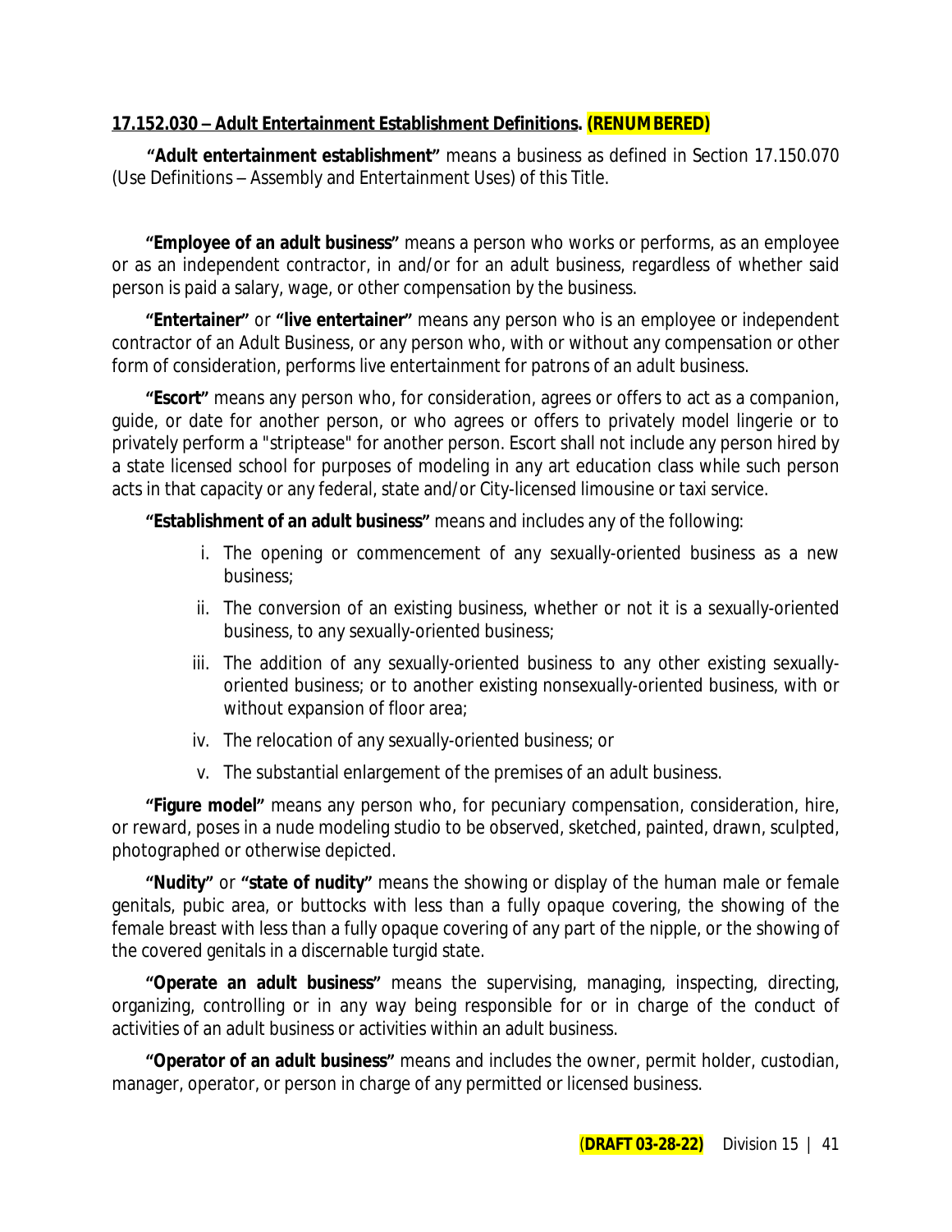**17.152.030 – Adult Entertainment Establishment Definitions. (RENUMBERED)**

**"Adult entertainment establishment"** means a business as defined in Section 17.150.070 (Use Definitions – Assembly and Entertainment Uses) of this Title.

**"Employee of an adult business"** means a person who works or performs, as an employee or as an independent contractor, in and/or for an adult business, regardless of whether said person is paid a salary, wage, or other compensation by the business.

**"Entertainer"** or **"live entertainer"** means any person who is an employee or independent contractor of an Adult Business, or any person who, with or without any compensation or other form of consideration, performs live entertainment for patrons of an adult business.

**"Escort"** means any person who, for consideration, agrees or offers to act as a companion, guide, or date for another person, or who agrees or offers to privately model lingerie or to privately perform a "striptease" for another person. Escort shall not include any person hired by a state licensed school for purposes of modeling in any art education class while such person acts in that capacity or any federal, state and/or City-licensed limousine or taxi service.

**"Establishment of an adult business"** means and includes any of the following:

i. The opening or commencement of any sexually-oriented business as a new business;

ii. The conversion of an existing business, whether or not it is a sexually-oriented business, to any sexually-oriented business;

iii. The addition of any sexually-oriented business to any other existing sexually-oriented business; or to another existing nonsexually-oriented business, with or without expansion of floor area;

iv. The relocation of any sexually-oriented business; or

v. The substantial enlargement of the premises of an adult business.

**"Figure model"** means any person who, for pecuniary compensation, consideration, hire, or reward, poses in a nude modeling studio to be observed, sketched, painted, drawn, sculpted, photographed or otherwise depicted.

**"Nudity"** or **"state of nudity"** means the showing or display of the human male or female genitals, pubic area, or buttocks with less than a fully opaque covering, the showing of the female breast with less than a fully opaque covering of any part of the nipple, or the showing of the covered genitals in a discernable turgid state.

**"Operate an adult business"** means the supervising, managing, inspecting, directing, organizing, controlling or in any way being responsible for or in charge of the conduct of activities of an adult business or activities within an adult business.

**"Operator of an adult business"** means and includes the owner, permit holder, custodian, manager, operator, or person in charge of any permitted or licensed business.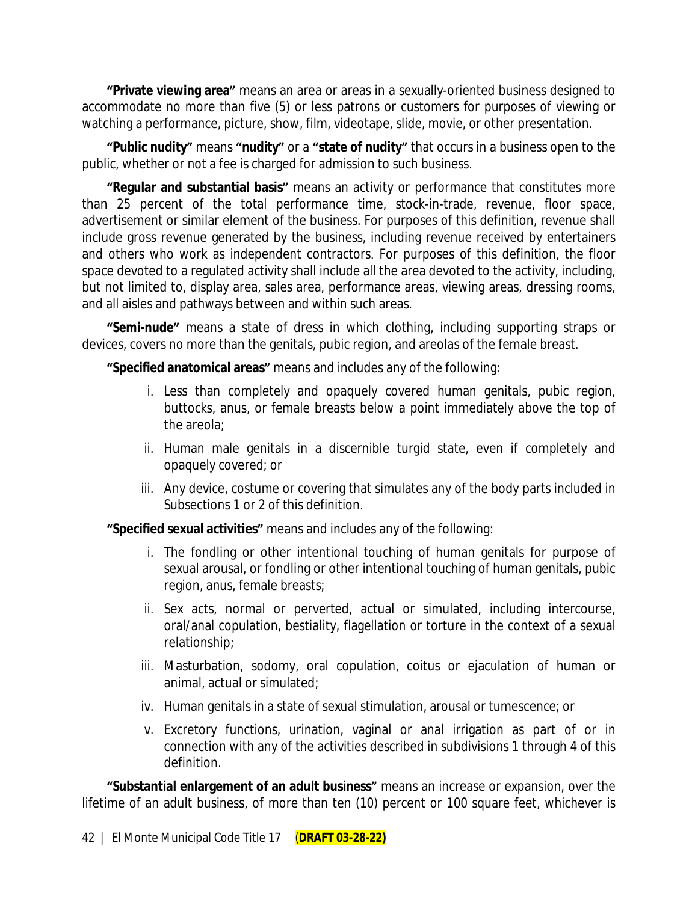**"Private viewing area"** means an area or areas in a sexually-oriented business designed to accommodate no more than five (5) or less patrons or customers for purposes of viewing or watching a performance, picture, show, film, videotape, slide, movie, or other presentation.

**"Public nudity"** means **"nudity"** or a **"state of nudity"** that occurs in a business open to the public, whether or not a fee is charged for admission to such business.

**"Regular and substantial basis"** means an activity or performance that constitutes more than 25 percent of the total performance time, stock-in-trade, revenue, floor space, advertisement or similar element of the business. For purposes of this definition, revenue shall include gross revenue generated by the business, including revenue received by entertainers and others who work as independent contractors. For purposes of this definition, the floor space devoted to a regulated activity shall include all the area devoted to the activity, including, but not limited to, display area, sales area, performance areas, viewing areas, dressing rooms, and all aisles and pathways between and within such areas.

**"Semi-nude"** means a state of dress in which clothing, including supporting straps or devices, covers no more than the genitals, pubic region, and areolas of the female breast.

**"Specified anatomical areas"** means and includes any of the following:

i. Less than completely and opaquely covered human genitals, pubic region, buttocks, anus, or female breasts below a point immediately above the top of the areola;

ii. Human male genitals in a discernible turgid state, even if completely and opaquely covered; or

iii. Any device, costume or covering that simulates any of the body parts included in Subsections 1 or 2 of this definition.

**"Specified sexual activities"** means and includes any of the following:

i. The fondling or other intentional touching of human genitals for purpose of sexual arousal, or fondling or other intentional touching of human genitals, pubic region, anus, female breasts;

ii. Sex acts, normal or perverted, actual or simulated, including intercourse, oral/anal copulation, bestiality, flagellation or torture in the context of a sexual relationship;

iii. Masturbation, sodomy, oral copulation, coitus or ejaculation of human or animal, actual or simulated;

iv. Human genitals in a state of sexual stimulation, arousal or tumescence; or

v. Excretory functions, urination, vaginal or anal irrigation as part of or in connection with any of the activities described in subdivisions 1 through 4 of this definition.

**"Substantial enlargement of an adult business"** means an increase or expansion, over the lifetime of an adult business, of more than ten (10) percent or 100 square feet, whichever is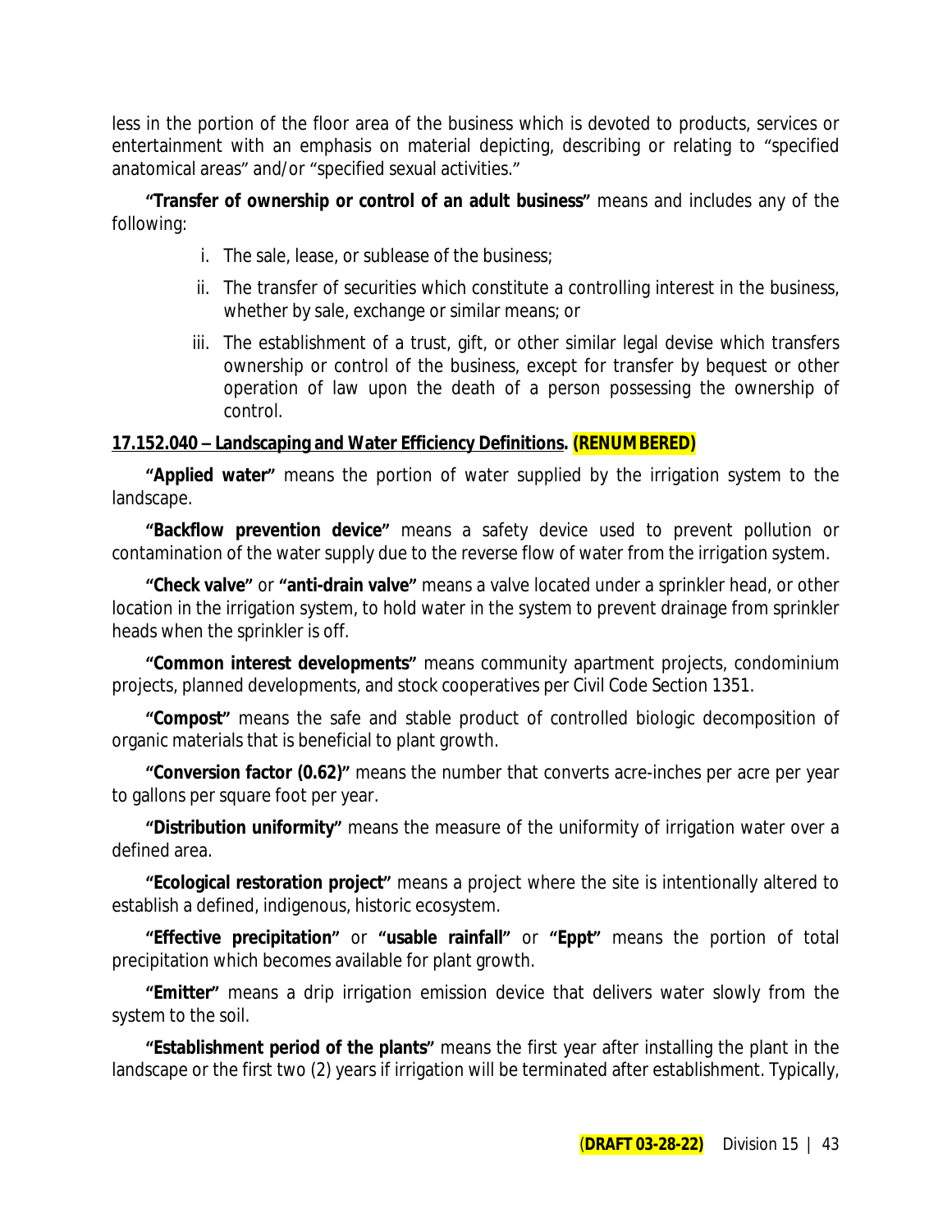less in the portion of the floor area of the business which is devoted to products, services or entertainment with an emphasis on material depicting, describing or relating to "specified anatomical areas" and/or "specified sexual activities."

**"Transfer of ownership or control of an adult business"** means and includes any of the following:

i. The sale, lease, or sublease of the business;

ii. The transfer of securities which constitute a controlling interest in the business, whether by sale, exchange or similar means; or

iii. The establishment of a trust, gift, or other similar legal devise which transfers ownership or control of the business, except for transfer by bequest or other operation of law upon the death of a person possessing the ownership of control.

**17.152.040 – Landscaping and Water Efficiency Definitions. (RENUMBERED)**

**"Applied water"** means the portion of water supplied by the irrigation system to the landscape.

**"Backflow prevention device"** means a safety device used to prevent pollution or contamination of the water supply due to the reverse flow of water from the irrigation system.

**"Check valve"** or **"anti-drain valve"** means a valve located under a sprinkler head, or other location in the irrigation system, to hold water in the system to prevent drainage from sprinkler heads when the sprinkler is off.

**"Common interest developments"** means community apartment projects, condominium projects, planned developments, and stock cooperatives per Civil Code Section 1351.

**"Compost"** means the safe and stable product of controlled biologic decomposition of organic materials that is beneficial to plant growth.

**"Conversion factor (0.62)"** means the number that converts acre-inches per acre per year to gallons per square foot per year.

**"Distribution uniformity"** means the measure of the uniformity of irrigation water over a defined area.

**"Ecological restoration project"** means a project where the site is intentionally altered to establish a defined, indigenous, historic ecosystem.

**"Effective precipitation"** or **"usable rainfall"** or **"Eppt"** means the portion of total precipitation which becomes available for plant growth.

**"Emitter"** means a drip irrigation emission device that delivers water slowly from the system to the soil.

**"Establishment period of the plants"** means the first year after installing the plant in the landscape or the first two (2) years if irrigation will be terminated after establishment. Typically,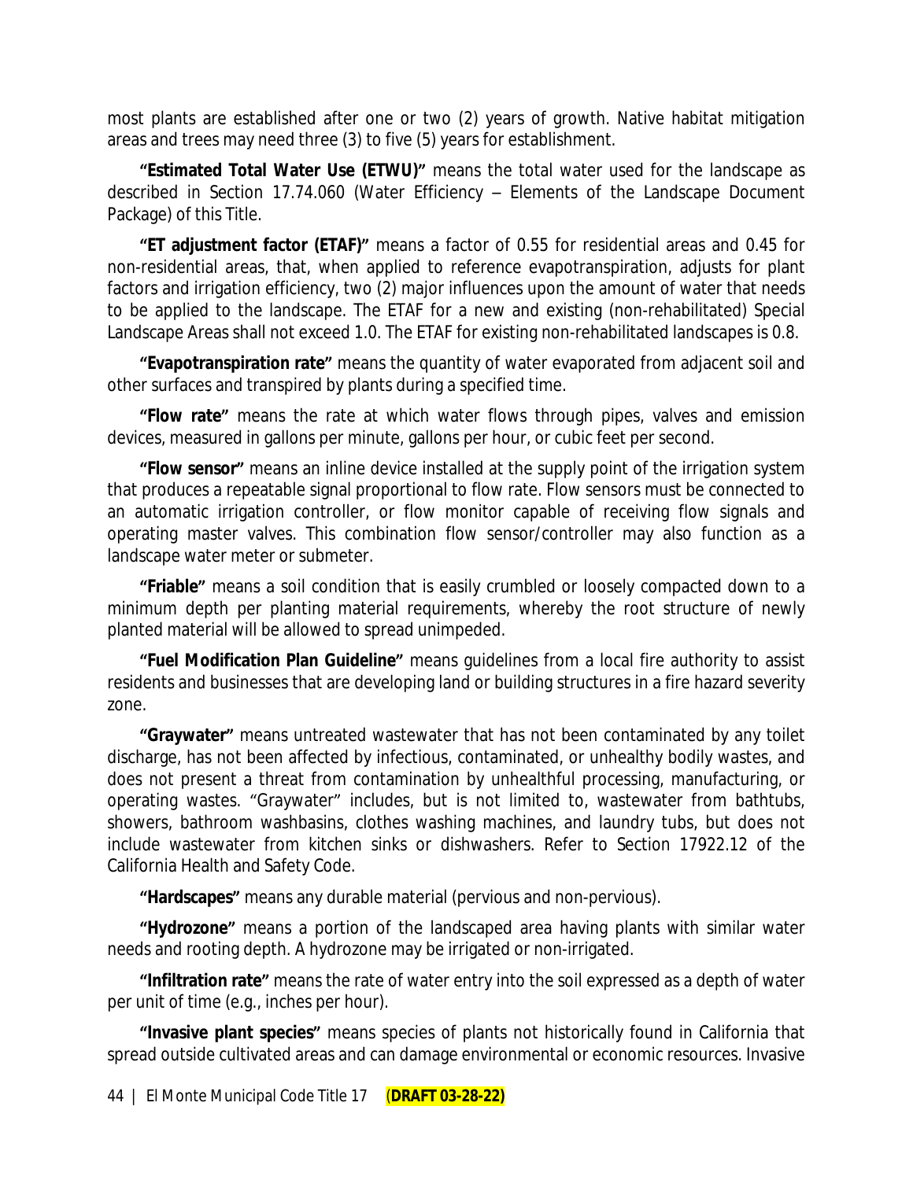most plants are established after one or two (2) years of growth. Native habitat mitigation areas and trees may need three (3) to five (5) years for establishment.

**"Estimated Total Water Use (ETWU)"** means the total water used for the landscape as described in Section 17.74.060 (Water Efficiency – Elements of the Landscape Document Package) of this Title.

**"ET adjustment factor (ETAF)"** means a factor of 0.55 for residential areas and 0.45 for non-residential areas, that, when applied to reference evapotranspiration, adjusts for plant factors and irrigation efficiency, two (2) major influences upon the amount of water that needs to be applied to the landscape. The ETAF for a new and existing (non-rehabilitated) Special Landscape Areas shall not exceed 1.0. The ETAF for existing non-rehabilitated landscapes is 0.8.

**"Evapotranspiration rate"** means the quantity of water evaporated from adjacent soil and other surfaces and transpired by plants during a specified time.

**"Flow rate"** means the rate at which water flows through pipes, valves and emission devices, measured in gallons per minute, gallons per hour, or cubic feet per second.

**"Flow sensor"** means an inline device installed at the supply point of the irrigation system that produces a repeatable signal proportional to flow rate. Flow sensors must be connected to an automatic irrigation controller, or flow monitor capable of receiving flow signals and operating master valves. This combination flow sensor/controller may also function as a landscape water meter or submeter.

**"Friable"** means a soil condition that is easily crumbled or loosely compacted down to a minimum depth per planting material requirements, whereby the root structure of newly planted material will be allowed to spread unimpeded.

**"Fuel Modification Plan Guideline"** means guidelines from a local fire authority to assist residents and businesses that are developing land or building structures in a fire hazard severity zone.

**"Graywater"** means untreated wastewater that has not been contaminated by any toilet discharge, has not been affected by infectious, contaminated, or unhealthy bodily wastes, and does not present a threat from contamination by unhealthful processing, manufacturing, or operating wastes. "Graywater" includes, but is not limited to, wastewater from bathtubs, showers, bathroom washbasins, clothes washing machines, and laundry tubs, but does not include wastewater from kitchen sinks or dishwashers. Refer to Section 17922.12 of the California Health and Safety Code.

**"Hardscapes"** means any durable material (pervious and non-pervious).

**"Hydrozone"** means a portion of the landscaped area having plants with similar water needs and rooting depth. A hydrozone may be irrigated or non-irrigated.

**"Infiltration rate"** means the rate of water entry into the soil expressed as a depth of water per unit of time (e.g., inches per hour).

**"Invasive plant species"** means species of plants not historically found in California that spread outside cultivated areas and can damage environmental or economic resources. Invasive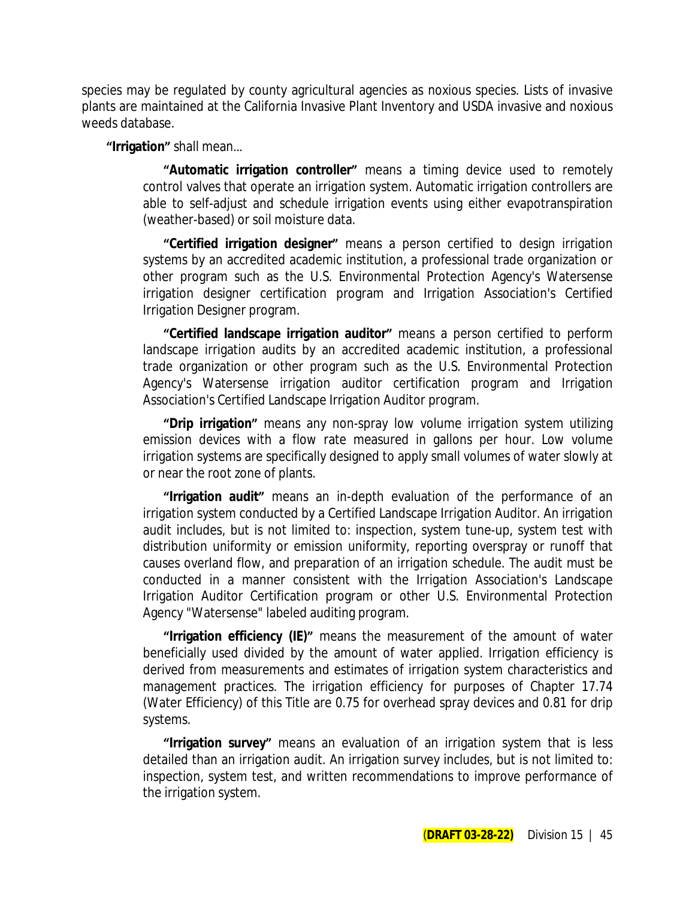species may be regulated by county agricultural agencies as noxious species. Lists of invasive plants are maintained at the California Invasive Plant Inventory and USDA invasive and noxious weeds database.

**"Irrigation"** shall mean...

**"Automatic irrigation controller"** means a timing device used to remotely control valves that operate an irrigation system. Automatic irrigation controllers are able to self-adjust and schedule irrigation events using either evapotranspiration (weather-based) or soil moisture data.

**"Certified irrigation designer"** means a person certified to design irrigation systems by an accredited academic institution, a professional trade organization or other program such as the U.S. Environmental Protection Agency's Watersense irrigation designer certification program and Irrigation Association's Certified Irrigation Designer program.

**"Certified landscape irrigation auditor"** means a person certified to perform landscape irrigation audits by an accredited academic institution, a professional trade organization or other program such as the U.S. Environmental Protection Agency's Watersense irrigation auditor certification program and Irrigation Association's Certified Landscape Irrigation Auditor program.

**"Drip irrigation"** means any non-spray low volume irrigation system utilizing emission devices with a flow rate measured in gallons per hour. Low volume irrigation systems are specifically designed to apply small volumes of water slowly at or near the root zone of plants.

**"Irrigation audit"** means an in-depth evaluation of the performance of an irrigation system conducted by a Certified Landscape Irrigation Auditor. An irrigation audit includes, but is not limited to: inspection, system tune-up, system test with distribution uniformity or emission uniformity, reporting overspray or runoff that causes overland flow, and preparation of an irrigation schedule. The audit must be conducted in a manner consistent with the Irrigation Association's Landscape Irrigation Auditor Certification program or other U.S. Environmental Protection Agency "Watersense" labeled auditing program.

**"Irrigation efficiency (IE)"** means the measurement of the amount of water beneficially used divided by the amount of water applied. Irrigation efficiency is derived from measurements and estimates of irrigation system characteristics and management practices. The irrigation efficiency for purposes of Chapter 17.74 (Water Efficiency) of this Title are 0.75 for overhead spray devices and 0.81 for drip systems.

**"Irrigation survey"** means an evaluation of an irrigation system that is less detailed than an irrigation audit. An irrigation survey includes, but is not limited to: inspection, system test, and written recommendations to improve performance of the irrigation system.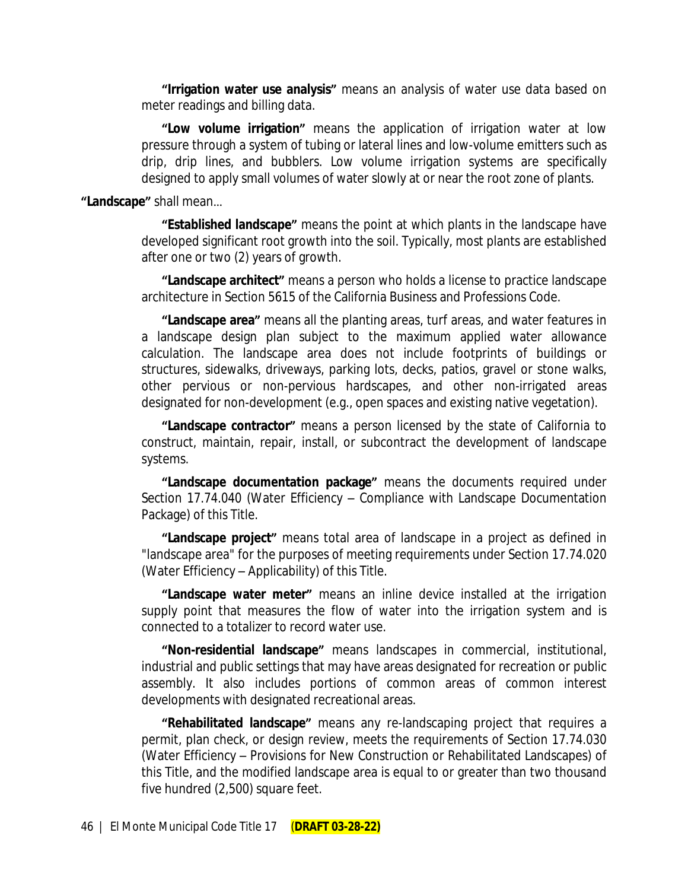**"Irrigation water use analysis"** means an analysis of water use data based on meter readings and billing data.

**"Low volume irrigation"** means the application of irrigation water at low pressure through a system of tubing or lateral lines and low-volume emitters such as drip, drip lines, and bubblers. Low volume irrigation systems are specifically designed to apply small volumes of water slowly at or near the root zone of plants.

**"Landscape"** shall mean...

**"Established landscape"** means the point at which plants in the landscape have developed significant root growth into the soil. Typically, most plants are established after one or two (2) years of growth.

**"Landscape architect"** means a person who holds a license to practice landscape architecture in Section 5615 of the California Business and Professions Code.

**"Landscape area"** means all the planting areas, turf areas, and water features in a landscape design plan subject to the maximum applied water allowance calculation. The landscape area does not include footprints of buildings or structures, sidewalks, driveways, parking lots, decks, patios, gravel or stone walks, other pervious or non-pervious hardscapes, and other non-irrigated areas designated for non-development (e.g., open spaces and existing native vegetation).

**"Landscape contractor"** means a person licensed by the state of California to construct, maintain, repair, install, or subcontract the development of landscape systems.

**"Landscape documentation package"** means the documents required under Section 17.74.040 (Water Efficiency – Compliance with Landscape Documentation Package) of this Title.

**"Landscape project"** means total area of landscape in a project as defined in "landscape area" for the purposes of meeting requirements under Section 17.74.020 (Water Efficiency – Applicability) of this Title.

**"Landscape water meter"** means an inline device installed at the irrigation supply point that measures the flow of water into the irrigation system and is connected to a totalizer to record water use.

**"Non-residential landscape"** means landscapes in commercial, institutional, industrial and public settings that may have areas designated for recreation or public assembly. It also includes portions of common areas of common interest developments with designated recreational areas.

**"Rehabilitated landscape"** means any re-landscaping project that requires a permit, plan check, or design review, meets the requirements of Section 17.74.030 (Water Efficiency – Provisions for New Construction or Rehabilitated Landscapes) of this Title, and the modified landscape area is equal to or greater than two thousand five hundred (2,500) square feet.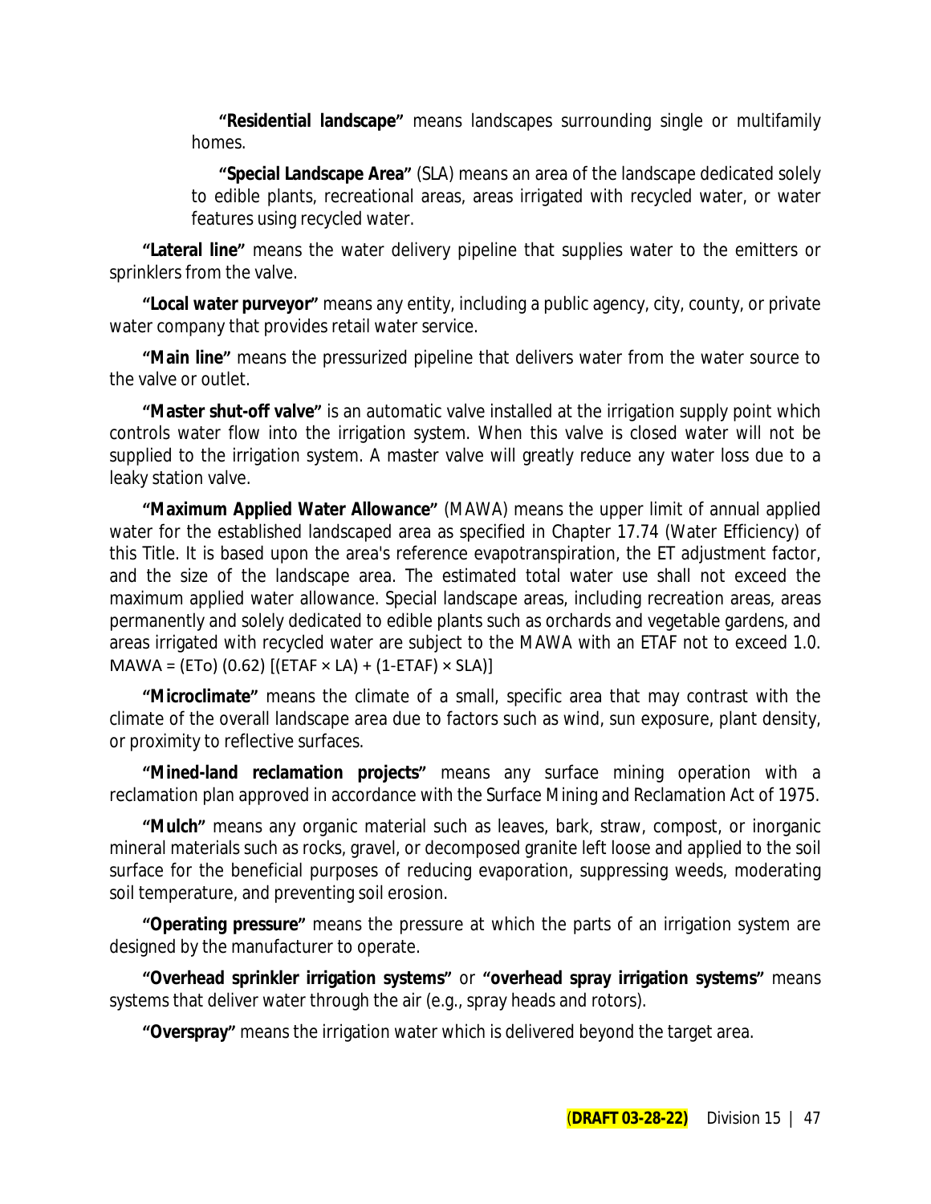**"Residential landscape"** means landscapes surrounding single or multifamily homes.

**"Special Landscape Area"** (SLA) means an area of the landscape dedicated solely to edible plants, recreational areas, areas irrigated with recycled water, or water features using recycled water.

**"Lateral line"** means the water delivery pipeline that supplies water to the emitters or sprinklers from the valve.

**"Local water purveyor"** means any entity, including a public agency, city, county, or private water company that provides retail water service.

**"Main line"** means the pressurized pipeline that delivers water from the water source to the valve or outlet.

**"Master shut-off valve"** is an automatic valve installed at the irrigation supply point which controls water flow into the irrigation system. When this valve is closed water will not be supplied to the irrigation system. A master valve will greatly reduce any water loss due to a leaky station valve.

**"Maximum Applied Water Allowance"** (MAWA) means the upper limit of annual applied water for the established landscaped area as specified in Chapter 17.74 (Water Efficiency) of this Title. It is based upon the area's reference evapotranspiration, the ET adjustment factor, and the size of the landscape area. The estimated total water use shall not exceed the maximum applied water allowance. Special landscape areas, including recreation areas, areas permanently and solely dedicated to edible plants such as orchards and vegetable gardens, and areas irrigated with recycled water are subject to the MAWA with an ETAF not to exceed 1.0. $MAWA = (ETo)\ (0.62)\ [(ETAF \times LA) + (1\text{-}ETAF) \times SLA)]$

**"Microclimate"** means the climate of a small, specific area that may contrast with the climate of the overall landscape area due to factors such as wind, sun exposure, plant density, or proximity to reflective surfaces.

**"Mined-land reclamation projects"** means any surface mining operation with a reclamation plan approved in accordance with the Surface Mining and Reclamation Act of 1975.

**"Mulch"** means any organic material such as leaves, bark, straw, compost, or inorganic mineral materials such as rocks, gravel, or decomposed granite left loose and applied to the soil surface for the beneficial purposes of reducing evaporation, suppressing weeds, moderating soil temperature, and preventing soil erosion.

**"Operating pressure"** means the pressure at which the parts of an irrigation system are designed by the manufacturer to operate.

**"Overhead sprinkler irrigation systems"** or **"overhead spray irrigation systems"** means systems that deliver water through the air (e.g., spray heads and rotors).

**"Overspray"** means the irrigation water which is delivered beyond the target area.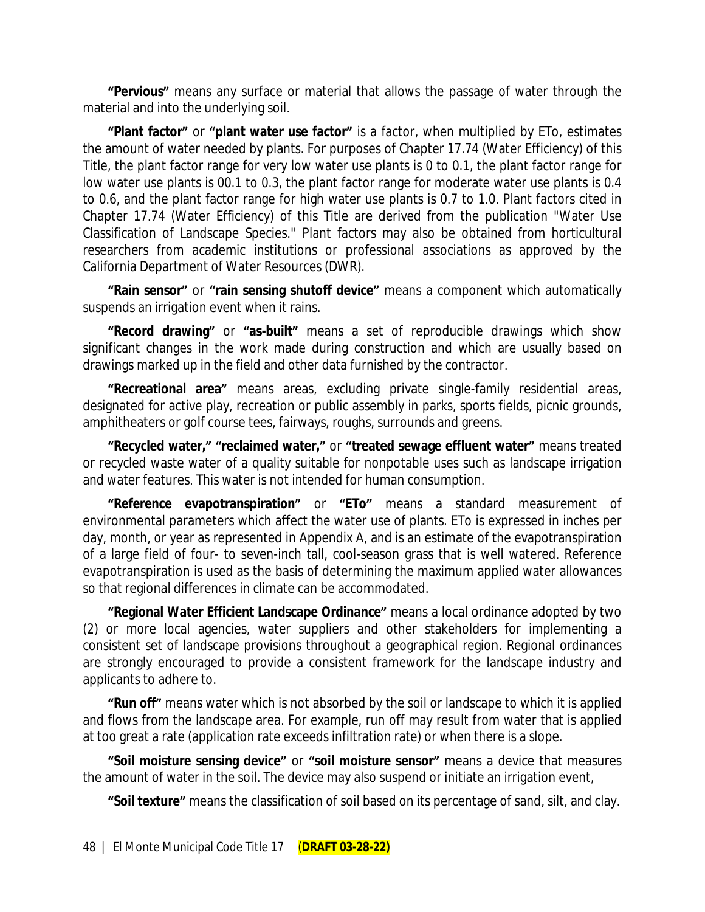**"Pervious"** means any surface or material that allows the passage of water through the material and into the underlying soil.

**"Plant factor"** or **"plant water use factor"** is a factor, when multiplied by ETo, estimates the amount of water needed by plants. For purposes of Chapter 17.74 (Water Efficiency) of this Title, the plant factor range for very low water use plants is 0 to 0.1, the plant factor range for low water use plants is 00.1 to 0.3, the plant factor range for moderate water use plants is 0.4 to 0.6, and the plant factor range for high water use plants is 0.7 to 1.0. Plant factors cited in Chapter 17.74 (Water Efficiency) of this Title are derived from the publication "Water Use Classification of Landscape Species." Plant factors may also be obtained from horticultural researchers from academic institutions or professional associations as approved by the California Department of Water Resources (DWR).

**"Rain sensor"** or **"rain sensing shutoff device"** means a component which automatically suspends an irrigation event when it rains.

**"Record drawing"** or **"as-built"** means a set of reproducible drawings which show significant changes in the work made during construction and which are usually based on drawings marked up in the field and other data furnished by the contractor.

**"Recreational area"** means areas, excluding private single-family residential areas, designated for active play, recreation or public assembly in parks, sports fields, picnic grounds, amphitheaters or golf course tees, fairways, roughs, surrounds and greens.

**"Recycled water," "reclaimed water,"** or **"treated sewage effluent water"** means treated or recycled waste water of a quality suitable for nonpotable uses such as landscape irrigation and water features. This water is not intended for human consumption.

**"Reference evapotranspiration"** or **"ETo"** means a standard measurement of environmental parameters which affect the water use of plants. ETo is expressed in inches per day, month, or year as represented in Appendix A, and is an estimate of the evapotranspiration of a large field of four- to seven-inch tall, cool-season grass that is well watered. Reference evapotranspiration is used as the basis of determining the maximum applied water allowances so that regional differences in climate can be accommodated.

**"Regional Water Efficient Landscape Ordinance"** means a local ordinance adopted by two (2) or more local agencies, water suppliers and other stakeholders for implementing a consistent set of landscape provisions throughout a geographical region. Regional ordinances are strongly encouraged to provide a consistent framework for the landscape industry and applicants to adhere to.

**"Run off"** means water which is not absorbed by the soil or landscape to which it is applied and flows from the landscape area. For example, run off may result from water that is applied at too great a rate (application rate exceeds infiltration rate) or when there is a slope.

**"Soil moisture sensing device"** or **"soil moisture sensor"** means a device that measures the amount of water in the soil. The device may also suspend or initiate an irrigation event,

**"Soil texture"** means the classification of soil based on its percentage of sand, silt, and clay.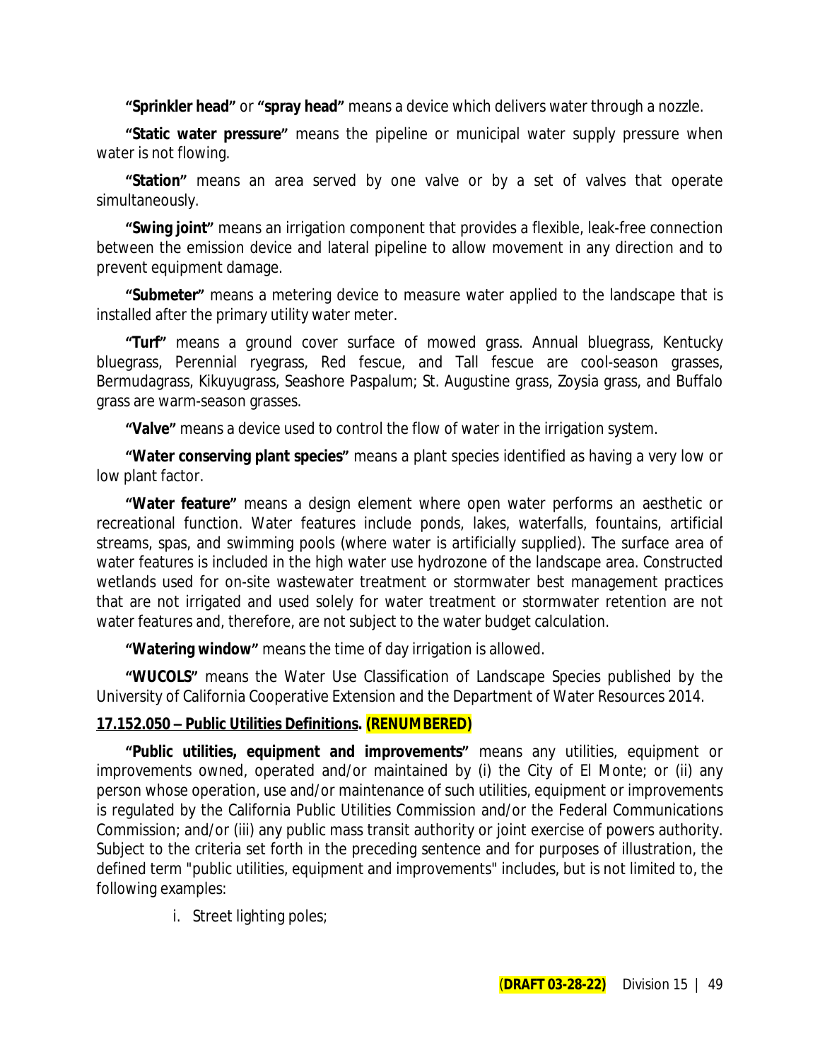**"Sprinkler head"** or **"spray head"** means a device which delivers water through a nozzle.

**"Static water pressure"** means the pipeline or municipal water supply pressure when water is not flowing.

**"Station"** means an area served by one valve or by a set of valves that operate simultaneously.

**"Swing joint"** means an irrigation component that provides a flexible, leak-free connection between the emission device and lateral pipeline to allow movement in any direction and to prevent equipment damage.

**"Submeter"** means a metering device to measure water applied to the landscape that is installed after the primary utility water meter.

**"Turf"** means a ground cover surface of mowed grass. Annual bluegrass, Kentucky bluegrass, Perennial ryegrass, Red fescue, and Tall fescue are cool-season grasses, Bermudagrass, Kikuyugrass, Seashore Paspalum; St. Augustine grass, Zoysia grass, and Buffalo grass are warm-season grasses.

**"Valve"** means a device used to control the flow of water in the irrigation system.

**"Water conserving plant species"** means a plant species identified as having a very low or low plant factor.

**"Water feature"** means a design element where open water performs an aesthetic or recreational function. Water features include ponds, lakes, waterfalls, fountains, artificial streams, spas, and swimming pools (where water is artificially supplied). The surface area of water features is included in the high water use hydrozone of the landscape area. Constructed wetlands used for on-site wastewater treatment or stormwater best management practices that are not irrigated and used solely for water treatment or stormwater retention are not water features and, therefore, are not subject to the water budget calculation.

**"Watering window"** means the time of day irrigation is allowed.

**"WUCOLS"** means the Water Use Classification of Landscape Species published by the University of California Cooperative Extension and the Department of Water Resources 2014.

### 17.152.050 – Public Utilities Definitions. (RENUMBERED)

**"Public utilities, equipment and improvements"** means any utilities, equipment or improvements owned, operated and/or maintained by (i) the City of El Monte; or (ii) any person whose operation, use and/or maintenance of such utilities, equipment or improvements is regulated by the California Public Utilities Commission and/or the Federal Communications Commission; and/or (iii) any public mass transit authority or joint exercise of powers authority. Subject to the criteria set forth in the preceding sentence and for purposes of illustration, the defined term "public utilities, equipment and improvements" includes, but is not limited to, the following examples:

i. Street lighting poles;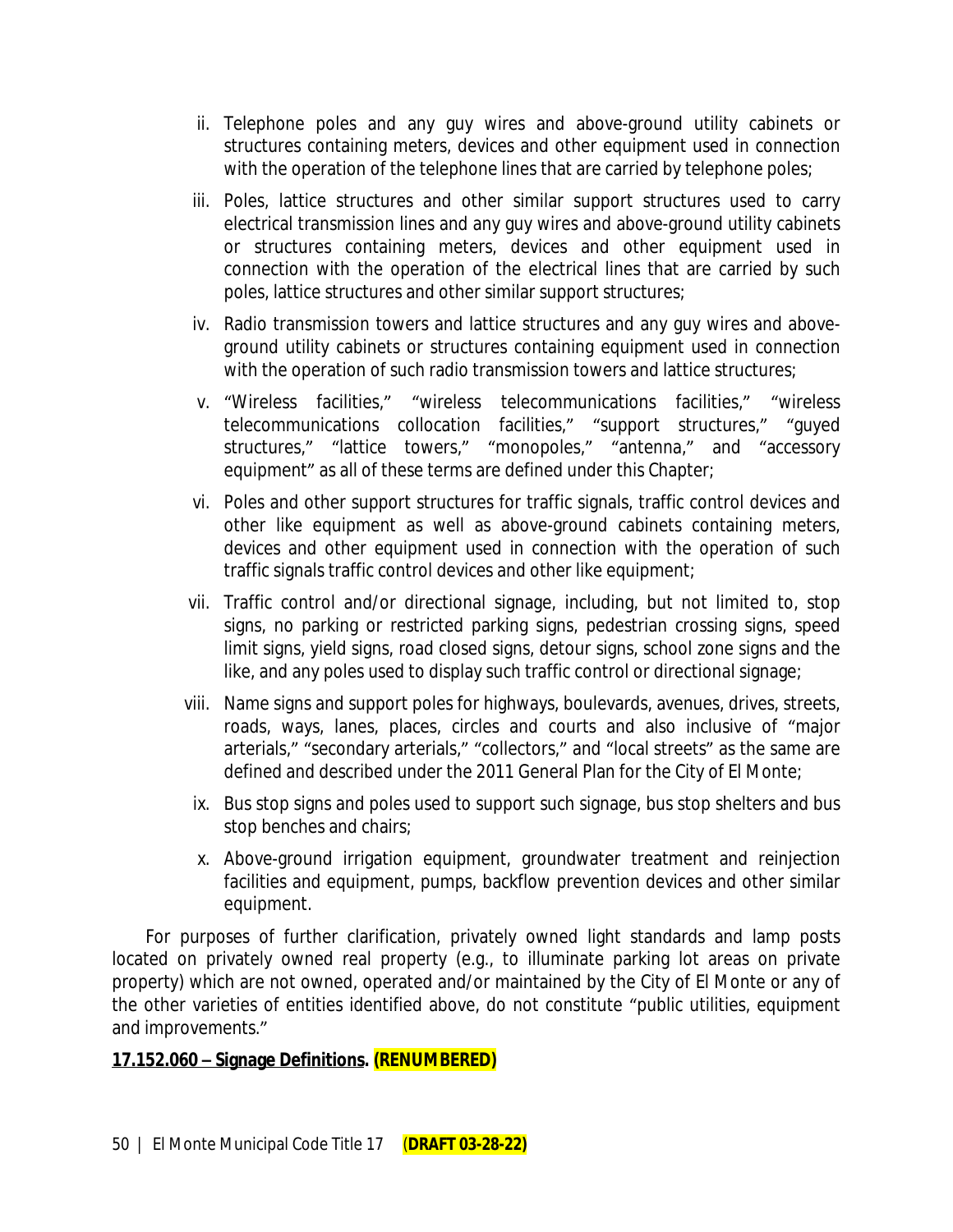ii. Telephone poles and any guy wires and above-ground utility cabinets or structures containing meters, devices and other equipment used in connection with the operation of the telephone lines that are carried by telephone poles;

iii. Poles, lattice structures and other similar support structures used to carry electrical transmission lines and any guy wires and above-ground utility cabinets or structures containing meters, devices and other equipment used in connection with the operation of the electrical lines that are carried by such poles, lattice structures and other similar support structures;

iv. Radio transmission towers and lattice structures and any guy wires and above-ground utility cabinets or structures containing equipment used in connection with the operation of such radio transmission towers and lattice structures;

v. "Wireless facilities," "wireless telecommunications facilities," "wireless telecommunications collocation facilities," "support structures," "guyed structures," "lattice towers," "monopoles," "antenna," and "accessory equipment" as all of these terms are defined under this Chapter;

vi. Poles and other support structures for traffic signals, traffic control devices and other like equipment as well as above-ground cabinets containing meters, devices and other equipment used in connection with the operation of such traffic signals traffic control devices and other like equipment;

vii. Traffic control and/or directional signage, including, but not limited to, stop signs, no parking or restricted parking signs, pedestrian crossing signs, speed limit signs, yield signs, road closed signs, detour signs, school zone signs and the like, and any poles used to display such traffic control or directional signage;

viii. Name signs and support poles for highways, boulevards, avenues, drives, streets, roads, ways, lanes, places, circles and courts and also inclusive of "major arterials," "secondary arterials," "collectors," and "local streets" as the same are defined and described under the 2011 General Plan for the City of El Monte;

ix. Bus stop signs and poles used to support such signage, bus stop shelters and bus stop benches and chairs;

x. Above-ground irrigation equipment, groundwater treatment and reinjection facilities and equipment, pumps, backflow prevention devices and other similar equipment.

For purposes of further clarification, privately owned light standards and lamp posts located on privately owned real property (e.g., to illuminate parking lot areas on private property) which are not owned, operated and/or maintained by the City of El Monte or any of the other varieties of entities identified above, do not constitute "public utilities, equipment and improvements."

**17.152.060 – Signage Definitions. (RENUMBERED)**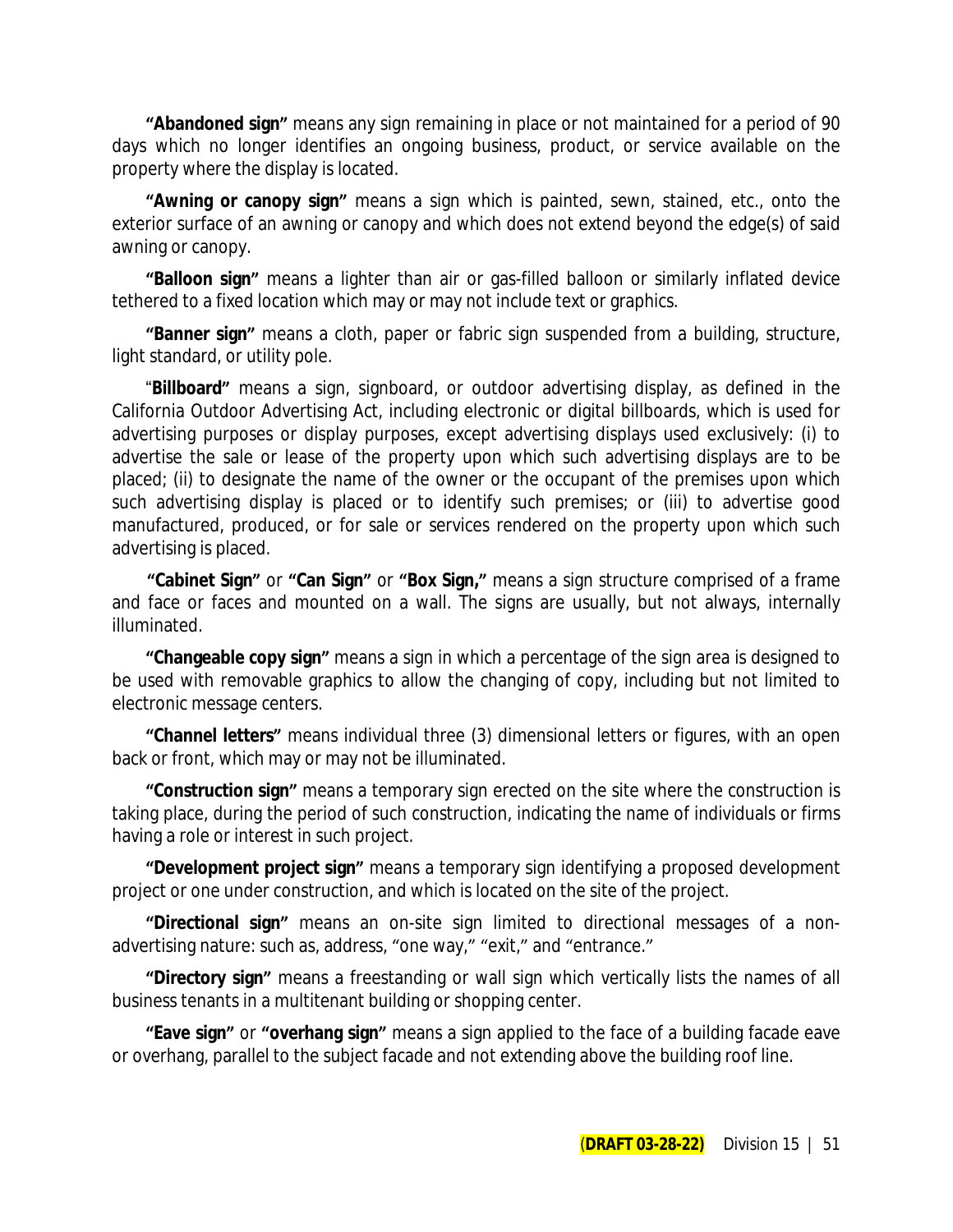**"Abandoned sign"** means any sign remaining in place or not maintained for a period of 90 days which no longer identifies an ongoing business, product, or service available on the property where the display is located.

**"Awning or canopy sign"** means a sign which is painted, sewn, stained, etc., onto the exterior surface of an awning or canopy and which does not extend beyond the edge(s) of said awning or canopy.

**"Balloon sign"** means a lighter than air or gas-filled balloon or similarly inflated device tethered to a fixed location which may or may not include text or graphics.

**"Banner sign"** means a cloth, paper or fabric sign suspended from a building, structure, light standard, or utility pole.

"**Billboard"** means a sign, signboard, or outdoor advertising display, as defined in the California Outdoor Advertising Act, including electronic or digital billboards, which is used for advertising purposes or display purposes, except advertising displays used exclusively: (i) to advertise the sale or lease of the property upon which such advertising displays are to be placed; (ii) to designate the name of the owner or the occupant of the premises upon which such advertising display is placed or to identify such premises; or (iii) to advertise good manufactured, produced, or for sale or services rendered on the property upon which such advertising is placed.

**"Cabinet Sign"** or **"Can Sign"** or **"Box Sign,"** means a sign structure comprised of a frame and face or faces and mounted on a wall. The signs are usually, but not always, internally illuminated.

**"Changeable copy sign"** means a sign in which a percentage of the sign area is designed to be used with removable graphics to allow the changing of copy, including but not limited to electronic message centers.

**"Channel letters"** means individual three (3) dimensional letters or figures, with an open back or front, which may or may not be illuminated.

**"Construction sign"** means a temporary sign erected on the site where the construction is taking place, during the period of such construction, indicating the name of individuals or firms having a role or interest in such project.

**"Development project sign"** means a temporary sign identifying a proposed development project or one under construction, and which is located on the site of the project.

**"Directional sign"** means an on-site sign limited to directional messages of a non-advertising nature: such as, address, "one way," "exit," and "entrance."

**"Directory sign"** means a freestanding or wall sign which vertically lists the names of all business tenants in a multitenant building or shopping center.

**"Eave sign"** or **"overhang sign"** means a sign applied to the face of a building facade eave or overhang, parallel to the subject facade and not extending above the building roof line.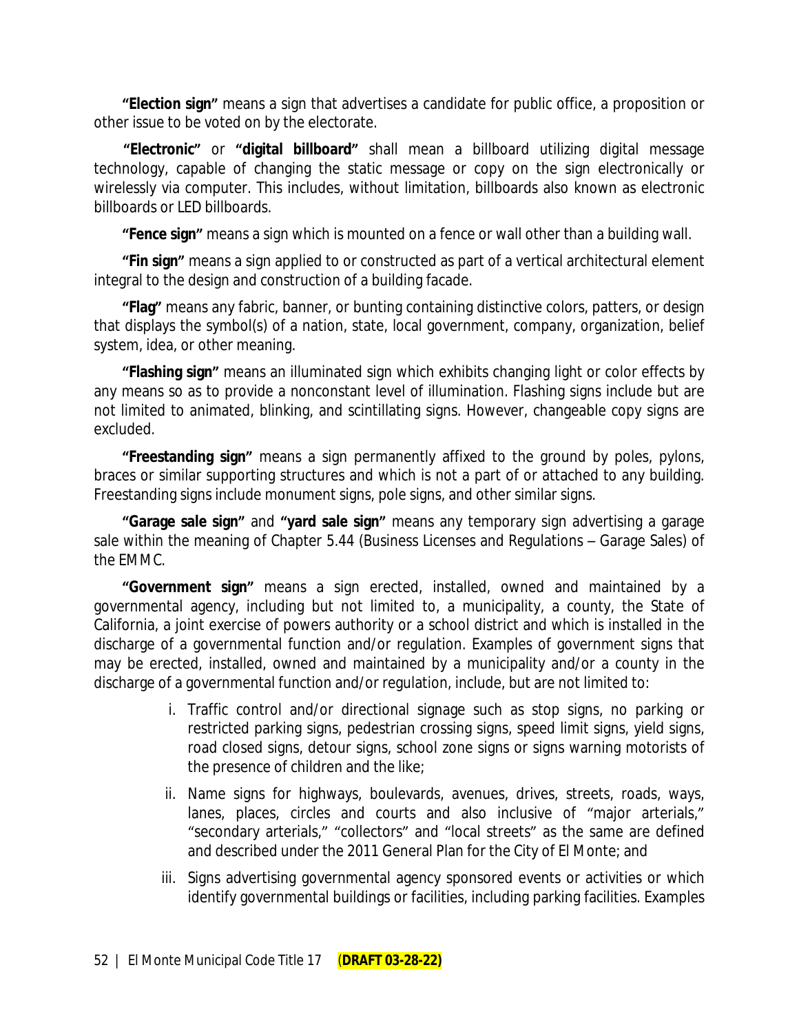**"Election sign"** means a sign that advertises a candidate for public office, a proposition or other issue to be voted on by the electorate.

**"Electronic"** or **"digital billboard"** shall mean a billboard utilizing digital message technology, capable of changing the static message or copy on the sign electronically or wirelessly via computer. This includes, without limitation, billboards also known as electronic billboards or LED billboards.

**"Fence sign"** means a sign which is mounted on a fence or wall other than a building wall.

**"Fin sign"** means a sign applied to or constructed as part of a vertical architectural element integral to the design and construction of a building facade.

**"Flag"** means any fabric, banner, or bunting containing distinctive colors, patters, or design that displays the symbol(s) of a nation, state, local government, company, organization, belief system, idea, or other meaning.

**"Flashing sign"** means an illuminated sign which exhibits changing light or color effects by any means so as to provide a nonconstant level of illumination. Flashing signs include but are not limited to animated, blinking, and scintillating signs. However, changeable copy signs are excluded.

**"Freestanding sign"** means a sign permanently affixed to the ground by poles, pylons, braces or similar supporting structures and which is not a part of or attached to any building. Freestanding signs include monument signs, pole signs, and other similar signs.

**"Garage sale sign"** and **"yard sale sign"** means any temporary sign advertising a garage sale within the meaning of Chapter 5.44 (Business Licenses and Regulations – Garage Sales) of the EMMC.

**"Government sign"** means a sign erected, installed, owned and maintained by a governmental agency, including but not limited to, a municipality, a county, the State of California, a joint exercise of powers authority or a school district and which is installed in the discharge of a governmental function and/or regulation. Examples of government signs that may be erected, installed, owned and maintained by a municipality and/or a county in the discharge of a governmental function and/or regulation, include, but are not limited to:

i. Traffic control and/or directional signage such as stop signs, no parking or restricted parking signs, pedestrian crossing signs, speed limit signs, yield signs, road closed signs, detour signs, school zone signs or signs warning motorists of the presence of children and the like;

ii. Name signs for highways, boulevards, avenues, drives, streets, roads, ways, lanes, places, circles and courts and also inclusive of "major arterials," "secondary arterials," "collectors" and "local streets" as the same are defined and described under the 2011 General Plan for the City of El Monte; and

iii. Signs advertising governmental agency sponsored events or activities or which identify governmental buildings or facilities, including parking facilities. Examples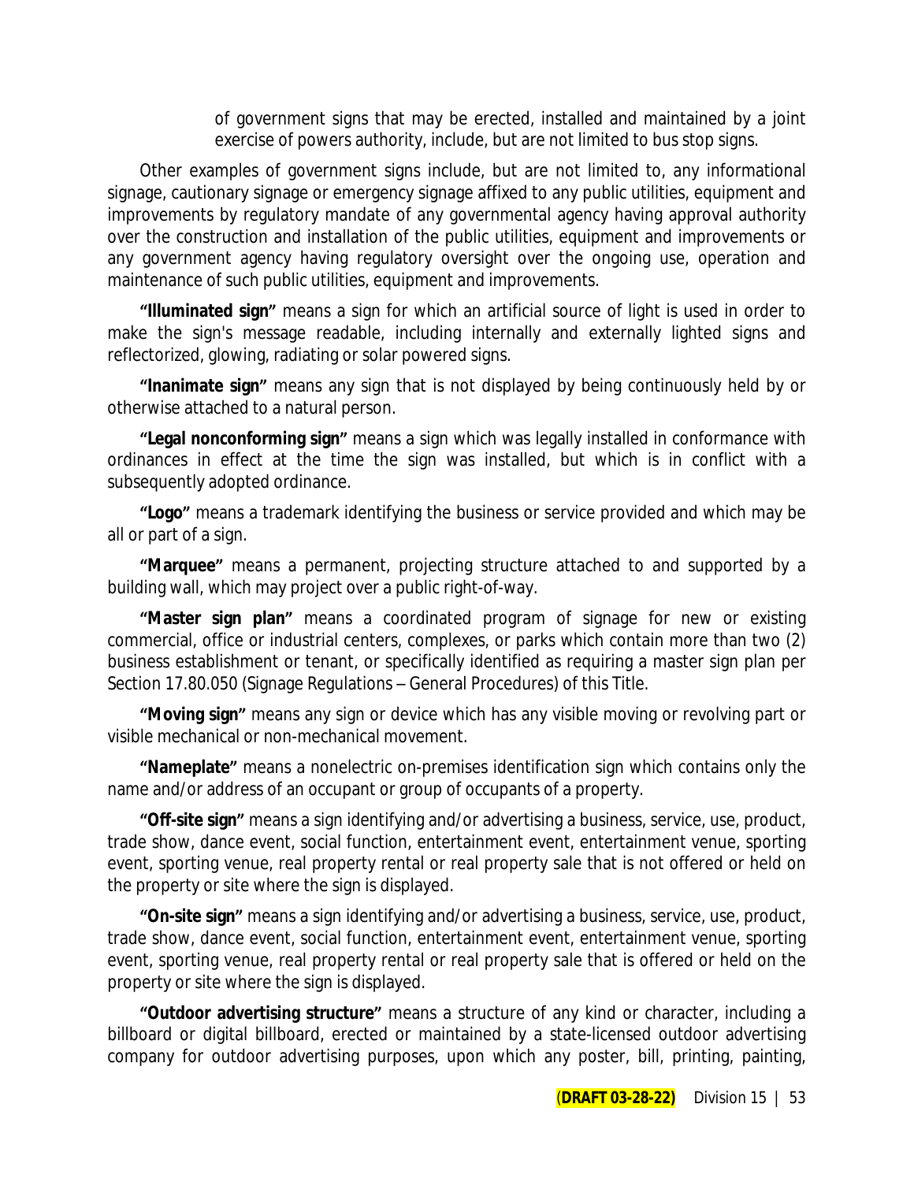of government signs that may be erected, installed and maintained by a joint exercise of powers authority, include, but are not limited to bus stop signs.

Other examples of government signs include, but are not limited to, any informational signage, cautionary signage or emergency signage affixed to any public utilities, equipment and improvements by regulatory mandate of any governmental agency having approval authority over the construction and installation of the public utilities, equipment and improvements or any government agency having regulatory oversight over the ongoing use, operation and maintenance of such public utilities, equipment and improvements.

**"Illuminated sign"** means a sign for which an artificial source of light is used in order to make the sign's message readable, including internally and externally lighted signs and reflectorized, glowing, radiating or solar powered signs.

**"Inanimate sign"** means any sign that is not displayed by being continuously held by or otherwise attached to a natural person.

**"Legal nonconforming sign"** means a sign which was legally installed in conformance with ordinances in effect at the time the sign was installed, but which is in conflict with a subsequently adopted ordinance.

**"Logo"** means a trademark identifying the business or service provided and which may be all or part of a sign.

**"Marquee"** means a permanent, projecting structure attached to and supported by a building wall, which may project over a public right-of-way.

**"Master sign plan"** means a coordinated program of signage for new or existing commercial, office or industrial centers, complexes, or parks which contain more than two (2) business establishment or tenant, or specifically identified as requiring a master sign plan per Section 17.80.050 (Signage Regulations – General Procedures) of this Title.

**"Moving sign"** means any sign or device which has any visible moving or revolving part or visible mechanical or non-mechanical movement.

**"Nameplate"** means a nonelectric on-premises identification sign which contains only the name and/or address of an occupant or group of occupants of a property.

**"Off-site sign"** means a sign identifying and/or advertising a business, service, use, product, trade show, dance event, social function, entertainment event, entertainment venue, sporting event, sporting venue, real property rental or real property sale that is not offered or held on the property or site where the sign is displayed.

**"On-site sign"** means a sign identifying and/or advertising a business, service, use, product, trade show, dance event, social function, entertainment event, entertainment venue, sporting event, sporting venue, real property rental or real property sale that is offered or held on the property or site where the sign is displayed.

**"Outdoor advertising structure"** means a structure of any kind or character, including a billboard or digital billboard, erected or maintained by a state-licensed outdoor advertising company for outdoor advertising purposes, upon which any poster, bill, printing, painting,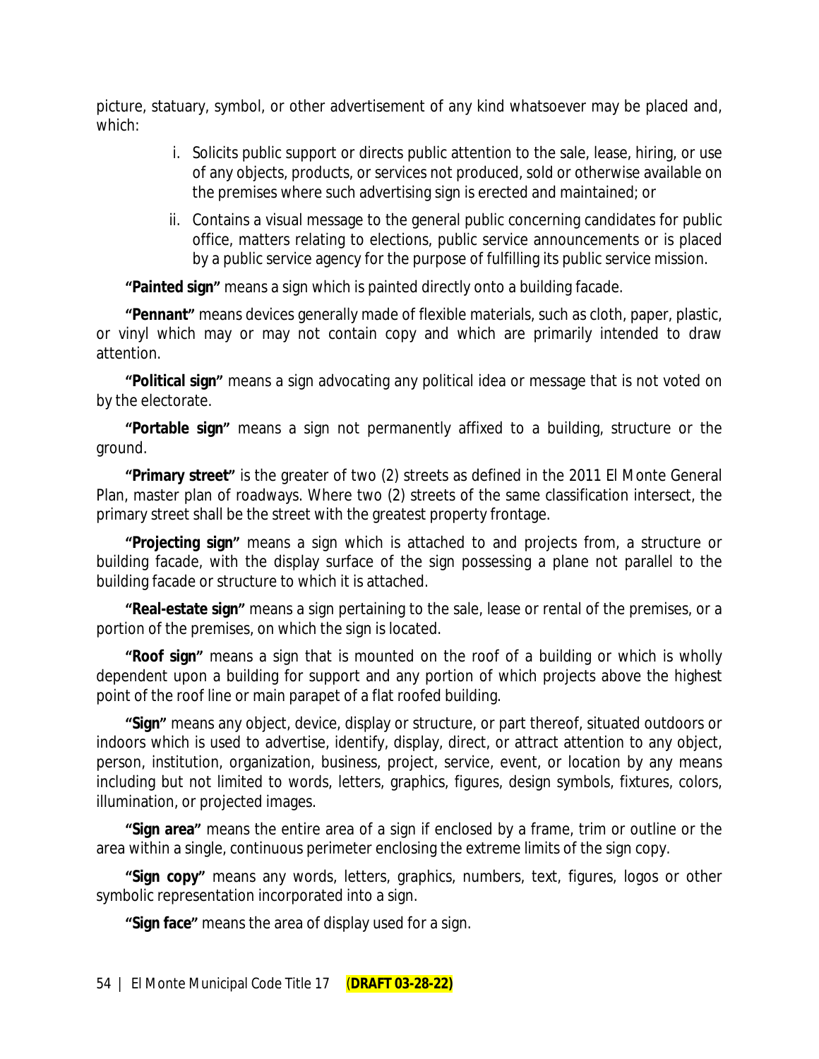picture, statuary, symbol, or other advertisement of any kind whatsoever may be placed and, which:

i. Solicits public support or directs public attention to the sale, lease, hiring, or use of any objects, products, or services not produced, sold or otherwise available on the premises where such advertising sign is erected and maintained; or

ii. Contains a visual message to the general public concerning candidates for public office, matters relating to elections, public service announcements or is placed by a public service agency for the purpose of fulfilling its public service mission.

**"Painted sign"** means a sign which is painted directly onto a building facade.

**"Pennant"** means devices generally made of flexible materials, such as cloth, paper, plastic, or vinyl which may or may not contain copy and which are primarily intended to draw attention.

**"Political sign"** means a sign advocating any political idea or message that is not voted on by the electorate.

**"Portable sign"** means a sign not permanently affixed to a building, structure or the ground.

**"Primary street"** is the greater of two (2) streets as defined in the 2011 El Monte General Plan, master plan of roadways. Where two (2) streets of the same classification intersect, the primary street shall be the street with the greatest property frontage.

**"Projecting sign"** means a sign which is attached to and projects from, a structure or building facade, with the display surface of the sign possessing a plane not parallel to the building facade or structure to which it is attached.

**"Real-estate sign"** means a sign pertaining to the sale, lease or rental of the premises, or a portion of the premises, on which the sign is located.

**"Roof sign"** means a sign that is mounted on the roof of a building or which is wholly dependent upon a building for support and any portion of which projects above the highest point of the roof line or main parapet of a flat roofed building.

**"Sign"** means any object, device, display or structure, or part thereof, situated outdoors or indoors which is used to advertise, identify, display, direct, or attract attention to any object, person, institution, organization, business, project, service, event, or location by any means including but not limited to words, letters, graphics, figures, design symbols, fixtures, colors, illumination, or projected images.

**"Sign area"** means the entire area of a sign if enclosed by a frame, trim or outline or the area within a single, continuous perimeter enclosing the extreme limits of the sign copy.

**"Sign copy"** means any words, letters, graphics, numbers, text, figures, logos or other symbolic representation incorporated into a sign.

**"Sign face"** means the area of display used for a sign.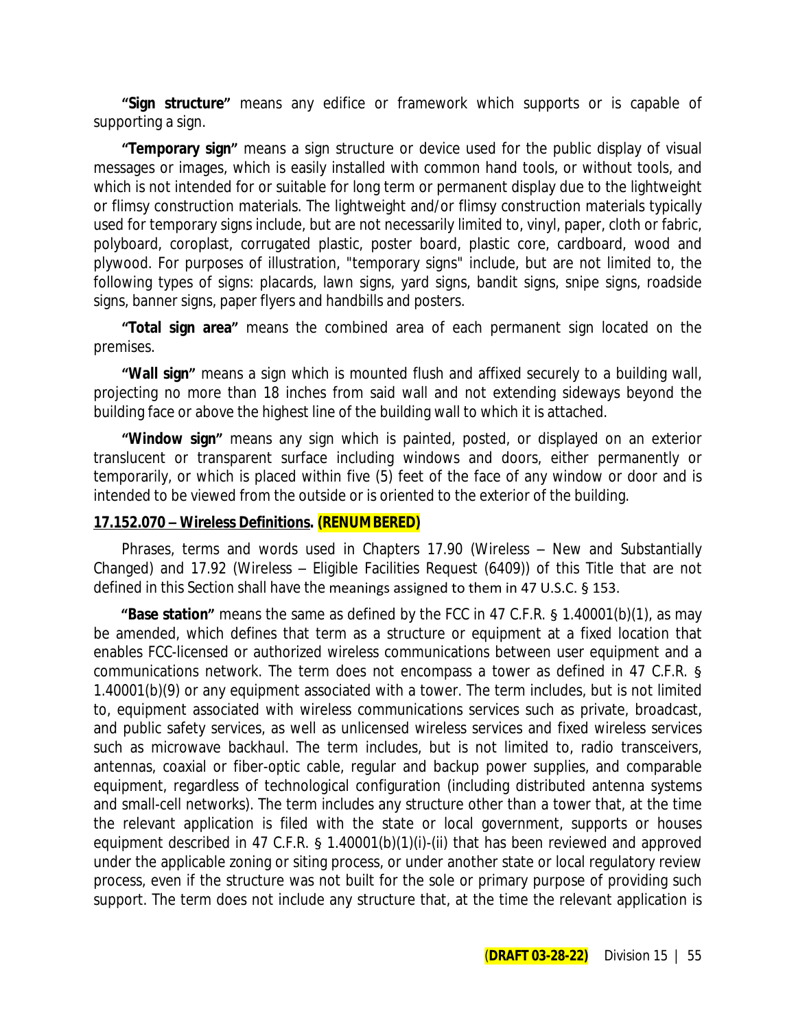**"Sign structure"** means any edifice or framework which supports or is capable of supporting a sign.

**"Temporary sign"** means a sign structure or device used for the public display of visual messages or images, which is easily installed with common hand tools, or without tools, and which is not intended for or suitable for long term or permanent display due to the lightweight or flimsy construction materials. The lightweight and/or flimsy construction materials typically used for temporary signs include, but are not necessarily limited to, vinyl, paper, cloth or fabric, polyboard, coroplast, corrugated plastic, poster board, plastic core, cardboard, wood and plywood. For purposes of illustration, "temporary signs" include, but are not limited to, the following types of signs: placards, lawn signs, yard signs, bandit signs, snipe signs, roadside signs, banner signs, paper flyers and handbills and posters.

**"Total sign area"** means the combined area of each permanent sign located on the premises.

**"Wall sign"** means a sign which is mounted flush and affixed securely to a building wall, projecting no more than 18 inches from said wall and not extending sideways beyond the building face or above the highest line of the building wall to which it is attached.

**"Window sign"** means any sign which is painted, posted, or displayed on an exterior translucent or transparent surface including windows and doors, either permanently or temporarily, or which is placed within five (5) feet of the face of any window or door and is intended to be viewed from the outside or is oriented to the exterior of the building.

**17.152.070 – Wireless Definitions. (RENUMBERED)**

Phrases, terms and words used in Chapters 17.90 (Wireless – New and Substantially Changed) and 17.92 (Wireless – Eligible Facilities Request (6409)) of this Title that are not defined in this Section shall have the meanings assigned to them in 47 U.S.C. § 153.

**"Base station"** means the same as defined by the FCC in 47 C.F.R. § 1.40001(b)(1), as may be amended, which defines that term as a structure or equipment at a fixed location that enables FCC-licensed or authorized wireless communications between user equipment and a communications network. The term does not encompass a tower as defined in 47 C.F.R. § 1.40001(b)(9) or any equipment associated with a tower. The term includes, but is not limited to, equipment associated with wireless communications services such as private, broadcast, and public safety services, as well as unlicensed wireless services and fixed wireless services such as microwave backhaul. The term includes, but is not limited to, radio transceivers, antennas, coaxial or fiber-optic cable, regular and backup power supplies, and comparable equipment, regardless of technological configuration (including distributed antenna systems and small-cell networks). The term includes any structure other than a tower that, at the time the relevant application is filed with the state or local government, supports or houses equipment described in 47 C.F.R. § 1.40001(b)(1)(i)-(ii) that has been reviewed and approved under the applicable zoning or siting process, or under another state or local regulatory review process, even if the structure was not built for the sole or primary purpose of providing such support. The term does not include any structure that, at the time the relevant application is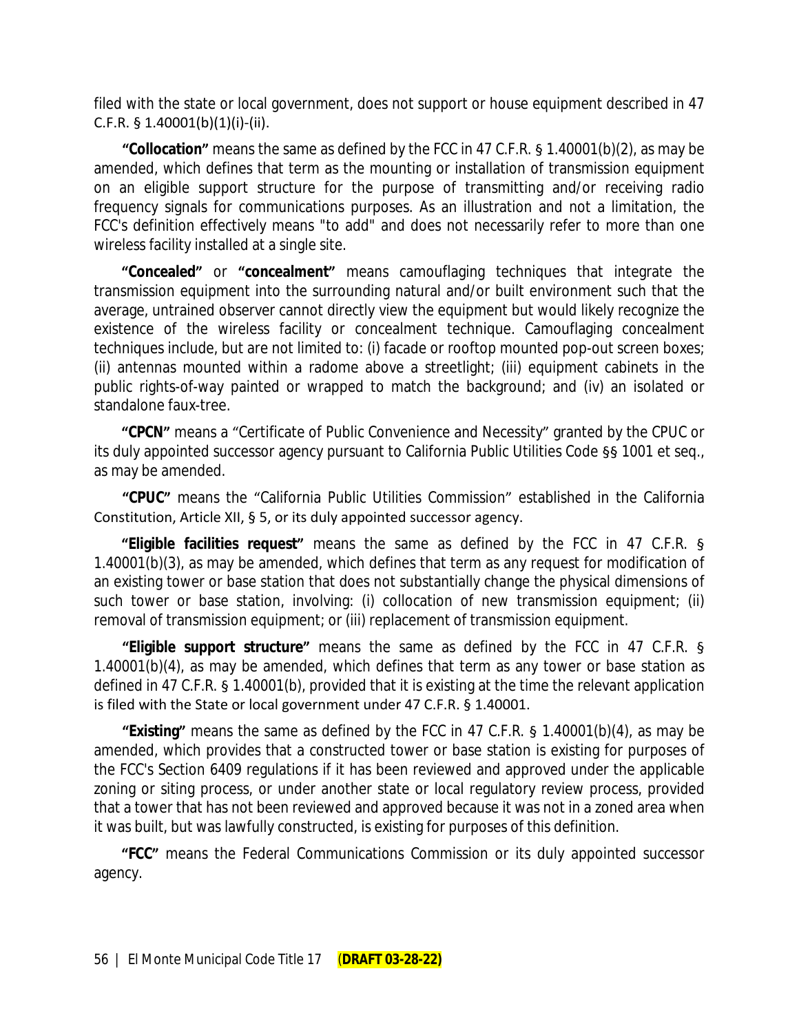filed with the state or local government, does not support or house equipment described in 47 C.F.R. § 1.40001(b)(1)(i)-(ii).

**"Collocation"** means the same as defined by the FCC in 47 C.F.R. § 1.40001(b)(2), as may be amended, which defines that term as the mounting or installation of transmission equipment on an eligible support structure for the purpose of transmitting and/or receiving radio frequency signals for communications purposes. As an illustration and not a limitation, the FCC's definition effectively means "to add" and does not necessarily refer to more than one wireless facility installed at a single site.

**"Concealed"** or **"concealment"** means camouflaging techniques that integrate the transmission equipment into the surrounding natural and/or built environment such that the average, untrained observer cannot directly view the equipment but would likely recognize the existence of the wireless facility or concealment technique. Camouflaging concealment techniques include, but are not limited to: (i) facade or rooftop mounted pop-out screen boxes; (ii) antennas mounted within a radome above a streetlight; (iii) equipment cabinets in the public rights-of-way painted or wrapped to match the background; and (iv) an isolated or standalone faux-tree.

**"CPCN"** means a "Certificate of Public Convenience and Necessity" granted by the CPUC or its duly appointed successor agency pursuant to California Public Utilities Code §§ 1001 et seq., as may be amended.

**"CPUC"** means the "California Public Utilities Commission" established in the California Constitution, Article XII, § 5, or its duly appointed successor agency.

**"Eligible facilities request"** means the same as defined by the FCC in 47 C.F.R. § 1.40001(b)(3), as may be amended, which defines that term as any request for modification of an existing tower or base station that does not substantially change the physical dimensions of such tower or base station, involving: (i) collocation of new transmission equipment; (ii) removal of transmission equipment; or (iii) replacement of transmission equipment.

**"Eligible support structure"** means the same as defined by the FCC in 47 C.F.R. § 1.40001(b)(4), as may be amended, which defines that term as any tower or base station as defined in 47 C.F.R. § 1.40001(b), provided that it is existing at the time the relevant application is filed with the State or local government under 47 C.F.R. § 1.40001.

**"Existing"** means the same as defined by the FCC in 47 C.F.R. § 1.40001(b)(4), as may be amended, which provides that a constructed tower or base station is existing for purposes of the FCC's Section 6409 regulations if it has been reviewed and approved under the applicable zoning or siting process, or under another state or local regulatory review process, provided that a tower that has not been reviewed and approved because it was not in a zoned area when it was built, but was lawfully constructed, is existing for purposes of this definition.

**"FCC"** means the Federal Communications Commission or its duly appointed successor agency.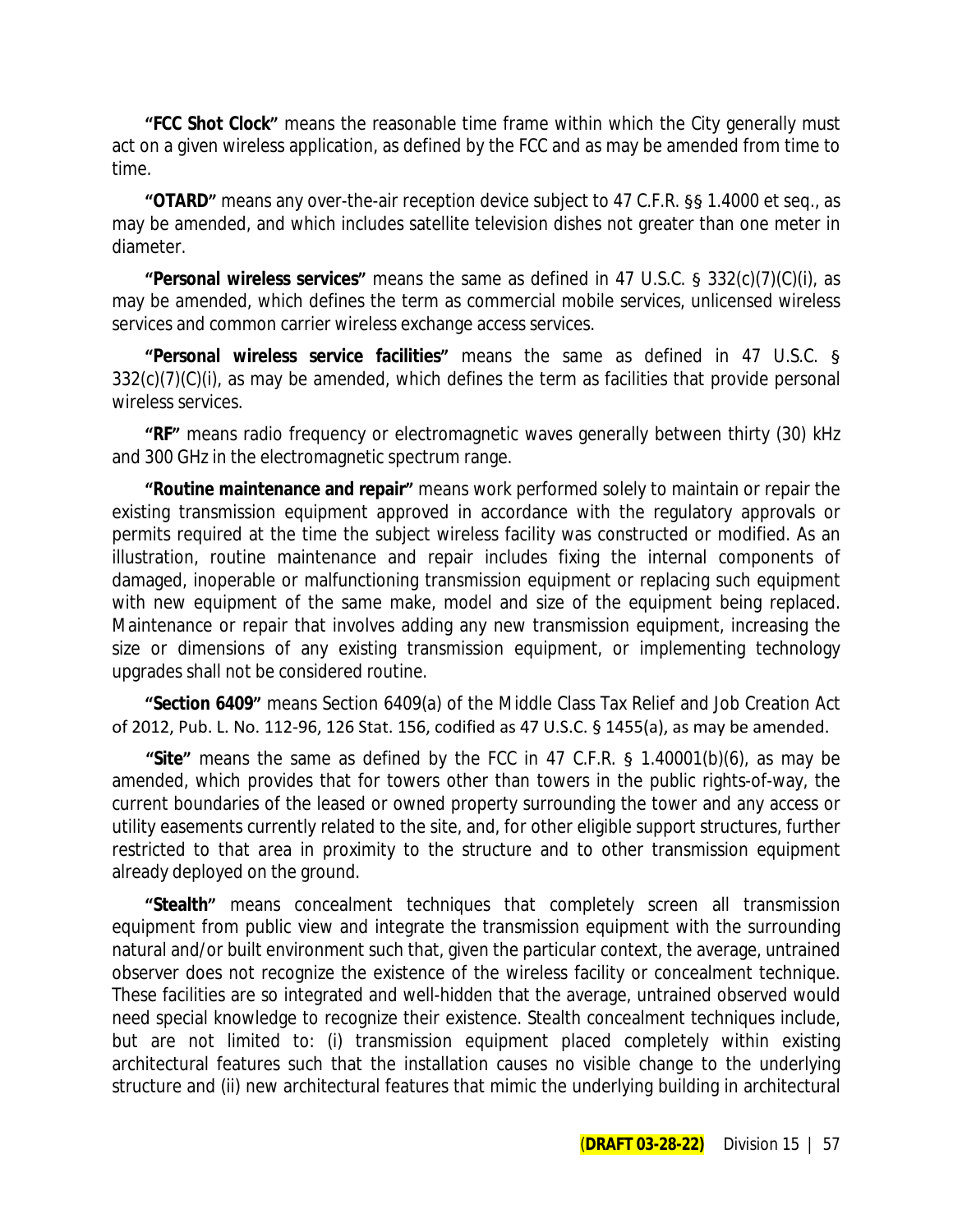**"FCC Shot Clock"** means the reasonable time frame within which the City generally must act on a given wireless application, as defined by the FCC and as may be amended from time to time.

**"OTARD"** means any over-the-air reception device subject to 47 C.F.R. §§ 1.4000 et seq., as may be amended, and which includes satellite television dishes not greater than one meter in diameter.

**"Personal wireless services"** means the same as defined in 47 U.S.C. § 332(c)(7)(C)(i), as may be amended, which defines the term as commercial mobile services, unlicensed wireless services and common carrier wireless exchange access services.

**"Personal wireless service facilities"** means the same as defined in 47 U.S.C. § 332(c)(7)(C)(i), as may be amended, which defines the term as facilities that provide personal wireless services.

**"RF"** means radio frequency or electromagnetic waves generally between thirty (30) kHz and 300 GHz in the electromagnetic spectrum range.

**"Routine maintenance and repair"** means work performed solely to maintain or repair the existing transmission equipment approved in accordance with the regulatory approvals or permits required at the time the subject wireless facility was constructed or modified. As an illustration, routine maintenance and repair includes fixing the internal components of damaged, inoperable or malfunctioning transmission equipment or replacing such equipment with new equipment of the same make, model and size of the equipment being replaced. Maintenance or repair that involves adding any new transmission equipment, increasing the size or dimensions of any existing transmission equipment, or implementing technology upgrades shall not be considered routine.

**"Section 6409"** means Section 6409(a) of the Middle Class Tax Relief and Job Creation Act of 2012, Pub. L. No. 112-96, 126 Stat. 156, codified as 47 U.S.C. § 1455(a), as may be amended.

**"Site"** means the same as defined by the FCC in 47 C.F.R. § 1.40001(b)(6), as may be amended, which provides that for towers other than towers in the public rights-of-way, the current boundaries of the leased or owned property surrounding the tower and any access or utility easements currently related to the site, and, for other eligible support structures, further restricted to that area in proximity to the structure and to other transmission equipment already deployed on the ground.

**"Stealth"** means concealment techniques that completely screen all transmission equipment from public view and integrate the transmission equipment with the surrounding natural and/or built environment such that, given the particular context, the average, untrained observer does not recognize the existence of the wireless facility or concealment technique. These facilities are so integrated and well-hidden that the average, untrained observed would need special knowledge to recognize their existence. Stealth concealment techniques include, but are not limited to: (i) transmission equipment placed completely within existing architectural features such that the installation causes no visible change to the underlying structure and (ii) new architectural features that mimic the underlying building in architectural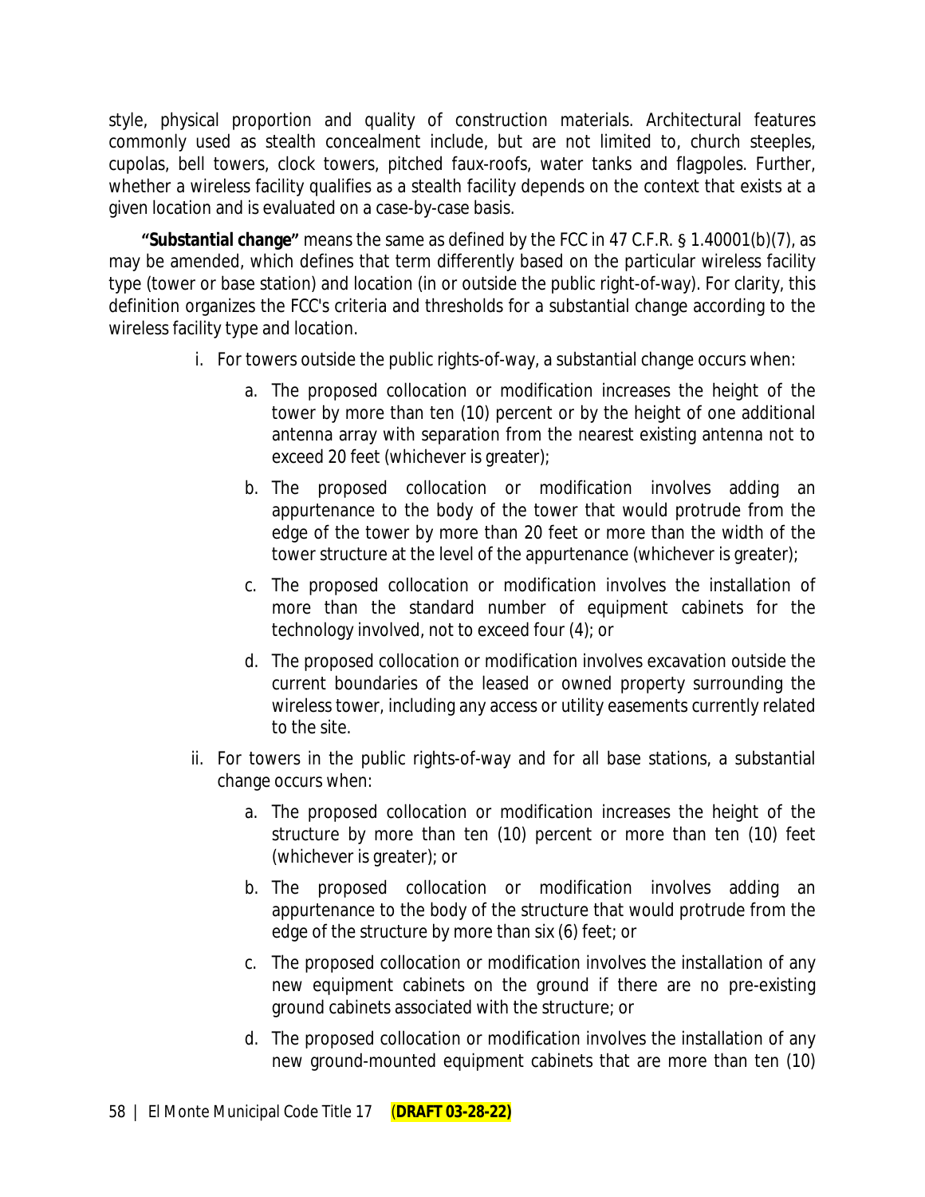style, physical proportion and quality of construction materials. Architectural features commonly used as stealth concealment include, but are not limited to, church steeples, cupolas, bell towers, clock towers, pitched faux-roofs, water tanks and flagpoles. Further, whether a wireless facility qualifies as a stealth facility depends on the context that exists at a given location and is evaluated on a case-by-case basis.

**"Substantial change"** means the same as defined by the FCC in 47 C.F.R. § 1.40001(b)(7), as may be amended, which defines that term differently based on the particular wireless facility type (tower or base station) and location (in or outside the public right-of-way). For clarity, this definition organizes the FCC's criteria and thresholds for a substantial change according to the wireless facility type and location.

i. For towers outside the public rights-of-way, a substantial change occurs when:

   a. The proposed collocation or modification increases the height of the tower by more than ten (10) percent or by the height of one additional antenna array with separation from the nearest existing antenna not to exceed 20 feet (whichever is greater);

   b. The proposed collocation or modification involves adding an appurtenance to the body of the tower that would protrude from the edge of the tower by more than 20 feet or more than the width of the tower structure at the level of the appurtenance (whichever is greater);

   c. The proposed collocation or modification involves the installation of more than the standard number of equipment cabinets for the technology involved, not to exceed four (4); or

   d. The proposed collocation or modification involves excavation outside the current boundaries of the leased or owned property surrounding the wireless tower, including any access or utility easements currently related to the site.

ii. For towers in the public rights-of-way and for all base stations, a substantial change occurs when:

   a. The proposed collocation or modification increases the height of the structure by more than ten (10) percent or more than ten (10) feet (whichever is greater); or

   b. The proposed collocation or modification involves adding an appurtenance to the body of the structure that would protrude from the edge of the structure by more than six (6) feet; or

   c. The proposed collocation or modification involves the installation of any new equipment cabinets on the ground if there are no pre-existing ground cabinets associated with the structure; or

   d. The proposed collocation or modification involves the installation of any new ground-mounted equipment cabinets that are more than ten (10)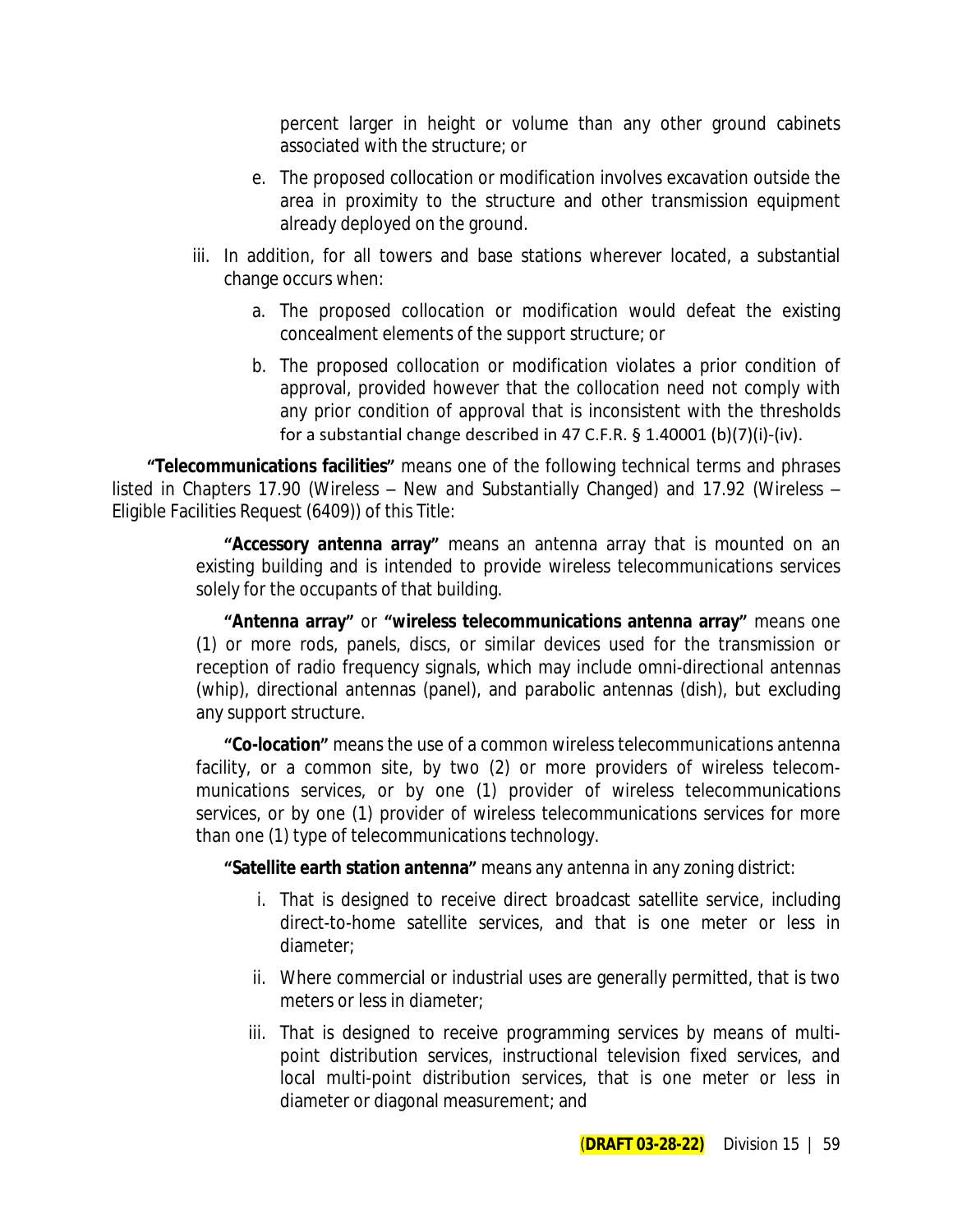percent larger in height or volume than any other ground cabinets associated with the structure; or

e. The proposed collocation or modification involves excavation outside the area in proximity to the structure and other transmission equipment already deployed on the ground.

iii. In addition, for all towers and base stations wherever located, a substantial change occurs when:

a. The proposed collocation or modification would defeat the existing concealment elements of the support structure; or

b. The proposed collocation or modification violates a prior condition of approval, provided however that the collocation need not comply with any prior condition of approval that is inconsistent with the thresholds for a substantial change described in 47 C.F.R. § 1.40001 (b)(7)(i)-(iv).

**"Telecommunications facilities"** means one of the following technical terms and phrases listed in Chapters 17.90 (Wireless – New and Substantially Changed) and 17.92 (Wireless – Eligible Facilities Request (6409)) of this Title:

**"Accessory antenna array"** means an antenna array that is mounted on an existing building and is intended to provide wireless telecommunications services solely for the occupants of that building.

**"Antenna array"** or **"wireless telecommunications antenna array"** means one (1) or more rods, panels, discs, or similar devices used for the transmission or reception of radio frequency signals, which may include omni-directional antennas (whip), directional antennas (panel), and parabolic antennas (dish), but excluding any support structure.

**"Co-location"** means the use of a common wireless telecommunications antenna facility, or a common site, by two (2) or more providers of wireless telecommunications services, or by one (1) provider of wireless telecommunications services, or by one (1) provider of wireless telecommunications services for more than one (1) type of telecommunications technology.

**"Satellite earth station antenna"** means any antenna in any zoning district:

i. That is designed to receive direct broadcast satellite service, including direct-to-home satellite services, and that is one meter or less in diameter;

ii. Where commercial or industrial uses are generally permitted, that is two meters or less in diameter;

iii. That is designed to receive programming services by means of multi-point distribution services, instructional television fixed services, and local multi-point distribution services, that is one meter or less in diameter or diagonal measurement; and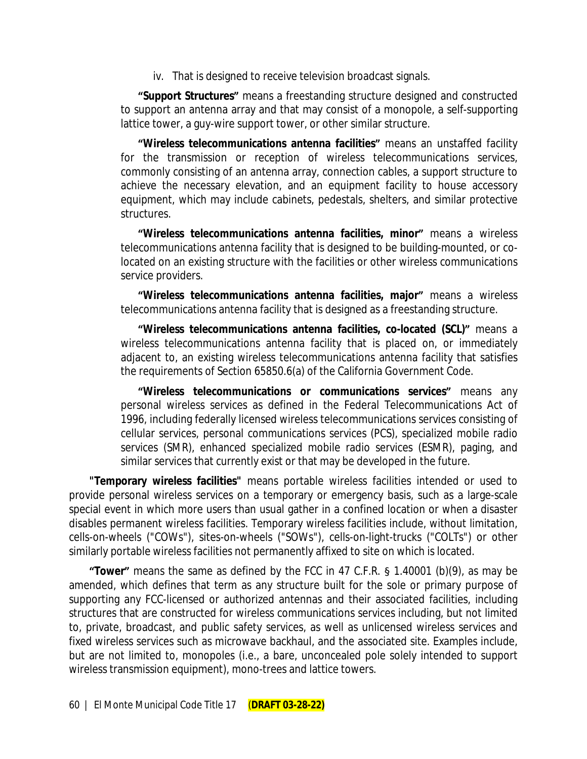iv. That is designed to receive television broadcast signals.

**"Support Structures"** means a freestanding structure designed and constructed to support an antenna array and that may consist of a monopole, a self-supporting lattice tower, a guy-wire support tower, or other similar structure.

**"Wireless telecommunications antenna facilities"** means an unstaffed facility for the transmission or reception of wireless telecommunications services, commonly consisting of an antenna array, connection cables, a support structure to achieve the necessary elevation, and an equipment facility to house accessory equipment, which may include cabinets, pedestals, shelters, and similar protective structures.

**"Wireless telecommunications antenna facilities, minor"** means a wireless telecommunications antenna facility that is designed to be building-mounted, or co-located on an existing structure with the facilities or other wireless communications service providers.

**"Wireless telecommunications antenna facilities, major"** means a wireless telecommunications antenna facility that is designed as a freestanding structure.

**"Wireless telecommunications antenna facilities, co-located (SCL)"** means a wireless telecommunications antenna facility that is placed on, or immediately adjacent to, an existing wireless telecommunications antenna facility that satisfies the requirements of Section 65850.6(a) of the California Government Code.

**"Wireless telecommunications or communications services"** means any personal wireless services as defined in the Federal Telecommunications Act of 1996, including federally licensed wireless telecommunications services consisting of cellular services, personal communications services (PCS), specialized mobile radio services (SMR), enhanced specialized mobile radio services (ESMR), paging, and similar services that currently exist or that may be developed in the future.

**"Temporary wireless facilities"** means portable wireless facilities intended or used to provide personal wireless services on a temporary or emergency basis, such as a large-scale special event in which more users than usual gather in a confined location or when a disaster disables permanent wireless facilities. Temporary wireless facilities include, without limitation, cells-on-wheels ("COWs"), sites-on-wheels ("SOWs"), cells-on-light-trucks ("COLTs") or other similarly portable wireless facilities not permanently affixed to site on which is located.

**"Tower"** means the same as defined by the FCC in 47 C.F.R. § 1.40001 (b)(9), as may be amended, which defines that term as any structure built for the sole or primary purpose of supporting any FCC-licensed or authorized antennas and their associated facilities, including structures that are constructed for wireless communications services including, but not limited to, private, broadcast, and public safety services, as well as unlicensed wireless services and fixed wireless services such as microwave backhaul, and the associated site. Examples include, but are not limited to, monopoles (i.e., a bare, unconcealed pole solely intended to support wireless transmission equipment), mono-trees and lattice towers.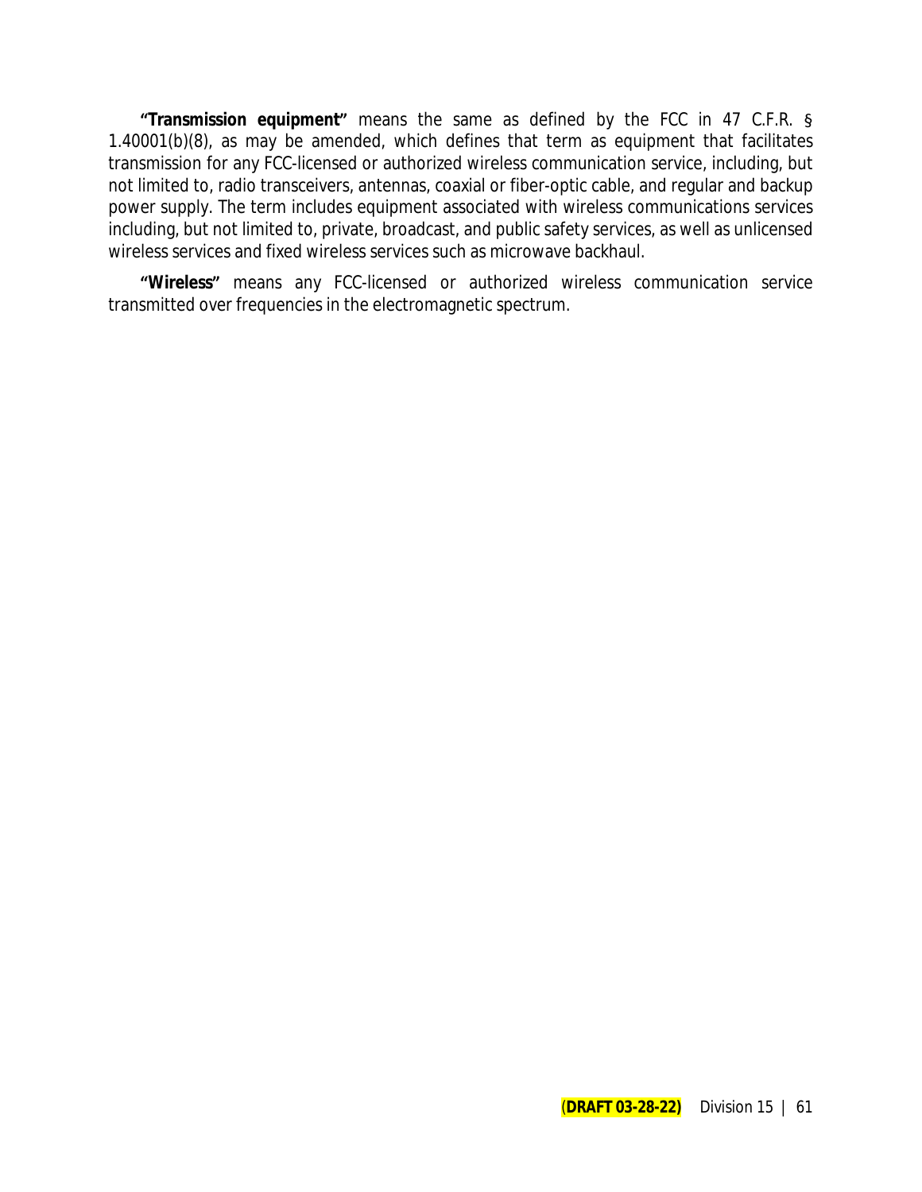**"Transmission equipment"** means the same as defined by the FCC in 47 C.F.R. § 1.40001(b)(8), as may be amended, which defines that term as equipment that facilitates transmission for any FCC-licensed or authorized wireless communication service, including, but not limited to, radio transceivers, antennas, coaxial or fiber-optic cable, and regular and backup power supply. The term includes equipment associated with wireless communications services including, but not limited to, private, broadcast, and public safety services, as well as unlicensed wireless services and fixed wireless services such as microwave backhaul.

**"Wireless"** means any FCC-licensed or authorized wireless communication service transmitted over frequencies in the electromagnetic spectrum.